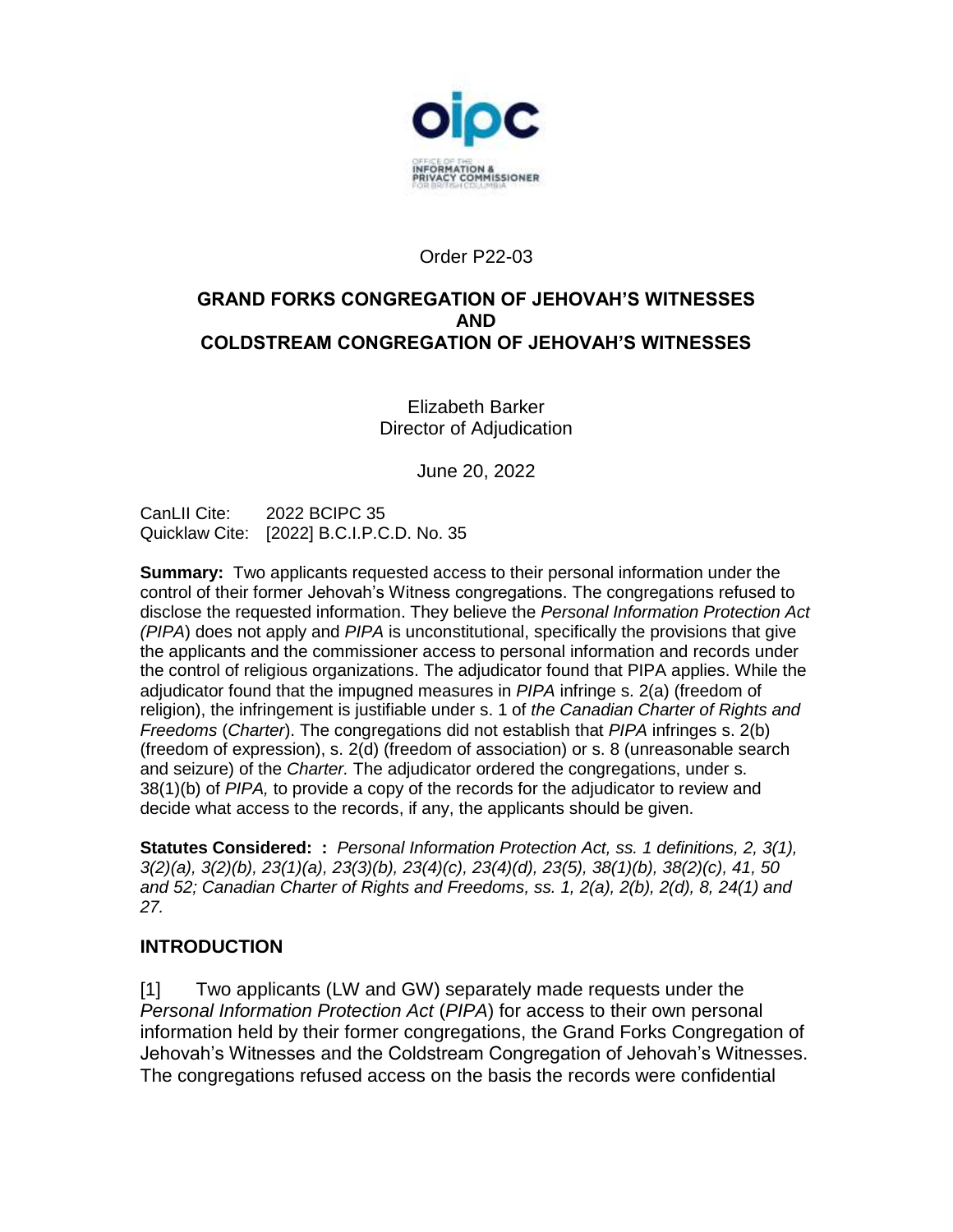Order P22-03

# GRAND FORKS CONGREGATION OF JEHOVAH'S WITNESSES AND COLDSTREAM CONGREGATION OF JEHOVAH'S WITNESSES

Elizabeth Barker
Director of Adjudication

June 20, 2022

CanLII Cite: 2022 BCIPC 35
Quicklaw Cite: [2022] B.C.I.P.C.D. No. 35

**Summary:** Two applicants requested access to their personal information under the control of their former Jehovah's Witness congregations. The congregations refused to disclose the requested information. They believe the *Personal Information Protection Act (PIPA)* does not apply and *PIPA* is unconstitutional, specifically the provisions that give the applicants and the commissioner access to personal information and records under the control of religious organizations. The adjudicator found that PIPA applies. While the adjudicator found that the impugned measures in *PIPA* infringe s. 2(a) (freedom of religion), the infringement is justifiable under s. 1 of *the Canadian Charter of Rights and Freedoms* (*Charter*). The congregations did not establish that *PIPA* infringes s. 2(b) (freedom of expression), s. 2(d) (freedom of association) or s. 8 (unreasonable search and seizure) of the *Charter.* The adjudicator ordered the congregations, under s. 38(1)(b) of *PIPA,* to provide a copy of the records for the adjudicator to review and decide what access to the records, if any, the applicants should be given.

**Statutes Considered: :** *Personal Information Protection Act, ss. 1 definitions, 2, 3(1), 3(2)(a), 3(2)(b), 23(1)(a), 23(3)(b), 23(4)(c), 23(4)(d), 23(5), 38(1)(b), 38(2)(c), 41, 50 and 52; Canadian Charter of Rights and Freedoms, ss. 1, 2(a), 2(b), 2(d), 8, 24(1) and 27.*

## INTRODUCTION

[1] Two applicants (LW and GW) separately made requests under the *Personal Information Protection Act* (*PIPA*) for access to their own personal information held by their former congregations, the Grand Forks Congregation of Jehovah's Witnesses and the Coldstream Congregation of Jehovah's Witnesses. The congregations refused access on the basis the records were confidential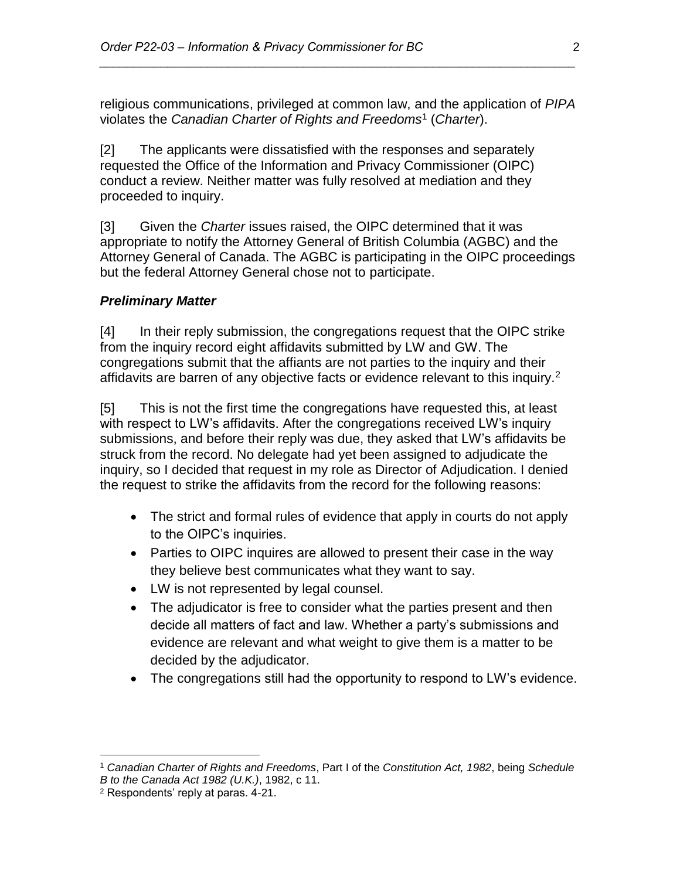religious communications, privileged at common law, and the application of *PIPA* violates the *Canadian Charter of Rights and Freedoms*[1] (*Charter*).

[2] The applicants were dissatisfied with the responses and separately requested the Office of the Information and Privacy Commissioner (OIPC) conduct a review. Neither matter was fully resolved at mediation and they proceeded to inquiry.

[3] Given the *Charter* issues raised, the OIPC determined that it was appropriate to notify the Attorney General of British Columbia (AGBC) and the Attorney General of Canada. The AGBC is participating in the OIPC proceedings but the federal Attorney General chose not to participate.

### ***Preliminary Matter***

[4] In their reply submission, the congregations request that the OIPC strike from the inquiry record eight affidavits submitted by LW and GW. The congregations submit that the affiants are not parties to the inquiry and their affidavits are barren of any objective facts or evidence relevant to this inquiry.[2]

[5] This is not the first time the congregations have requested this, at least with respect to LW's affidavits. After the congregations received LW's inquiry submissions, and before their reply was due, they asked that LW's affidavits be struck from the record. No delegate had yet been assigned to adjudicate the inquiry, so I decided that request in my role as Director of Adjudication. I denied the request to strike the affidavits from the record for the following reasons:

- The strict and formal rules of evidence that apply in courts do not apply to the OIPC's inquiries.
- Parties to OIPC inquires are allowed to present their case in the way they believe best communicates what they want to say.
- LW is not represented by legal counsel.
- The adjudicator is free to consider what the parties present and then decide all matters of fact and law. Whether a party's submissions and evidence are relevant and what weight to give them is a matter to be decided by the adjudicator.
- The congregations still had the opportunity to respond to LW's evidence.

---

[1] *Canadian Charter of Rights and Freedoms*, Part I of the *Constitution Act, 1982*, being *Schedule B to the Canada Act 1982 (U.K.)*, 1982, c 11.

[2] Respondents' reply at paras. 4-21.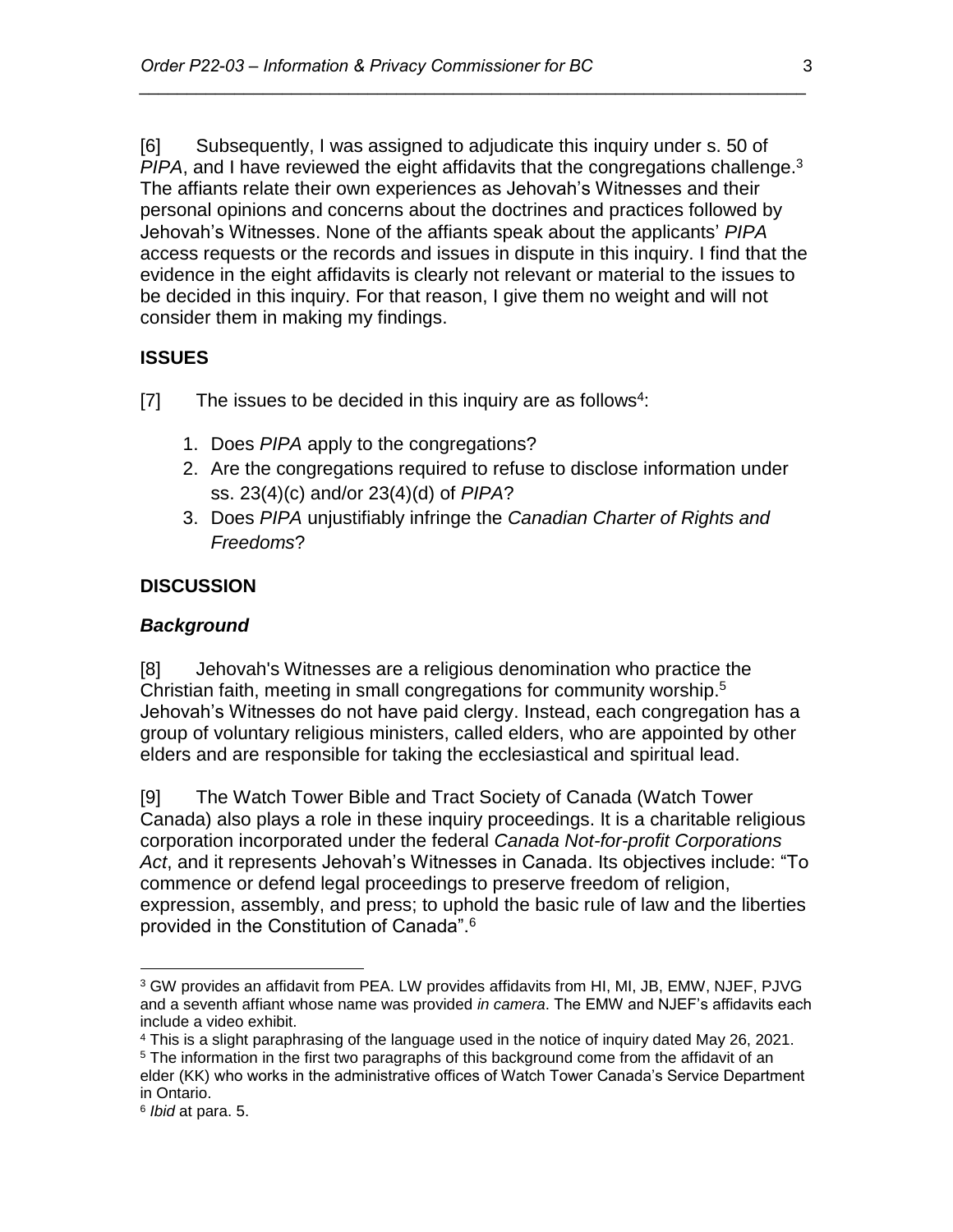[6] Subsequently, I was assigned to adjudicate this inquiry under s. 50 of *PIPA*, and I have reviewed the eight affidavits that the congregations challenge.[3] The affiants relate their own experiences as Jehovah's Witnesses and their personal opinions and concerns about the doctrines and practices followed by Jehovah's Witnesses. None of the affiants speak about the applicants' *PIPA* access requests or the records and issues in dispute in this inquiry. I find that the evidence in the eight affidavits is clearly not relevant or material to the issues to be decided in this inquiry. For that reason, I give them no weight and will not consider them in making my findings.

## ISSUES

[7] The issues to be decided in this inquiry are as follows[4]:

1. Does *PIPA* apply to the congregations?
2. Are the congregations required to refuse to disclose information under ss. 23(4)(c) and/or 23(4)(d) of *PIPA*?
3. Does *PIPA* unjustifiably infringe the *Canadian Charter of Rights and Freedoms*?

## DISCUSSION

### *Background*

[8] Jehovah's Witnesses are a religious denomination who practice the Christian faith, meeting in small congregations for community worship.[5] Jehovah's Witnesses do not have paid clergy. Instead, each congregation has a group of voluntary religious ministers, called elders, who are appointed by other elders and are responsible for taking the ecclesiastical and spiritual lead.

[9] The Watch Tower Bible and Tract Society of Canada (Watch Tower Canada) also plays a role in these inquiry proceedings. It is a charitable religious corporation incorporated under the federal *Canada Not-for-profit Corporations Act*, and it represents Jehovah's Witnesses in Canada. Its objectives include: "To commence or defend legal proceedings to preserve freedom of religion, expression, assembly, and press; to uphold the basic rule of law and the liberties provided in the Constitution of Canada".[6]

---

[3] GW provides an affidavit from PEA. LW provides affidavits from HI, MI, JB, EMW, NJEF, PJVG and a seventh affiant whose name was provided *in camera*. The EMW and NJEF's affidavits each include a video exhibit.

[4] This is a slight paraphrasing of the language used in the notice of inquiry dated May 26, 2021.

[5] The information in the first two paragraphs of this background come from the affidavit of an elder (KK) who works in the administrative offices of Watch Tower Canada's Service Department in Ontario.

[6] *Ibid* at para. 5.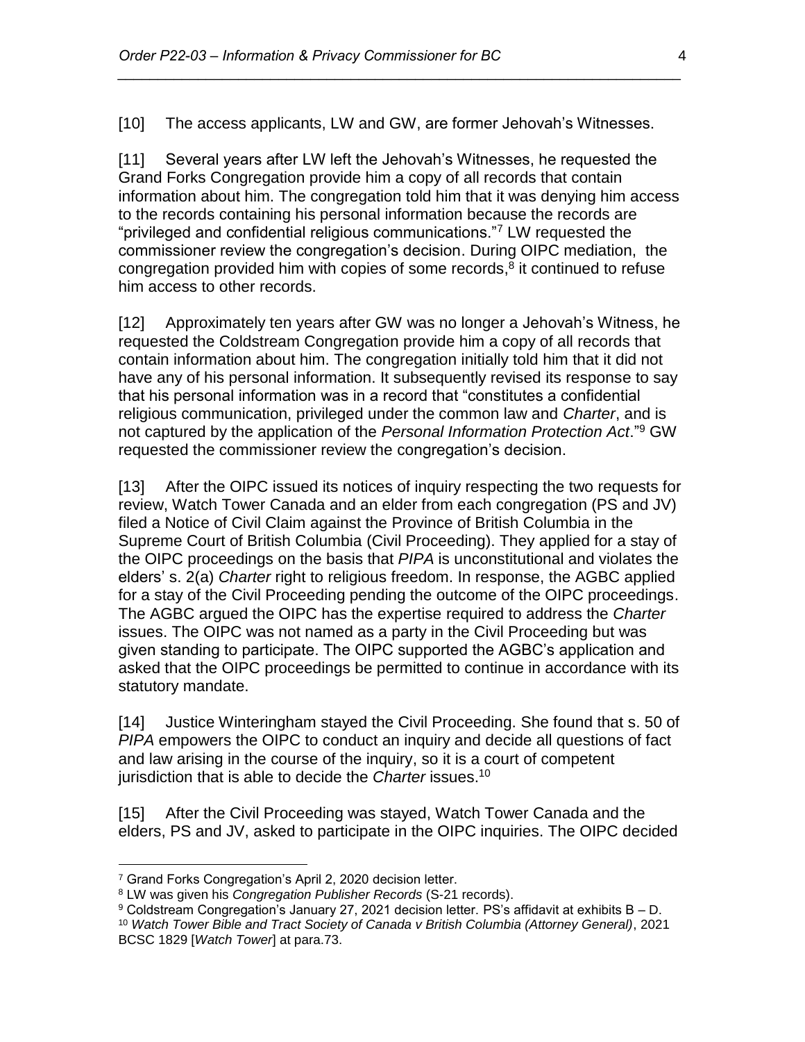[10] The access applicants, LW and GW, are former Jehovah's Witnesses.

[11] Several years after LW left the Jehovah's Witnesses, he requested the Grand Forks Congregation provide him a copy of all records that contain information about him. The congregation told him that it was denying him access to the records containing his personal information because the records are "privileged and confidential religious communications."[7] LW requested the commissioner review the congregation's decision. During OIPC mediation, the congregation provided him with copies of some records,[8] it continued to refuse him access to other records.

[12] Approximately ten years after GW was no longer a Jehovah's Witness, he requested the Coldstream Congregation provide him a copy of all records that contain information about him. The congregation initially told him that it did not have any of his personal information. It subsequently revised its response to say that his personal information was in a record that "constitutes a confidential religious communication, privileged under the common law and *Charter*, and is not captured by the application of the *Personal Information Protection Act*."[9] GW requested the commissioner review the congregation's decision.

[13] After the OIPC issued its notices of inquiry respecting the two requests for review, Watch Tower Canada and an elder from each congregation (PS and JV) filed a Notice of Civil Claim against the Province of British Columbia in the Supreme Court of British Columbia (Civil Proceeding). They applied for a stay of the OIPC proceedings on the basis that *PIPA* is unconstitutional and violates the elders' s. 2(a) *Charter* right to religious freedom. In response, the AGBC applied for a stay of the Civil Proceeding pending the outcome of the OIPC proceedings. The AGBC argued the OIPC has the expertise required to address the *Charter* issues. The OIPC was not named as a party in the Civil Proceeding but was given standing to participate. The OIPC supported the AGBC's application and asked that the OIPC proceedings be permitted to continue in accordance with its statutory mandate.

[14] Justice Winteringham stayed the Civil Proceeding. She found that s. 50 of *PIPA* empowers the OIPC to conduct an inquiry and decide all questions of fact and law arising in the course of the inquiry, so it is a court of competent jurisdiction that is able to decide the *Charter* issues.[10]

[15] After the Civil Proceeding was stayed, Watch Tower Canada and the elders, PS and JV, asked to participate in the OIPC inquiries. The OIPC decided

---

[7] Grand Forks Congregation's April 2, 2020 decision letter.

[8] LW was given his *Congregation Publisher Records* (S-21 records).

[9] Coldstream Congregation's January 27, 2021 decision letter. PS's affidavit at exhibits B – D.

[10] *Watch Tower Bible and Tract Society of Canada v British Columbia (Attorney General)*, 2021 BCSC 1829 [*Watch Tower*] at para.73.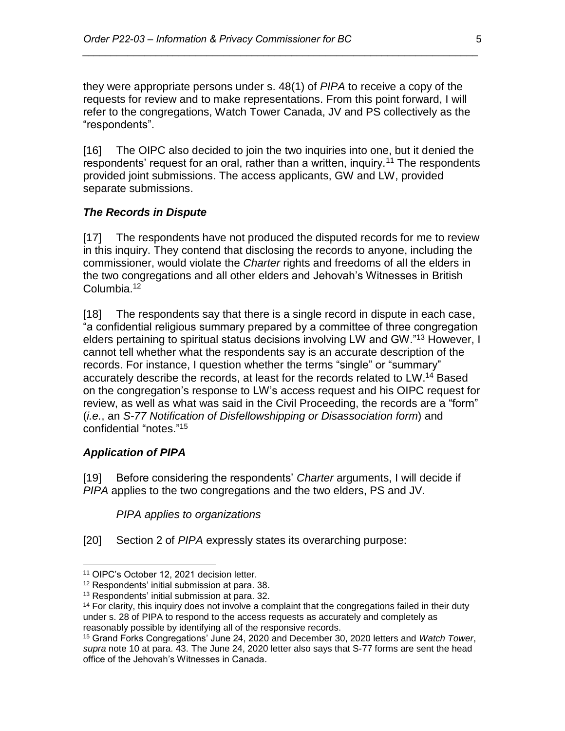they were appropriate persons under s. 48(1) of *PIPA* to receive a copy of the requests for review and to make representations. From this point forward, I will refer to the congregations, Watch Tower Canada, JV and PS collectively as the "respondents".

[16] The OIPC also decided to join the two inquiries into one, but it denied the respondents' request for an oral, rather than a written, inquiry.[11] The respondents provided joint submissions. The access applicants, GW and LW, provided separate submissions.

### *The Records in Dispute*

[17] The respondents have not produced the disputed records for me to review in this inquiry. They contend that disclosing the records to anyone, including the commissioner, would violate the *Charter* rights and freedoms of all the elders in the two congregations and all other elders and Jehovah's Witnesses in British Columbia.[12]

[18] The respondents say that there is a single record in dispute in each case, "a confidential religious summary prepared by a committee of three congregation elders pertaining to spiritual status decisions involving LW and GW."[13] However, I cannot tell whether what the respondents say is an accurate description of the records. For instance, I question whether the terms "single" or "summary" accurately describe the records, at least for the records related to LW.[14] Based on the congregation's response to LW's access request and his OIPC request for review, as well as what was said in the Civil Proceeding, the records are a "form" (*i.e.*, an *S-77 Notification of Disfellowshipping or Disassociation form*) and confidential "notes."[15]

### *Application of PIPA*

[19] Before considering the respondents' *Charter* arguments, I will decide if *PIPA* applies to the two congregations and the two elders, PS and JV.

*PIPA applies to organizations*

[20] Section 2 of *PIPA* expressly states its overarching purpose:

---

[11] OIPC's October 12, 2021 decision letter.

[12] Respondents' initial submission at para. 38.

[13] Respondents' initial submission at para. 32.

[14] For clarity, this inquiry does not involve a complaint that the congregations failed in their duty under s. 28 of PIPA to respond to the access requests as accurately and completely as reasonably possible by identifying all of the responsive records.

[15] Grand Forks Congregations' June 24, 2020 and December 30, 2020 letters and *Watch Tower*, *supra* note 10 at para. 43. The June 24, 2020 letter also says that S-77 forms are sent the head office of the Jehovah's Witnesses in Canada.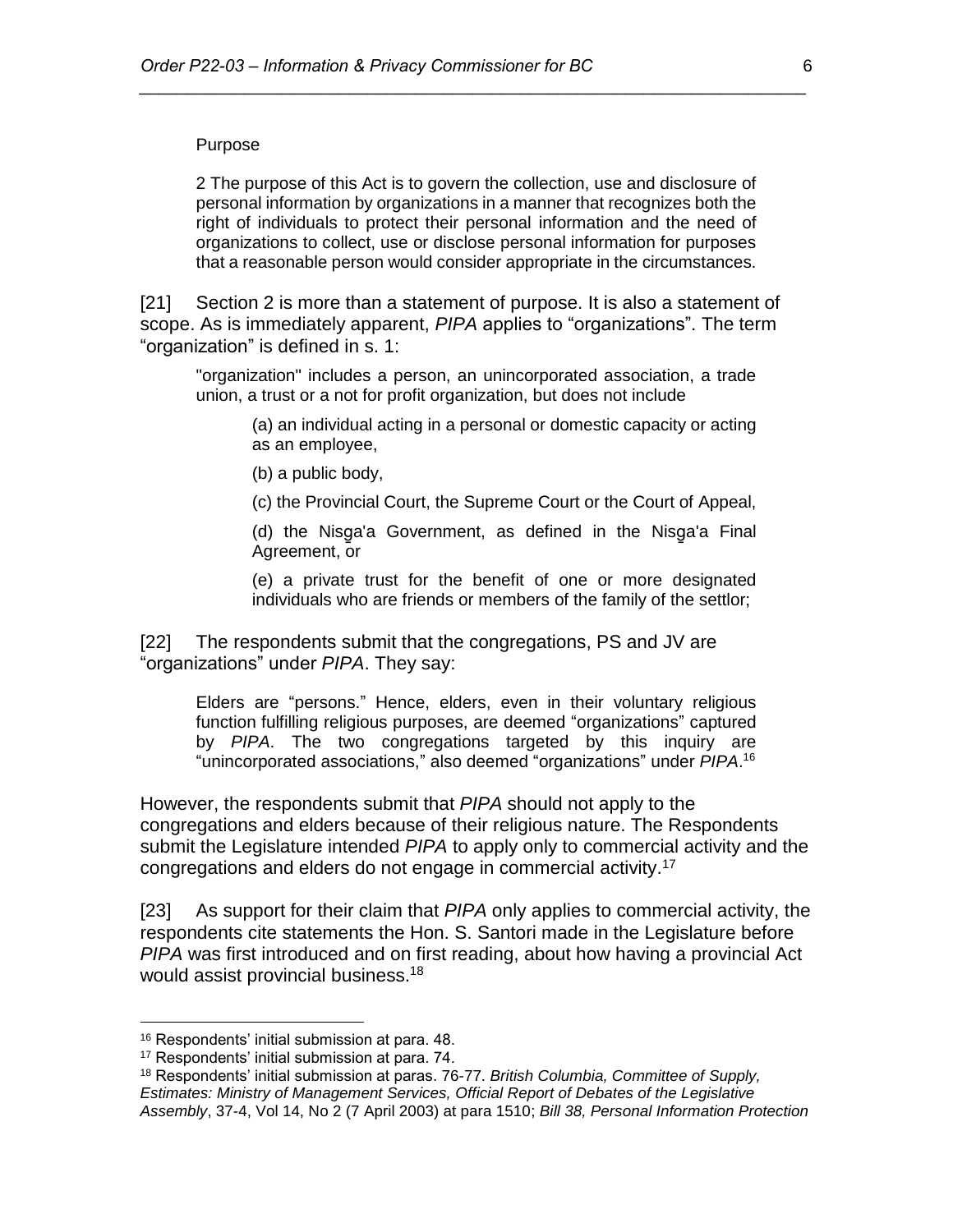Purpose

> 2 The purpose of this Act is to govern the collection, use and disclosure of personal information by organizations in a manner that recognizes both the right of individuals to protect their personal information and the need of organizations to collect, use or disclose personal information for purposes that a reasonable person would consider appropriate in the circumstances.

[21] Section 2 is more than a statement of purpose. It is also a statement of scope. As is immediately apparent, *PIPA* applies to "organizations". The term "organization" is defined in s. 1:

> "organization" includes a person, an unincorporated association, a trade union, a trust or a not for profit organization, but does not include
>
> (a) an individual acting in a personal or domestic capacity or acting as an employee,
>
> (b) a public body,
>
> (c) the Provincial Court, the Supreme Court or the Court of Appeal,
>
> (d) the Nisg̱a'a Government, as defined in the Nisg̱a'a Final Agreement, or
>
> (e) a private trust for the benefit of one or more designated individuals who are friends or members of the family of the settlor;

[22] The respondents submit that the congregations, PS and JV are "organizations" under *PIPA*. They say:

> Elders are "persons." Hence, elders, even in their voluntary religious function fulfilling religious purposes, are deemed "organizations" captured by *PIPA*. The two congregations targeted by this inquiry are "unincorporated associations," also deemed "organizations" under *PIPA*.[16]

However, the respondents submit that *PIPA* should not apply to the congregations and elders because of their religious nature. The Respondents submit the Legislature intended *PIPA* to apply only to commercial activity and the congregations and elders do not engage in commercial activity.[17]

[23] As support for their claim that *PIPA* only applies to commercial activity, the respondents cite statements the Hon. S. Santori made in the Legislature before *PIPA* was first introduced and on first reading, about how having a provincial Act would assist provincial business.[18]

---

[16] Respondents' initial submission at para. 48.

[17] Respondents' initial submission at para. 74.

[18] Respondents' initial submission at paras. 76-77. *British Columbia, Committee of Supply, Estimates: Ministry of Management Services, Official Report of Debates of the Legislative Assembly*, 37-4, Vol 14, No 2 (7 April 2003) at para 1510; *Bill 38, Personal Information Protection*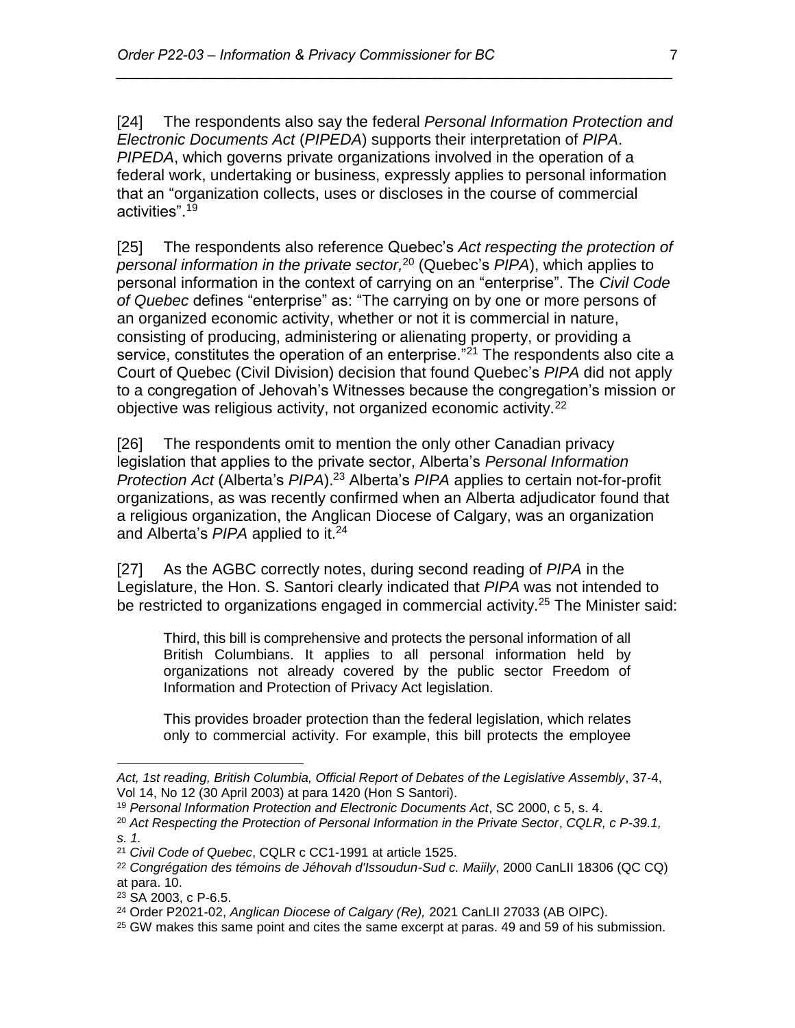[24] The respondents also say the federal *Personal Information Protection and Electronic Documents Act* (*PIPEDA*) supports their interpretation of *PIPA*. *PIPEDA*, which governs private organizations involved in the operation of a federal work, undertaking or business, expressly applies to personal information that an "organization collects, uses or discloses in the course of commercial activities".[19]

[25] The respondents also reference Quebec's *Act respecting the protection of personal information in the private sector,*[20] (Quebec's *PIPA*), which applies to personal information in the context of carrying on an "enterprise". The *Civil Code of Quebec* defines "enterprise" as: "The carrying on by one or more persons of an organized economic activity, whether or not it is commercial in nature, consisting of producing, administering or alienating property, or providing a service, constitutes the operation of an enterprise."[21] The respondents also cite a Court of Quebec (Civil Division) decision that found Quebec's *PIPA* did not apply to a congregation of Jehovah's Witnesses because the congregation's mission or objective was religious activity, not organized economic activity.[22]

[26] The respondents omit to mention the only other Canadian privacy legislation that applies to the private sector, Alberta's *Personal Information Protection Act* (Alberta's *PIPA*).[23] Alberta's *PIPA* applies to certain not-for-profit organizations, as was recently confirmed when an Alberta adjudicator found that a religious organization, the Anglican Diocese of Calgary, was an organization and Alberta's *PIPA* applied to it.[24]

[27] As the AGBC correctly notes, during second reading of *PIPA* in the Legislature, the Hon. S. Santori clearly indicated that *PIPA* was not intended to be restricted to organizations engaged in commercial activity.[25] The Minister said:

> Third, this bill is comprehensive and protects the personal information of all British Columbians. It applies to all personal information held by organizations not already covered by the public sector Freedom of Information and Protection of Privacy Act legislation.
>
> This provides broader protection than the federal legislation, which relates only to commercial activity. For example, this bill protects the employee

---

*Act, 1st reading, British Columbia, Official Report of Debates of the Legislative Assembly*, 37-4, Vol 14, No 12 (30 April 2003) at para 1420 (Hon S Santori).

[19] *Personal Information Protection and Electronic Documents Act*, SC 2000, c 5, s. 4.

[20] *Act Respecting the Protection of Personal Information in the Private Sector*, *CQLR, c P-39.1, s. 1.*

[21] *Civil Code of Quebec*, CQLR c CC1-1991 at article 1525.

[22] *Congrégation des témoins de Jéhovah d'Issoudun-Sud c. Maiily*, 2000 CanLII 18306 (QC CQ) at para. 10.

[23] SA 2003, c P-6.5.

[24] Order P2021-02, *Anglican Diocese of Calgary (Re),* 2021 CanLII 27033 (AB OIPC).

[25] GW makes this same point and cites the same excerpt at paras. 49 and 59 of his submission.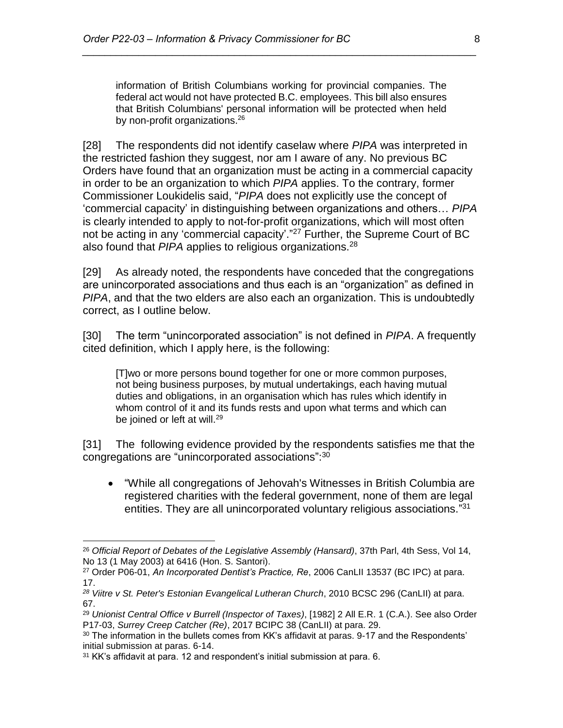> information of British Columbians working for provincial companies. The federal act would not have protected B.C. employees. This bill also ensures that British Columbians' personal information will be protected when held by non-profit organizations.[26]

[28] The respondents did not identify caselaw where *PIPA* was interpreted in the restricted fashion they suggest, nor am I aware of any. No previous BC Orders have found that an organization must be acting in a commercial capacity in order to be an organization to which *PIPA* applies. To the contrary, former Commissioner Loukidelis said, "*PIPA* does not explicitly use the concept of 'commercial capacity' in distinguishing between organizations and others… *PIPA* is clearly intended to apply to not-for-profit organizations, which will most often not be acting in any 'commercial capacity'."[27] Further, the Supreme Court of BC also found that *PIPA* applies to religious organizations.[28]

[29] As already noted, the respondents have conceded that the congregations are unincorporated associations and thus each is an "organization" as defined in *PIPA*, and that the two elders are also each an organization. This is undoubtedly correct, as I outline below.

[30] The term "unincorporated association" is not defined in *PIPA*. A frequently cited definition, which I apply here, is the following:

> [T]wo or more persons bound together for one or more common purposes, not being business purposes, by mutual undertakings, each having mutual duties and obligations, in an organisation which has rules which identify in whom control of it and its funds rests and upon what terms and which can be joined or left at will.[29]

[31] The following evidence provided by the respondents satisfies me that the congregations are "unincorporated associations":[30]

- "While all congregations of Jehovah's Witnesses in British Columbia are registered charities with the federal government, none of them are legal entities. They are all unincorporated voluntary religious associations."[31]

---

[26] *Official Report of Debates of the Legislative Assembly (Hansard)*, 37th Parl, 4th Sess, Vol 14, No 13 (1 May 2003) at 6416 (Hon. S. Santori).

[27] Order P06-01, *An Incorporated Dentist's Practice, Re*, 2006 CanLII 13537 (BC IPC) at para. 17.

[28] *Viitre v St. Peter's Estonian Evangelical Lutheran Church*, 2010 BCSC 296 (CanLII) at para. 67.

[29] *Unionist Central Office v Burrell (Inspector of Taxes)*, [1982] 2 All E.R. 1 (C.A.). See also Order P17-03, *Surrey Creep Catcher (Re)*, 2017 BCIPC 38 (CanLII) at para. 29.

[30] The information in the bullets comes from KK's affidavit at paras. 9-17 and the Respondents' initial submission at paras. 6-14.

[31] KK's affidavit at para. 12 and respondent's initial submission at para. 6.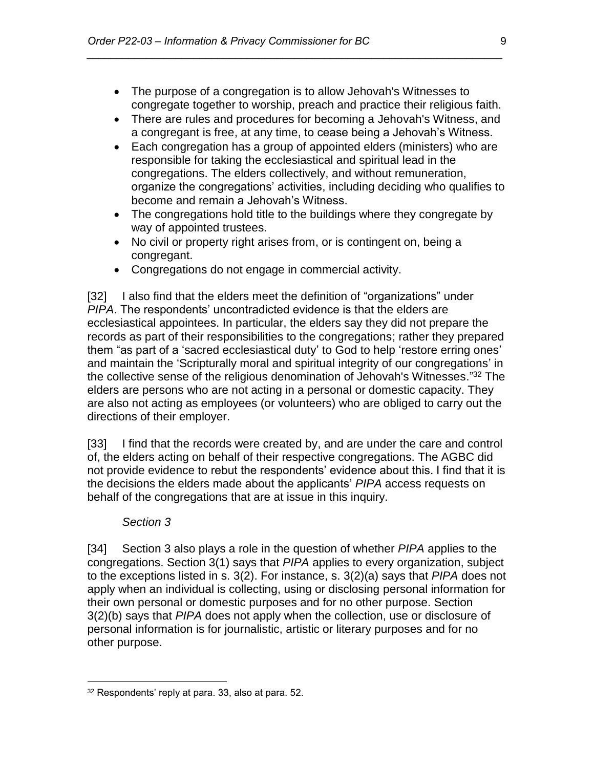- The purpose of a congregation is to allow Jehovah's Witnesses to congregate together to worship, preach and practice their religious faith.
- There are rules and procedures for becoming a Jehovah's Witness, and a congregant is free, at any time, to cease being a Jehovah's Witness.
- Each congregation has a group of appointed elders (ministers) who are responsible for taking the ecclesiastical and spiritual lead in the congregations. The elders collectively, and without remuneration, organize the congregations' activities, including deciding who qualifies to become and remain a Jehovah's Witness.
- The congregations hold title to the buildings where they congregate by way of appointed trustees.
- No civil or property right arises from, or is contingent on, being a congregant.
- Congregations do not engage in commercial activity.

[32] I also find that the elders meet the definition of "organizations" under *PIPA*. The respondents' uncontradicted evidence is that the elders are ecclesiastical appointees. In particular, the elders say they did not prepare the records as part of their responsibilities to the congregations; rather they prepared them "as part of a 'sacred ecclesiastical duty' to God to help 'restore erring ones' and maintain the 'Scripturally moral and spiritual integrity of our congregations' in the collective sense of the religious denomination of Jehovah's Witnesses."[32] The elders are persons who are not acting in a personal or domestic capacity. They are also not acting as employees (or volunteers) who are obliged to carry out the directions of their employer.

[33] I find that the records were created by, and are under the care and control of, the elders acting on behalf of their respective congregations. The AGBC did not provide evidence to rebut the respondents' evidence about this. I find that it is the decisions the elders made about the applicants' *PIPA* access requests on behalf of the congregations that are at issue in this inquiry.

*Section 3*

[34] Section 3 also plays a role in the question of whether *PIPA* applies to the congregations. Section 3(1) says that *PIPA* applies to every organization, subject to the exceptions listed in s. 3(2). For instance, s. 3(2)(a) says that *PIPA* does not apply when an individual is collecting, using or disclosing personal information for their own personal or domestic purposes and for no other purpose. Section 3(2)(b) says that *PIPA* does not apply when the collection, use or disclosure of personal information is for journalistic, artistic or literary purposes and for no other purpose.

---

[32] Respondents' reply at para. 33, also at para. 52.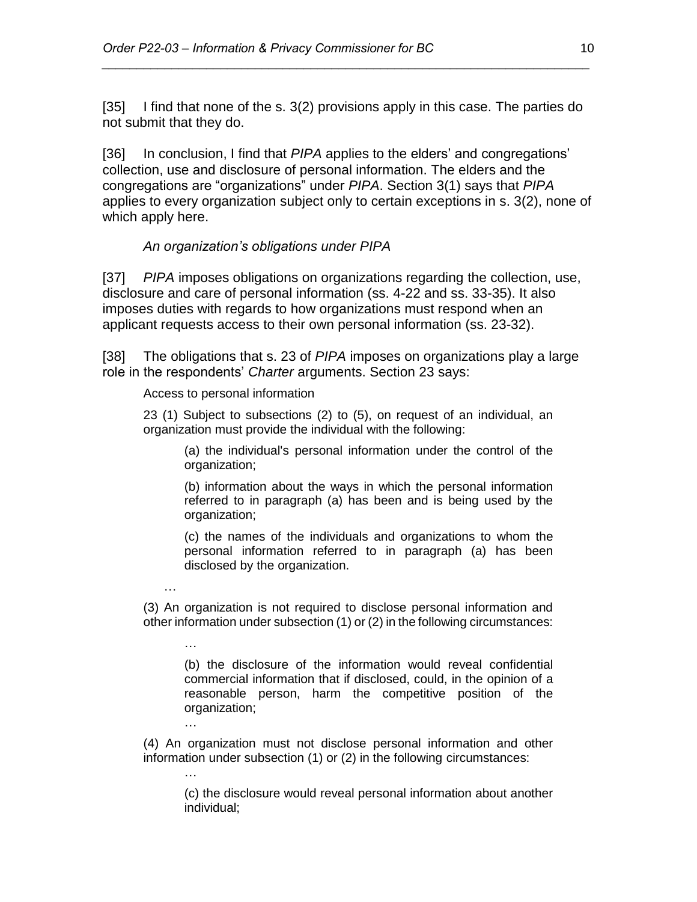[35] I find that none of the s. 3(2) provisions apply in this case. The parties do not submit that they do.

[36] In conclusion, I find that *PIPA* applies to the elders' and congregations' collection, use and disclosure of personal information. The elders and the congregations are "organizations" under *PIPA*. Section 3(1) says that *PIPA* applies to every organization subject only to certain exceptions in s. 3(2), none of which apply here.

*An organization's obligations under PIPA*

[37] *PIPA* imposes obligations on organizations regarding the collection, use, disclosure and care of personal information (ss. 4-22 and ss. 33-35). It also imposes duties with regards to how organizations must respond when an applicant requests access to their own personal information (ss. 23-32).

[38] The obligations that s. 23 of *PIPA* imposes on organizations play a large role in the respondents' *Charter* arguments. Section 23 says:

> Access to personal information
>
> 23 (1) Subject to subsections (2) to (5), on request of an individual, an organization must provide the individual with the following:
>
> > (a) the individual's personal information under the control of the organization;
> >
> > (b) information about the ways in which the personal information referred to in paragraph (a) has been and is being used by the organization;
> >
> > (c) the names of the individuals and organizations to whom the personal information referred to in paragraph (a) has been disclosed by the organization.
>
> …
>
> (3) An organization is not required to disclose personal information and other information under subsection (1) or (2) in the following circumstances:
>
> > …
> >
> > (b) the disclosure of the information would reveal confidential commercial information that if disclosed, could, in the opinion of a reasonable person, harm the competitive position of the organization;
> >
> > …
>
> (4) An organization must not disclose personal information and other information under subsection (1) or (2) in the following circumstances:
>
> > …
> >
> > (c) the disclosure would reveal personal information about another individual;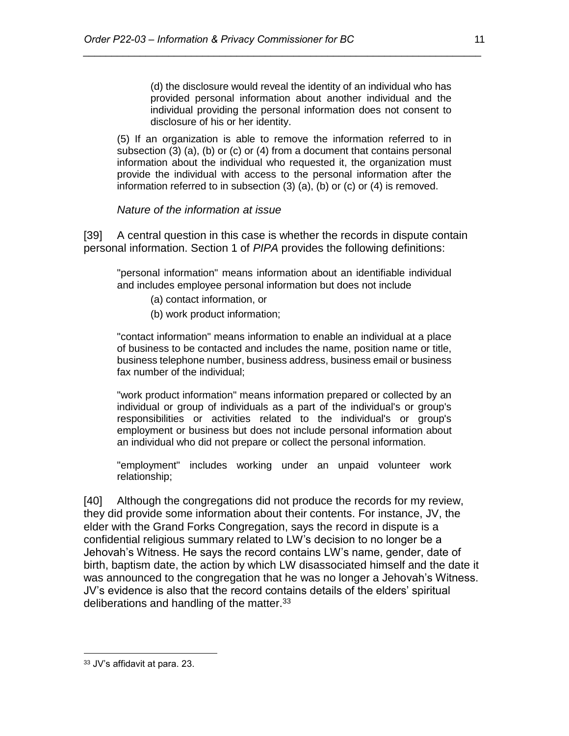> (d) the disclosure would reveal the identity of an individual who has provided personal information about another individual and the individual providing the personal information does not consent to disclosure of his or her identity.

> (5) If an organization is able to remove the information referred to in subsection (3) (a), (b) or (c) or (4) from a document that contains personal information about the individual who requested it, the organization must provide the individual with access to the personal information after the information referred to in subsection (3) (a), (b) or (c) or (4) is removed.

*Nature of the information at issue*

[39] A central question in this case is whether the records in dispute contain personal information. Section 1 of *PIPA* provides the following definitions:

> "personal information" means information about an identifiable individual and includes employee personal information but does not include
>
> (a) contact information, or
>
> (b) work product information;
>
> "contact information" means information to enable an individual at a place of business to be contacted and includes the name, position name or title, business telephone number, business address, business email or business fax number of the individual;
>
> "work product information" means information prepared or collected by an individual or group of individuals as a part of the individual's or group's responsibilities or activities related to the individual's or group's employment or business but does not include personal information about an individual who did not prepare or collect the personal information.
>
> "employment" includes working under an unpaid volunteer work relationship;

[40] Although the congregations did not produce the records for my review, they did provide some information about their contents. For instance, JV, the elder with the Grand Forks Congregation, says the record in dispute is a confidential religious summary related to LW's decision to no longer be a Jehovah's Witness. He says the record contains LW's name, gender, date of birth, baptism date, the action by which LW disassociated himself and the date it was announced to the congregation that he was no longer a Jehovah's Witness. JV's evidence is also that the record contains details of the elders' spiritual deliberations and handling of the matter.[33]

---

[33] JV's affidavit at para. 23.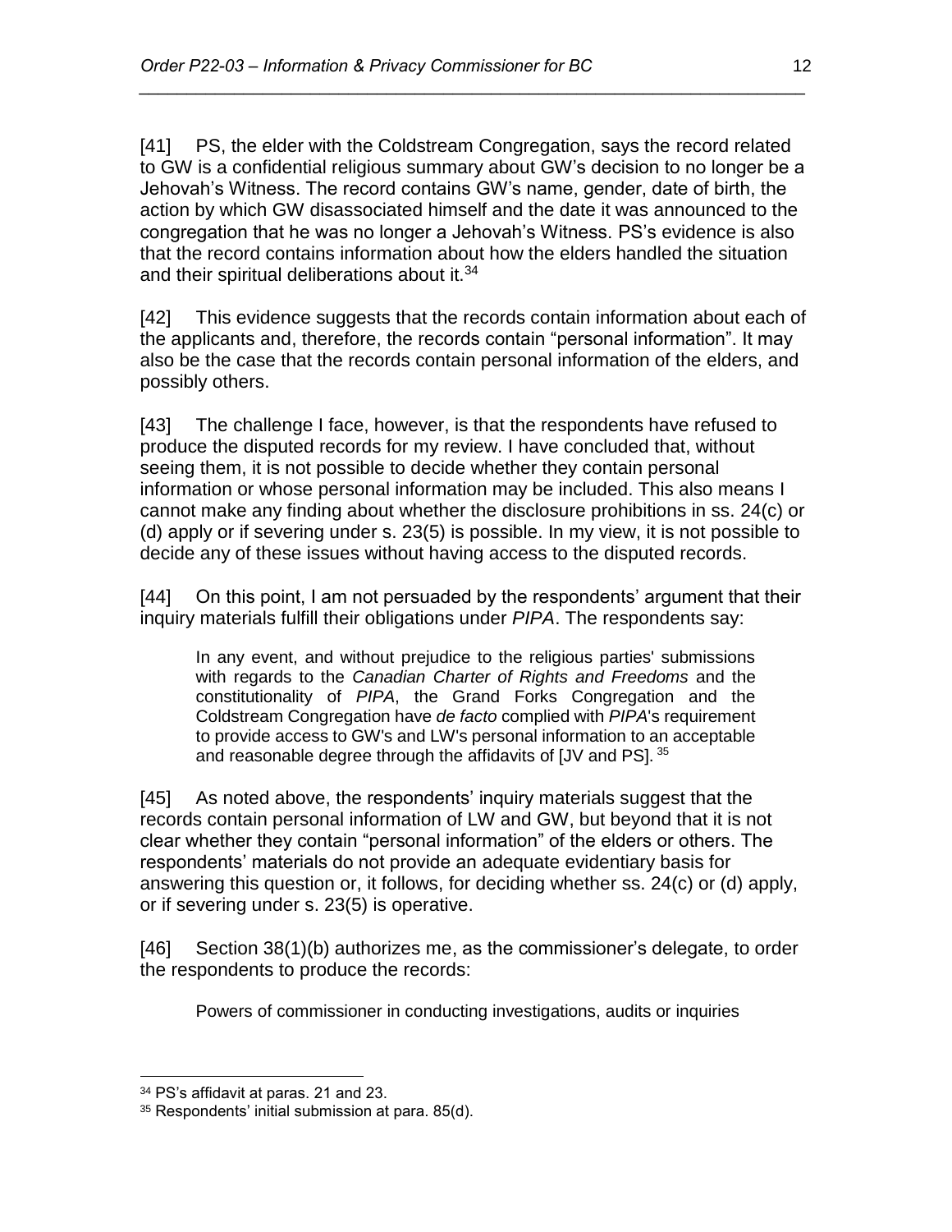[41] PS, the elder with the Coldstream Congregation, says the record related to GW is a confidential religious summary about GW's decision to no longer be a Jehovah's Witness. The record contains GW's name, gender, date of birth, the action by which GW disassociated himself and the date it was announced to the congregation that he was no longer a Jehovah's Witness. PS's evidence is also that the record contains information about how the elders handled the situation and their spiritual deliberations about it.[34]

[42] This evidence suggests that the records contain information about each of the applicants and, therefore, the records contain "personal information". It may also be the case that the records contain personal information of the elders, and possibly others.

[43] The challenge I face, however, is that the respondents have refused to produce the disputed records for my review. I have concluded that, without seeing them, it is not possible to decide whether they contain personal information or whose personal information may be included. This also means I cannot make any finding about whether the disclosure prohibitions in ss. 24(c) or (d) apply or if severing under s. 23(5) is possible. In my view, it is not possible to decide any of these issues without having access to the disputed records.

[44] On this point, I am not persuaded by the respondents' argument that their inquiry materials fulfill their obligations under *PIPA*. The respondents say:

> In any event, and without prejudice to the religious parties' submissions with regards to the *Canadian Charter of Rights and Freedoms* and the constitutionality of *PIPA*, the Grand Forks Congregation and the Coldstream Congregation have *de facto* complied with *PIPA*'s requirement to provide access to GW's and LW's personal information to an acceptable and reasonable degree through the affidavits of [JV and PS].[35]

[45] As noted above, the respondents' inquiry materials suggest that the records contain personal information of LW and GW, but beyond that it is not clear whether they contain "personal information" of the elders or others. The respondents' materials do not provide an adequate evidentiary basis for answering this question or, it follows, for deciding whether ss. 24(c) or (d) apply, or if severing under s. 23(5) is operative.

[46] Section 38(1)(b) authorizes me, as the commissioner's delegate, to order the respondents to produce the records:

> Powers of commissioner in conducting investigations, audits or inquiries

---

[34] PS's affidavit at paras. 21 and 23.

[35] Respondents' initial submission at para. 85(d).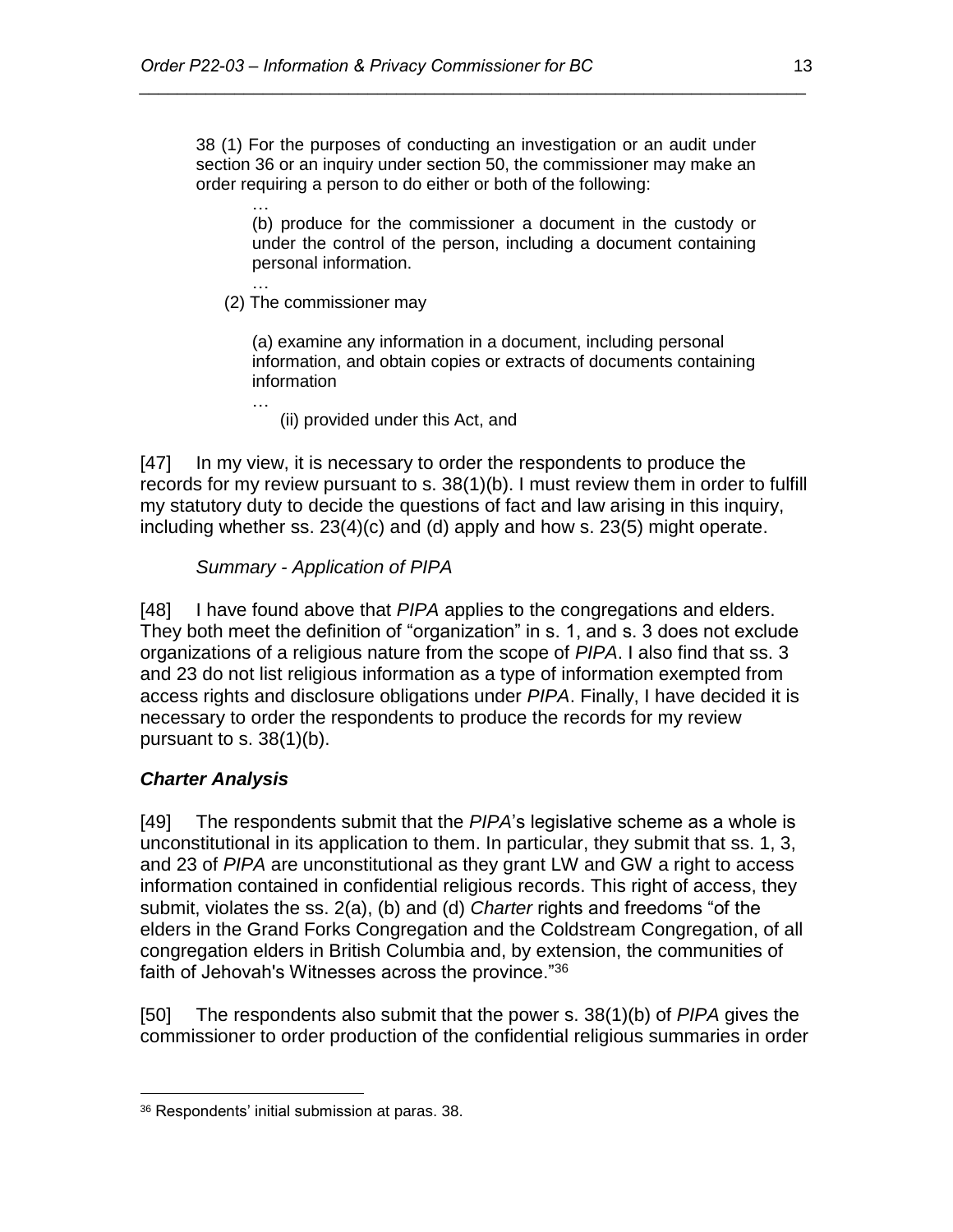> 38 (1) For the purposes of conducting an investigation or an audit under section 36 or an inquiry under section 50, the commissioner may make an order requiring a person to do either or both of the following:
>
> …
>
> (b) produce for the commissioner a document in the custody or under the control of the person, including a document containing personal information.
>
> …
>
> (2) The commissioner may
>
> (a) examine any information in a document, including personal information, and obtain copies or extracts of documents containing information
>
> …
>
> (ii) provided under this Act, and

[47] In my view, it is necessary to order the respondents to produce the records for my review pursuant to s. 38(1)(b). I must review them in order to fulfill my statutory duty to decide the questions of fact and law arising in this inquiry, including whether ss. 23(4)(c) and (d) apply and how s. 23(5) might operate.

*Summary - Application of PIPA*

[48] I have found above that *PIPA* applies to the congregations and elders. They both meet the definition of "organization" in s. 1, and s. 3 does not exclude organizations of a religious nature from the scope of *PIPA*. I also find that ss. 3 and 23 do not list religious information as a type of information exempted from access rights and disclosure obligations under *PIPA*. Finally, I have decided it is necessary to order the respondents to produce the records for my review pursuant to s. 38(1)(b).

### *Charter Analysis*

[49] The respondents submit that the *PIPA*'s legislative scheme as a whole is unconstitutional in its application to them. In particular, they submit that ss. 1, 3, and 23 of *PIPA* are unconstitutional as they grant LW and GW a right to access information contained in confidential religious records. This right of access, they submit, violates the ss. 2(a), (b) and (d) *Charter* rights and freedoms "of the elders in the Grand Forks Congregation and the Coldstream Congregation, of all congregation elders in British Columbia and, by extension, the communities of faith of Jehovah's Witnesses across the province."[36]

[50] The respondents also submit that the power s. 38(1)(b) of *PIPA* gives the commissioner to order production of the confidential religious summaries in order

---

[36] Respondents' initial submission at paras. 38.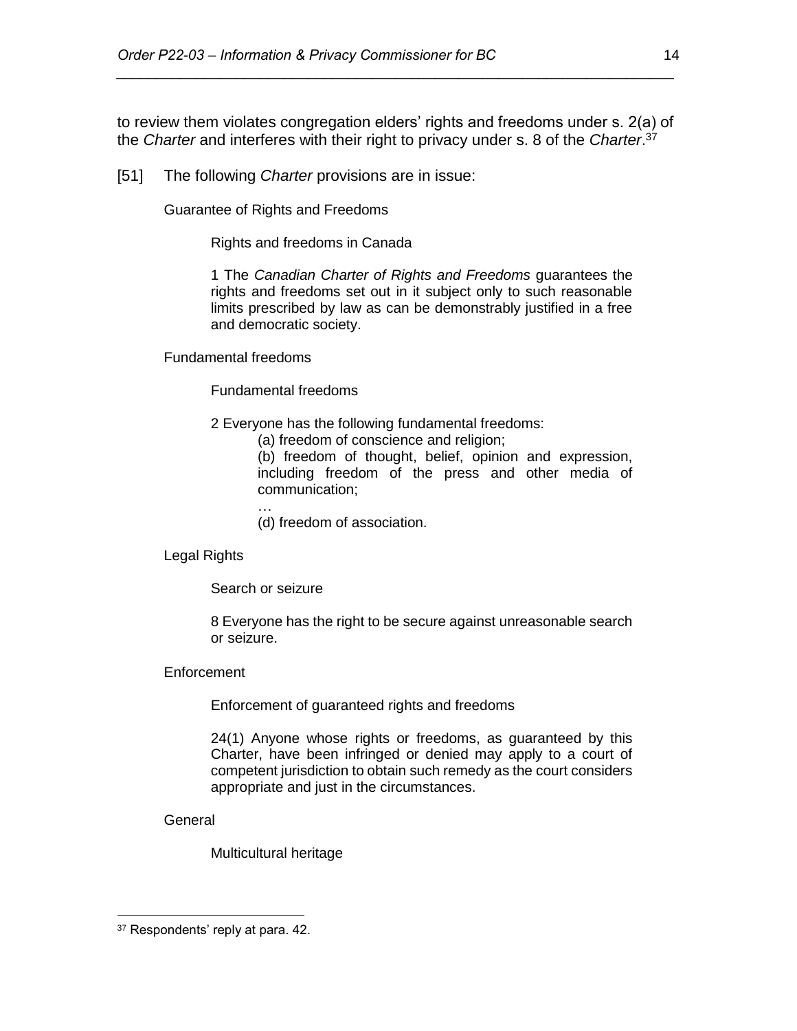to review them violates congregation elders' rights and freedoms under s. 2(a) of the *Charter* and interferes with their right to privacy under s. 8 of the *Charter*.[37]

[51] The following *Charter* provisions are in issue:

> Guarantee of Rights and Freedoms
>
> > Rights and freedoms in Canada
> >
> > 1 The *Canadian Charter of Rights and Freedoms* guarantees the rights and freedoms set out in it subject only to such reasonable limits prescribed by law as can be demonstrably justified in a free and democratic society.
>
> Fundamental freedoms
>
> > Fundamental freedoms
> >
> > 2 Everyone has the following fundamental freedoms:
> >
> > > (a) freedom of conscience and religion;
> > >
> > > (b) freedom of thought, belief, opinion and expression, including freedom of the press and other media of communication;
> > >
> > > …
> > >
> > > (d) freedom of association.
>
> Legal Rights
>
> > Search or seizure
> >
> > 8 Everyone has the right to be secure against unreasonable search or seizure.
>
> Enforcement
>
> > Enforcement of guaranteed rights and freedoms
> >
> > 24(1) Anyone whose rights or freedoms, as guaranteed by this Charter, have been infringed or denied may apply to a court of competent jurisdiction to obtain such remedy as the court considers appropriate and just in the circumstances.
>
> General
>
> > Multicultural heritage

---

[37] Respondents' reply at para. 42.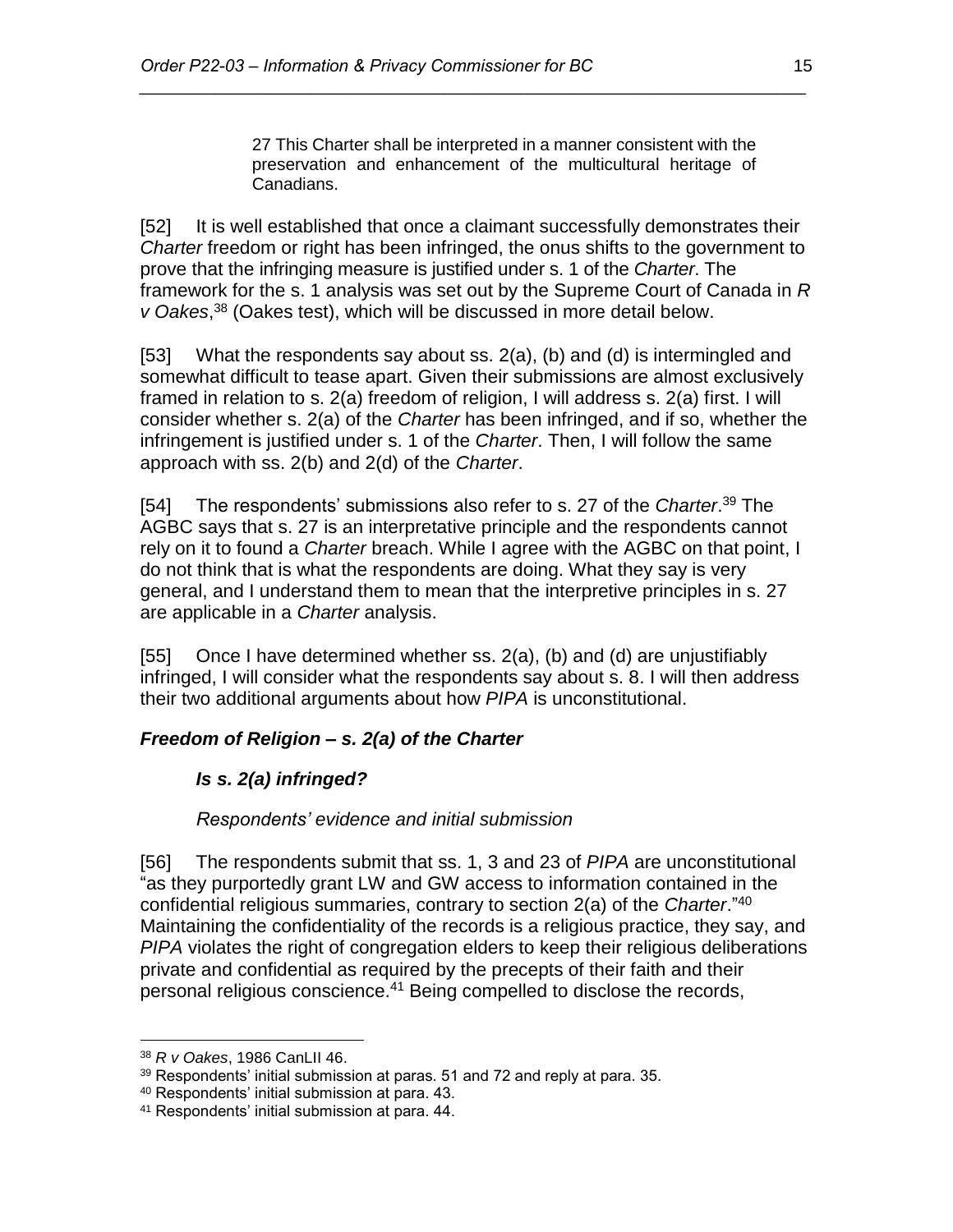> 27 This Charter shall be interpreted in a manner consistent with the preservation and enhancement of the multicultural heritage of Canadians.

[52] It is well established that once a claimant successfully demonstrates their *Charter* freedom or right has been infringed, the onus shifts to the government to prove that the infringing measure is justified under s. 1 of the *Charter*. The framework for the s. 1 analysis was set out by the Supreme Court of Canada in *R v Oakes*,[38] (Oakes test), which will be discussed in more detail below.

[53] What the respondents say about ss. 2(a), (b) and (d) is intermingled and somewhat difficult to tease apart. Given their submissions are almost exclusively framed in relation to s. 2(a) freedom of religion, I will address s. 2(a) first. I will consider whether s. 2(a) of the *Charter* has been infringed, and if so, whether the infringement is justified under s. 1 of the *Charter*. Then, I will follow the same approach with ss. 2(b) and 2(d) of the *Charter*.

[54] The respondents' submissions also refer to s. 27 of the *Charter*.[39] The AGBC says that s. 27 is an interpretative principle and the respondents cannot rely on it to found a *Charter* breach. While I agree with the AGBC on that point, I do not think that is what the respondents are doing. What they say is very general, and I understand them to mean that the interpretive principles in s. 27 are applicable in a *Charter* analysis.

[55] Once I have determined whether ss. 2(a), (b) and (d) are unjustifiably infringed, I will consider what the respondents say about s. 8. I will then address their two additional arguments about how *PIPA* is unconstitutional.

### *Freedom of Religion – s. 2(a) of the Charter*

#### *Is s. 2(a) infringed?*

*Respondents' evidence and initial submission*

[56] The respondents submit that ss. 1, 3 and 23 of *PIPA* are unconstitutional "as they purportedly grant LW and GW access to information contained in the confidential religious summaries, contrary to section 2(a) of the *Charter*."[40] Maintaining the confidentiality of the records is a religious practice, they say, and *PIPA* violates the right of congregation elders to keep their religious deliberations private and confidential as required by the precepts of their faith and their personal religious conscience.[41] Being compelled to disclose the records,

---

[38] *R v Oakes*, 1986 CanLII 46.

[39] Respondents' initial submission at paras. 51 and 72 and reply at para. 35.

[40] Respondents' initial submission at para. 43.

[41] Respondents' initial submission at para. 44.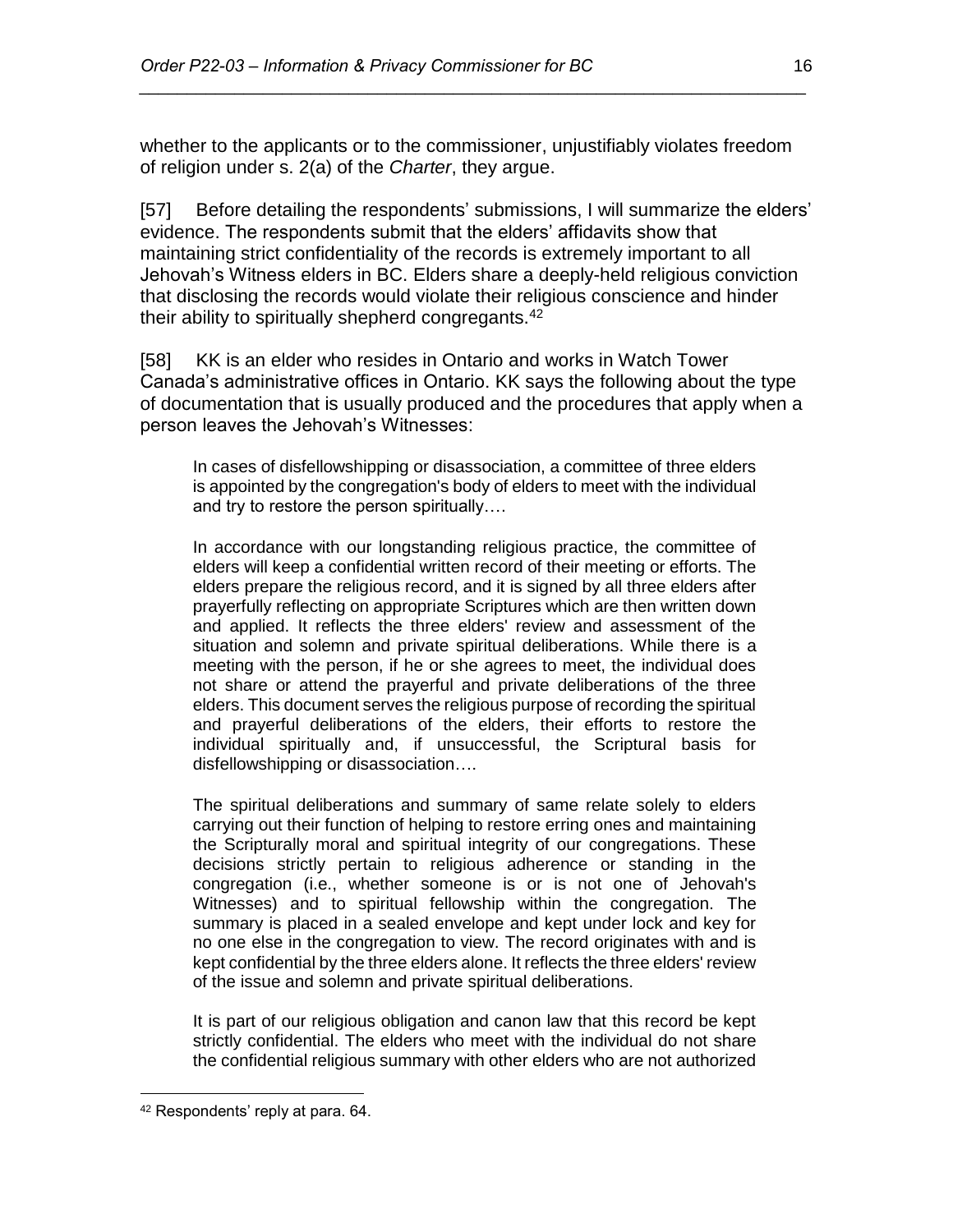whether to the applicants or to the commissioner, unjustifiably violates freedom of religion under s. 2(a) of the *Charter*, they argue.

[57] Before detailing the respondents' submissions, I will summarize the elders' evidence. The respondents submit that the elders' affidavits show that maintaining strict confidentiality of the records is extremely important to all Jehovah's Witness elders in BC. Elders share a deeply-held religious conviction that disclosing the records would violate their religious conscience and hinder their ability to spiritually shepherd congregants.[42]

[58] KK is an elder who resides in Ontario and works in Watch Tower Canada's administrative offices in Ontario. KK says the following about the type of documentation that is usually produced and the procedures that apply when a person leaves the Jehovah's Witnesses:

> In cases of disfellowshipping or disassociation, a committee of three elders is appointed by the congregation's body of elders to meet with the individual and try to restore the person spiritually….
>
> In accordance with our longstanding religious practice, the committee of elders will keep a confidential written record of their meeting or efforts. The elders prepare the religious record, and it is signed by all three elders after prayerfully reflecting on appropriate Scriptures which are then written down and applied. It reflects the three elders' review and assessment of the situation and solemn and private spiritual deliberations. While there is a meeting with the person, if he or she agrees to meet, the individual does not share or attend the prayerful and private deliberations of the three elders. This document serves the religious purpose of recording the spiritual and prayerful deliberations of the elders, their efforts to restore the individual spiritually and, if unsuccessful, the Scriptural basis for disfellowshipping or disassociation….
>
> The spiritual deliberations and summary of same relate solely to elders carrying out their function of helping to restore erring ones and maintaining the Scripturally moral and spiritual integrity of our congregations. These decisions strictly pertain to religious adherence or standing in the congregation (i.e., whether someone is or is not one of Jehovah's Witnesses) and to spiritual fellowship within the congregation. The summary is placed in a sealed envelope and kept under lock and key for no one else in the congregation to view. The record originates with and is kept confidential by the three elders alone. It reflects the three elders' review of the issue and solemn and private spiritual deliberations.
>
> It is part of our religious obligation and canon law that this record be kept strictly confidential. The elders who meet with the individual do not share the confidential religious summary with other elders who are not authorized

---

[42] Respondents' reply at para. 64.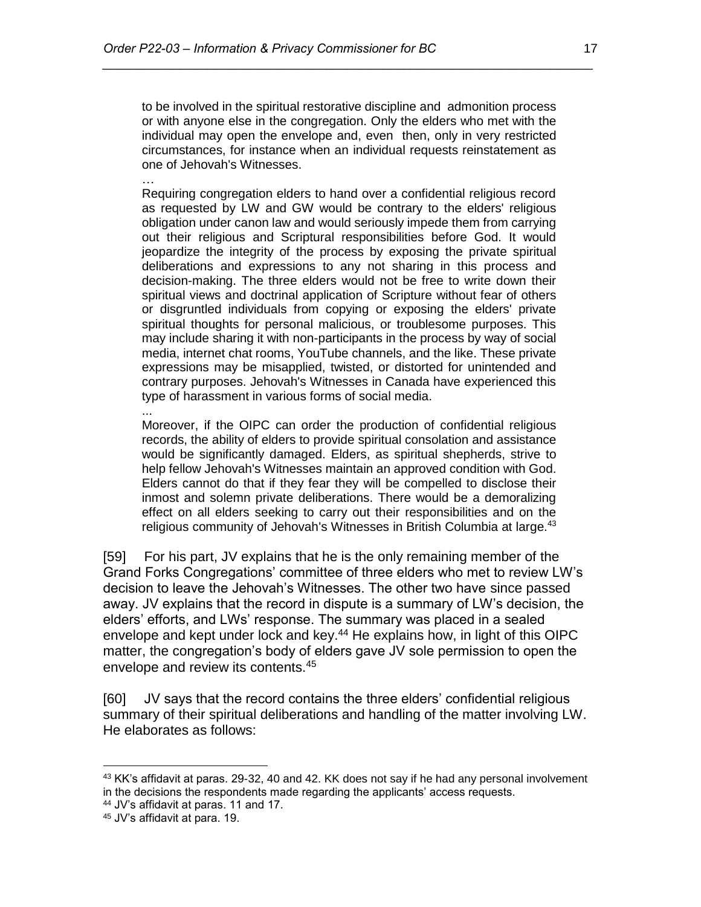> to be involved in the spiritual restorative discipline and admonition process or with anyone else in the congregation. Only the elders who met with the individual may open the envelope and, even then, only in very restricted circumstances, for instance when an individual requests reinstatement as one of Jehovah's Witnesses.
>
> …
>
> Requiring congregation elders to hand over a confidential religious record as requested by LW and GW would be contrary to the elders' religious obligation under canon law and would seriously impede them from carrying out their religious and Scriptural responsibilities before God. It would jeopardize the integrity of the process by exposing the private spiritual deliberations and expressions to any not sharing in this process and decision-making. The three elders would not be free to write down their spiritual views and doctrinal application of Scripture without fear of others or disgruntled individuals from copying or exposing the elders' private spiritual thoughts for personal malicious, or troublesome purposes. This may include sharing it with non-participants in the process by way of social media, internet chat rooms, YouTube channels, and the like. These private expressions may be misapplied, twisted, or distorted for unintended and contrary purposes. Jehovah's Witnesses in Canada have experienced this type of harassment in various forms of social media.
>
> ...
>
> Moreover, if the OIPC can order the production of confidential religious records, the ability of elders to provide spiritual consolation and assistance would be significantly damaged. Elders, as spiritual shepherds, strive to help fellow Jehovah's Witnesses maintain an approved condition with God. Elders cannot do that if they fear they will be compelled to disclose their inmost and solemn private deliberations. There would be a demoralizing effect on all elders seeking to carry out their responsibilities and on the religious community of Jehovah's Witnesses in British Columbia at large.[43]

[59] For his part, JV explains that he is the only remaining member of the Grand Forks Congregations' committee of three elders who met to review LW's decision to leave the Jehovah's Witnesses. The other two have since passed away. JV explains that the record in dispute is a summary of LW's decision, the elders' efforts, and LWs' response. The summary was placed in a sealed envelope and kept under lock and key.[44] He explains how, in light of this OIPC matter, the congregation's body of elders gave JV sole permission to open the envelope and review its contents.[45]

[60] JV says that the record contains the three elders' confidential religious summary of their spiritual deliberations and handling of the matter involving LW. He elaborates as follows:

---

[43] KK's affidavit at paras. 29-32, 40 and 42. KK does not say if he had any personal involvement in the decisions the respondents made regarding the applicants' access requests.

[44] JV's affidavit at paras. 11 and 17.

[45] JV's affidavit at para. 19.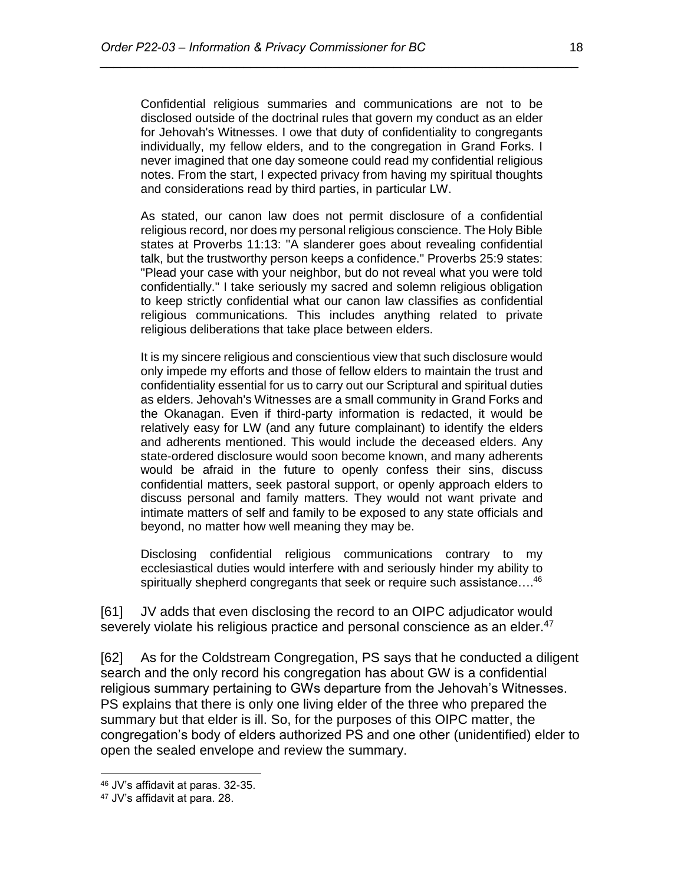> Confidential religious summaries and communications are not to be disclosed outside of the doctrinal rules that govern my conduct as an elder for Jehovah's Witnesses. I owe that duty of confidentiality to congregants individually, my fellow elders, and to the congregation in Grand Forks. I never imagined that one day someone could read my confidential religious notes. From the start, I expected privacy from having my spiritual thoughts and considerations read by third parties, in particular LW.
>
> As stated, our canon law does not permit disclosure of a confidential religious record, nor does my personal religious conscience. The Holy Bible states at Proverbs 11:13: "A slanderer goes about revealing confidential talk, but the trustworthy person keeps a confidence." Proverbs 25:9 states: "Plead your case with your neighbor, but do not reveal what you were told confidentially." I take seriously my sacred and solemn religious obligation to keep strictly confidential what our canon law classifies as confidential religious communications. This includes anything related to private religious deliberations that take place between elders.
>
> It is my sincere religious and conscientious view that such disclosure would only impede my efforts and those of fellow elders to maintain the trust and confidentiality essential for us to carry out our Scriptural and spiritual duties as elders. Jehovah's Witnesses are a small community in Grand Forks and the Okanagan. Even if third-party information is redacted, it would be relatively easy for LW (and any future complainant) to identify the elders and adherents mentioned. This would include the deceased elders. Any state-ordered disclosure would soon become known, and many adherents would be afraid in the future to openly confess their sins, discuss confidential matters, seek pastoral support, or openly approach elders to discuss personal and family matters. They would not want private and intimate matters of self and family to be exposed to any state officials and beyond, no matter how well meaning they may be.
>
> Disclosing confidential religious communications contrary to my ecclesiastical duties would interfere with and seriously hinder my ability to spiritually shepherd congregants that seek or require such assistance….[46]

[61] JV adds that even disclosing the record to an OIPC adjudicator would severely violate his religious practice and personal conscience as an elder.[47]

[62] As for the Coldstream Congregation, PS says that he conducted a diligent search and the only record his congregation has about GW is a confidential religious summary pertaining to GWs departure from the Jehovah's Witnesses. PS explains that there is only one living elder of the three who prepared the summary but that elder is ill. So, for the purposes of this OIPC matter, the congregation's body of elders authorized PS and one other (unidentified) elder to open the sealed envelope and review the summary.

---

[46] JV's affidavit at paras. 32-35.

[47] JV's affidavit at para. 28.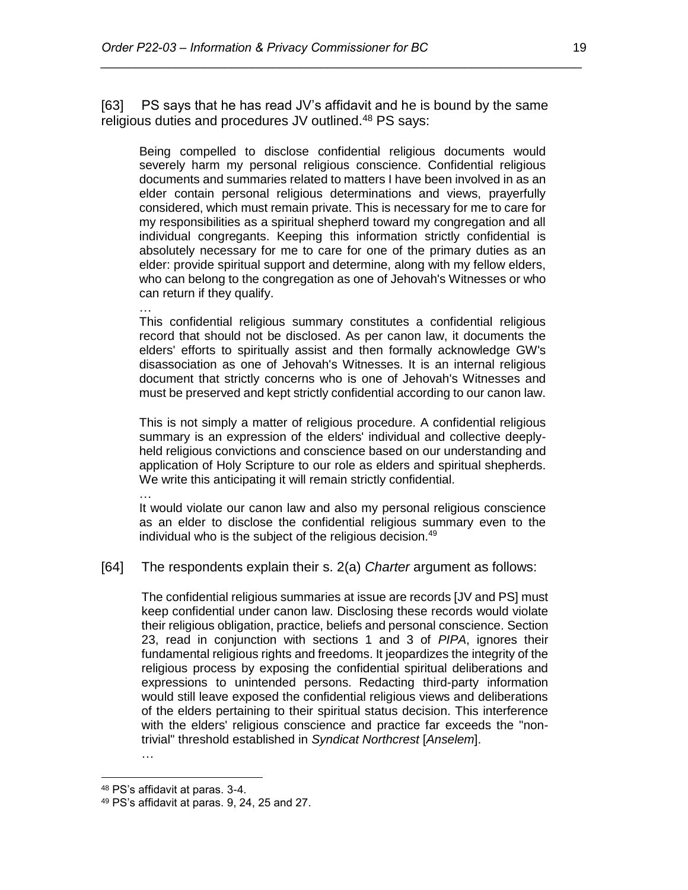[63] PS says that he has read JV's affidavit and he is bound by the same religious duties and procedures JV outlined.[48] PS says:

> Being compelled to disclose confidential religious documents would severely harm my personal religious conscience. Confidential religious documents and summaries related to matters I have been involved in as an elder contain personal religious determinations and views, prayerfully considered, which must remain private. This is necessary for me to care for my responsibilities as a spiritual shepherd toward my congregation and all individual congregants. Keeping this information strictly confidential is absolutely necessary for me to care for one of the primary duties as an elder: provide spiritual support and determine, along with my fellow elders, who can belong to the congregation as one of Jehovah's Witnesses or who can return if they qualify.
>
> …
>
> This confidential religious summary constitutes a confidential religious record that should not be disclosed. As per canon law, it documents the elders' efforts to spiritually assist and then formally acknowledge GW's disassociation as one of Jehovah's Witnesses. It is an internal religious document that strictly concerns who is one of Jehovah's Witnesses and must be preserved and kept strictly confidential according to our canon law.
>
> This is not simply a matter of religious procedure. A confidential religious summary is an expression of the elders' individual and collective deeply-held religious convictions and conscience based on our understanding and application of Holy Scripture to our role as elders and spiritual shepherds. We write this anticipating it will remain strictly confidential.
>
> …
>
> It would violate our canon law and also my personal religious conscience as an elder to disclose the confidential religious summary even to the individual who is the subject of the religious decision.[49]

[64] The respondents explain their s. 2(a) *Charter* argument as follows:

> The confidential religious summaries at issue are records [JV and PS] must keep confidential under canon law. Disclosing these records would violate their religious obligation, practice, beliefs and personal conscience. Section 23, read in conjunction with sections 1 and 3 of *PIPA*, ignores their fundamental religious rights and freedoms. It jeopardizes the integrity of the religious process by exposing the confidential spiritual deliberations and expressions to unintended persons. Redacting third-party information would still leave exposed the confidential religious views and deliberations of the elders pertaining to their spiritual status decision. This interference with the elders' religious conscience and practice far exceeds the "non-trivial" threshold established in *Syndicat Northcrest* [*Anselem*].
>
> …

---

[48] PS's affidavit at paras. 3-4.

[49] PS's affidavit at paras. 9, 24, 25 and 27.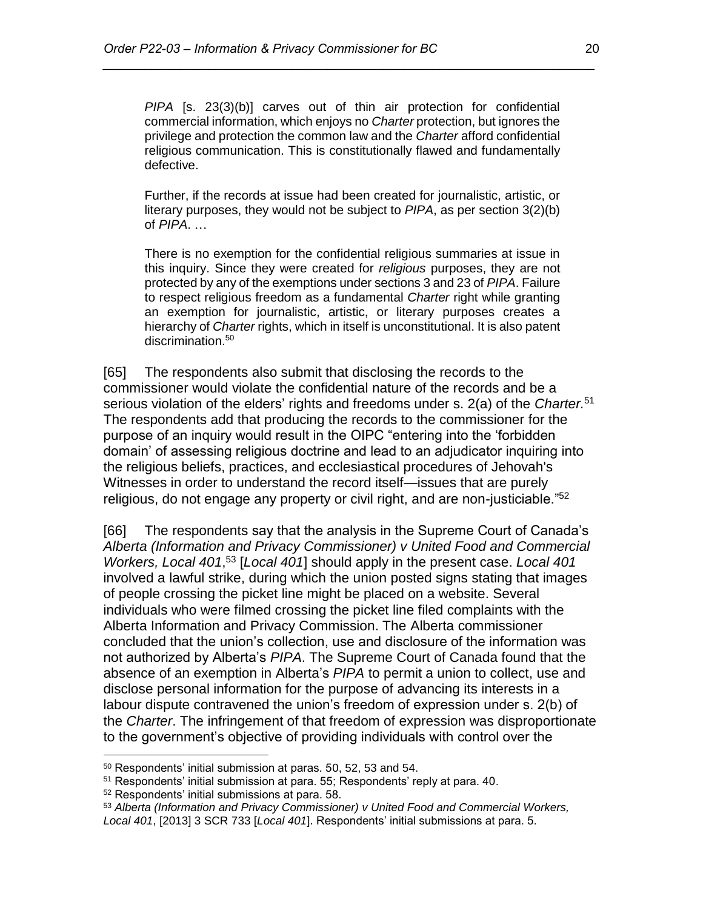> *PIPA* [s. 23(3)(b)] carves out of thin air protection for confidential commercial information, which enjoys no *Charter* protection, but ignores the privilege and protection the common law and the *Charter* afford confidential religious communication. This is constitutionally flawed and fundamentally defective.
>
> Further, if the records at issue had been created for journalistic, artistic, or literary purposes, they would not be subject to *PIPA*, as per section 3(2)(b) of *PIPA*. …
>
> There is no exemption for the confidential religious summaries at issue in this inquiry. Since they were created for *religious* purposes, they are not protected by any of the exemptions under sections 3 and 23 of *PIPA*. Failure to respect religious freedom as a fundamental *Charter* right while granting an exemption for journalistic, artistic, or literary purposes creates a hierarchy of *Charter* rights, which in itself is unconstitutional. It is also patent discrimination.[50]

[65] The respondents also submit that disclosing the records to the commissioner would violate the confidential nature of the records and be a serious violation of the elders' rights and freedoms under s. 2(a) of the *Charter.*[51] The respondents add that producing the records to the commissioner for the purpose of an inquiry would result in the OIPC "entering into the 'forbidden domain' of assessing religious doctrine and lead to an adjudicator inquiring into the religious beliefs, practices, and ecclesiastical procedures of Jehovah's Witnesses in order to understand the record itself—issues that are purely religious, do not engage any property or civil right, and are non-justiciable."[52]

[66] The respondents say that the analysis in the Supreme Court of Canada's *Alberta (Information and Privacy Commissioner) v United Food and Commercial Workers, Local 401*,[53] [*Local 401*] should apply in the present case. *Local 401* involved a lawful strike, during which the union posted signs stating that images of people crossing the picket line might be placed on a website. Several individuals who were filmed crossing the picket line filed complaints with the Alberta Information and Privacy Commission. The Alberta commissioner concluded that the union's collection, use and disclosure of the information was not authorized by Alberta's *PIPA*. The Supreme Court of Canada found that the absence of an exemption in Alberta's *PIPA* to permit a union to collect, use and disclose personal information for the purpose of advancing its interests in a labour dispute contravened the union's freedom of expression under s. 2(b) of the *Charter*. The infringement of that freedom of expression was disproportionate to the government's objective of providing individuals with control over the

---

[50] Respondents' initial submission at paras. 50, 52, 53 and 54.

[51] Respondents' initial submission at para. 55; Respondents' reply at para. 40.

[52] Respondents' initial submissions at para. 58.

[53] *Alberta (Information and Privacy Commissioner) v United Food and Commercial Workers, Local 401*, [2013] 3 SCR 733 [*Local 401*]. Respondents' initial submissions at para. 5.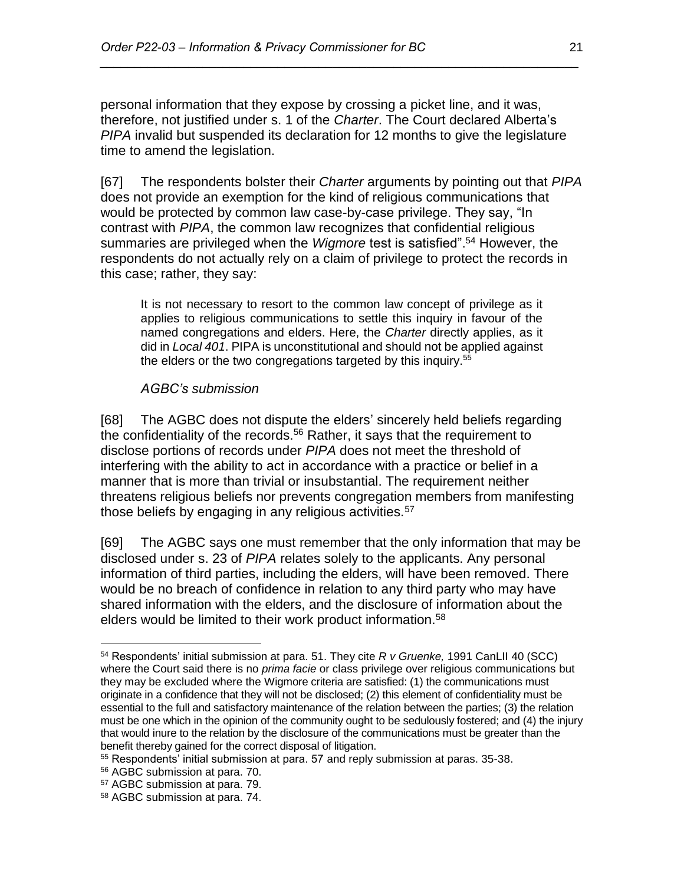personal information that they expose by crossing a picket line, and it was, therefore, not justified under s. 1 of the *Charter*. The Court declared Alberta's *PIPA* invalid but suspended its declaration for 12 months to give the legislature time to amend the legislation.

[67] The respondents bolster their *Charter* arguments by pointing out that *PIPA* does not provide an exemption for the kind of religious communications that would be protected by common law case-by-case privilege. They say, "In contrast with *PIPA*, the common law recognizes that confidential religious summaries are privileged when the *Wigmore* test is satisfied".[54] However, the respondents do not actually rely on a claim of privilege to protect the records in this case; rather, they say:

> It is not necessary to resort to the common law concept of privilege as it applies to religious communications to settle this inquiry in favour of the named congregations and elders. Here, the *Charter* directly applies, as it did in *Local 401*. PIPA is unconstitutional and should not be applied against the elders or the two congregations targeted by this inquiry.[55]

*AGBC's submission*

[68] The AGBC does not dispute the elders' sincerely held beliefs regarding the confidentiality of the records.[56] Rather, it says that the requirement to disclose portions of records under *PIPA* does not meet the threshold of interfering with the ability to act in accordance with a practice or belief in a manner that is more than trivial or insubstantial. The requirement neither threatens religious beliefs nor prevents congregation members from manifesting those beliefs by engaging in any religious activities.[57]

[69] The AGBC says one must remember that the only information that may be disclosed under s. 23 of *PIPA* relates solely to the applicants. Any personal information of third parties, including the elders, will have been removed. There would be no breach of confidence in relation to any third party who may have shared information with the elders, and the disclosure of information about the elders would be limited to their work product information.[58]

---

[54] Respondents' initial submission at para. 51. They cite *R v Gruenke,* 1991 CanLII 40 (SCC) where the Court said there is no *prima facie* or class privilege over religious communications but they may be excluded where the Wigmore criteria are satisfied: (1) the communications must originate in a confidence that they will not be disclosed; (2) this element of confidentiality must be essential to the full and satisfactory maintenance of the relation between the parties; (3) the relation must be one which in the opinion of the community ought to be sedulously fostered; and (4) the injury that would inure to the relation by the disclosure of the communications must be greater than the benefit thereby gained for the correct disposal of litigation.

[55] Respondents' initial submission at para. 57 and reply submission at paras. 35-38.

[56] AGBC submission at para. 70.

[57] AGBC submission at para. 79.

[58] AGBC submission at para. 74.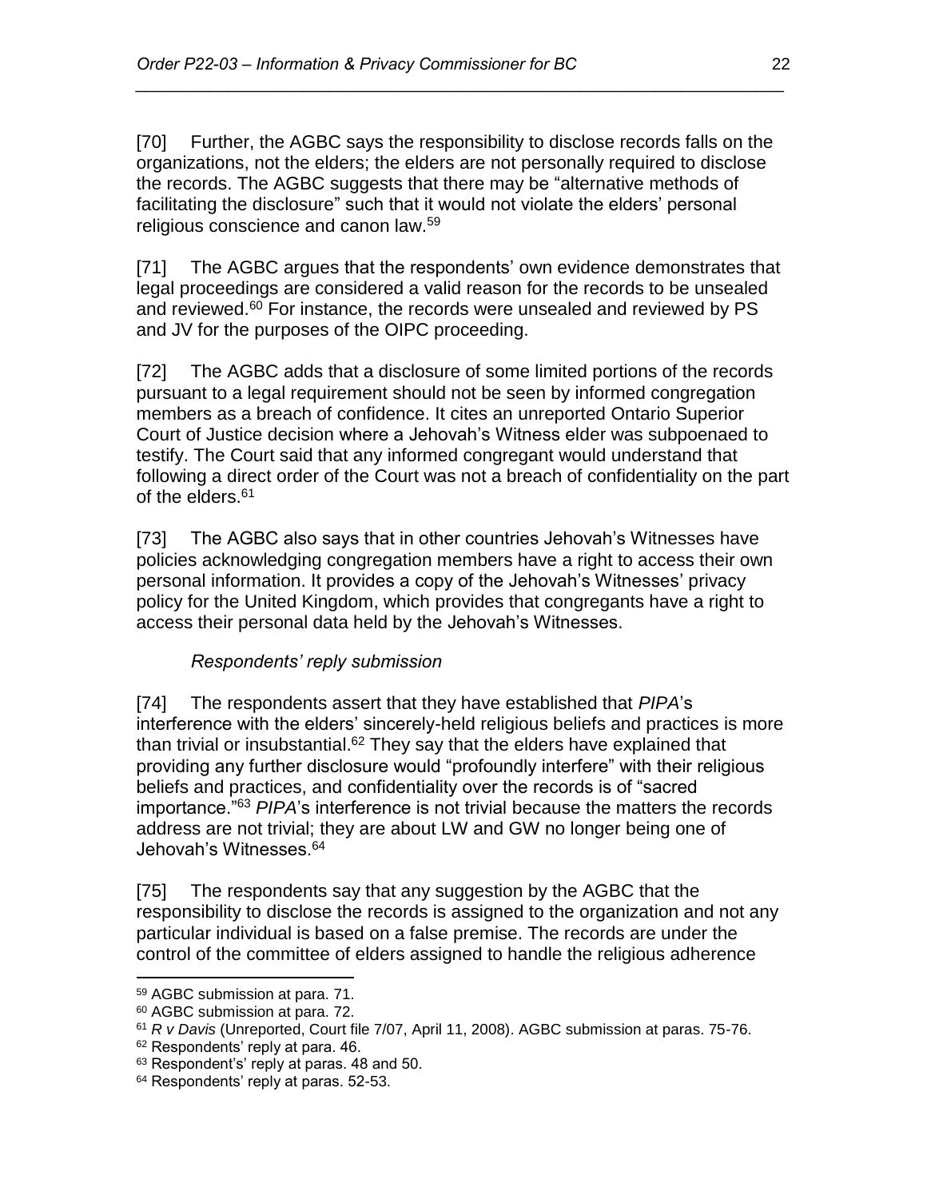[70] Further, the AGBC says the responsibility to disclose records falls on the organizations, not the elders; the elders are not personally required to disclose the records. The AGBC suggests that there may be "alternative methods of facilitating the disclosure" such that it would not violate the elders' personal religious conscience and canon law.[59]

[71] The AGBC argues that the respondents' own evidence demonstrates that legal proceedings are considered a valid reason for the records to be unsealed and reviewed.[60] For instance, the records were unsealed and reviewed by PS and JV for the purposes of the OIPC proceeding.

[72] The AGBC adds that a disclosure of some limited portions of the records pursuant to a legal requirement should not be seen by informed congregation members as a breach of confidence. It cites an unreported Ontario Superior Court of Justice decision where a Jehovah's Witness elder was subpoenaed to testify. The Court said that any informed congregant would understand that following a direct order of the Court was not a breach of confidentiality on the part of the elders.[61]

[73] The AGBC also says that in other countries Jehovah's Witnesses have policies acknowledging congregation members have a right to access their own personal information. It provides a copy of the Jehovah's Witnesses' privacy policy for the United Kingdom, which provides that congregants have a right to access their personal data held by the Jehovah's Witnesses.

*Respondents' reply submission*

[74] The respondents assert that they have established that *PIPA*'s interference with the elders' sincerely-held religious beliefs and practices is more than trivial or insubstantial.[62] They say that the elders have explained that providing any further disclosure would "profoundly interfere" with their religious beliefs and practices, and confidentiality over the records is of "sacred importance."[63] *PIPA*'s interference is not trivial because the matters the records address are not trivial; they are about LW and GW no longer being one of Jehovah's Witnesses.[64]

[75] The respondents say that any suggestion by the AGBC that the responsibility to disclose the records is assigned to the organization and not any particular individual is based on a false premise. The records are under the control of the committee of elders assigned to handle the religious adherence

---

[59] AGBC submission at para. 71.

[60] AGBC submission at para. 72.

[61] *R v Davis* (Unreported, Court file 7/07, April 11, 2008). AGBC submission at paras. 75-76.

[62] Respondents' reply at para. 46.

[63] Respondent's' reply at paras. 48 and 50.

[64] Respondents' reply at paras. 52-53.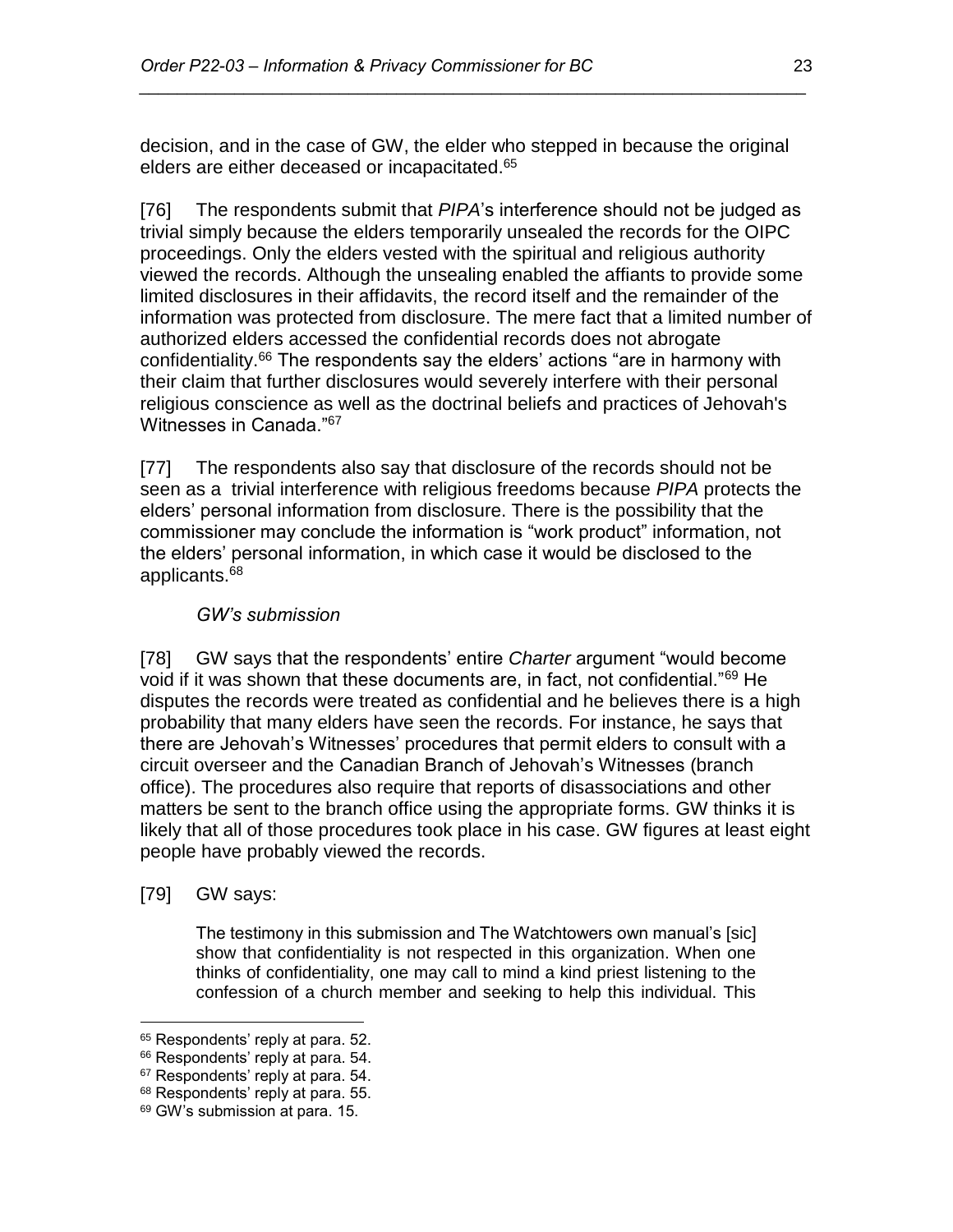decision, and in the case of GW, the elder who stepped in because the original elders are either deceased or incapacitated.[65]

[76] The respondents submit that *PIPA*'s interference should not be judged as trivial simply because the elders temporarily unsealed the records for the OIPC proceedings. Only the elders vested with the spiritual and religious authority viewed the records. Although the unsealing enabled the affiants to provide some limited disclosures in their affidavits, the record itself and the remainder of the information was protected from disclosure. The mere fact that a limited number of authorized elders accessed the confidential records does not abrogate confidentiality.[66] The respondents say the elders' actions "are in harmony with their claim that further disclosures would severely interfere with their personal religious conscience as well as the doctrinal beliefs and practices of Jehovah's Witnesses in Canada."[67]

[77] The respondents also say that disclosure of the records should not be seen as a trivial interference with religious freedoms because *PIPA* protects the elders' personal information from disclosure. There is the possibility that the commissioner may conclude the information is "work product" information, not the elders' personal information, in which case it would be disclosed to the applicants.[68]

*GW's submission*

[78] GW says that the respondents' entire *Charter* argument "would become void if it was shown that these documents are, in fact, not confidential."[69] He disputes the records were treated as confidential and he believes there is a high probability that many elders have seen the records. For instance, he says that there are Jehovah's Witnesses' procedures that permit elders to consult with a circuit overseer and the Canadian Branch of Jehovah's Witnesses (branch office). The procedures also require that reports of disassociations and other matters be sent to the branch office using the appropriate forms. GW thinks it is likely that all of those procedures took place in his case. GW figures at least eight people have probably viewed the records.

[79] GW says:

> The testimony in this submission and The Watchtowers own manual's [sic] show that confidentiality is not respected in this organization. When one thinks of confidentiality, one may call to mind a kind priest listening to the confession of a church member and seeking to help this individual. This

---

[65] Respondents' reply at para. 52.
[66] Respondents' reply at para. 54.
[67] Respondents' reply at para. 54.
[68] Respondents' reply at para. 55.
[69] GW's submission at para. 15.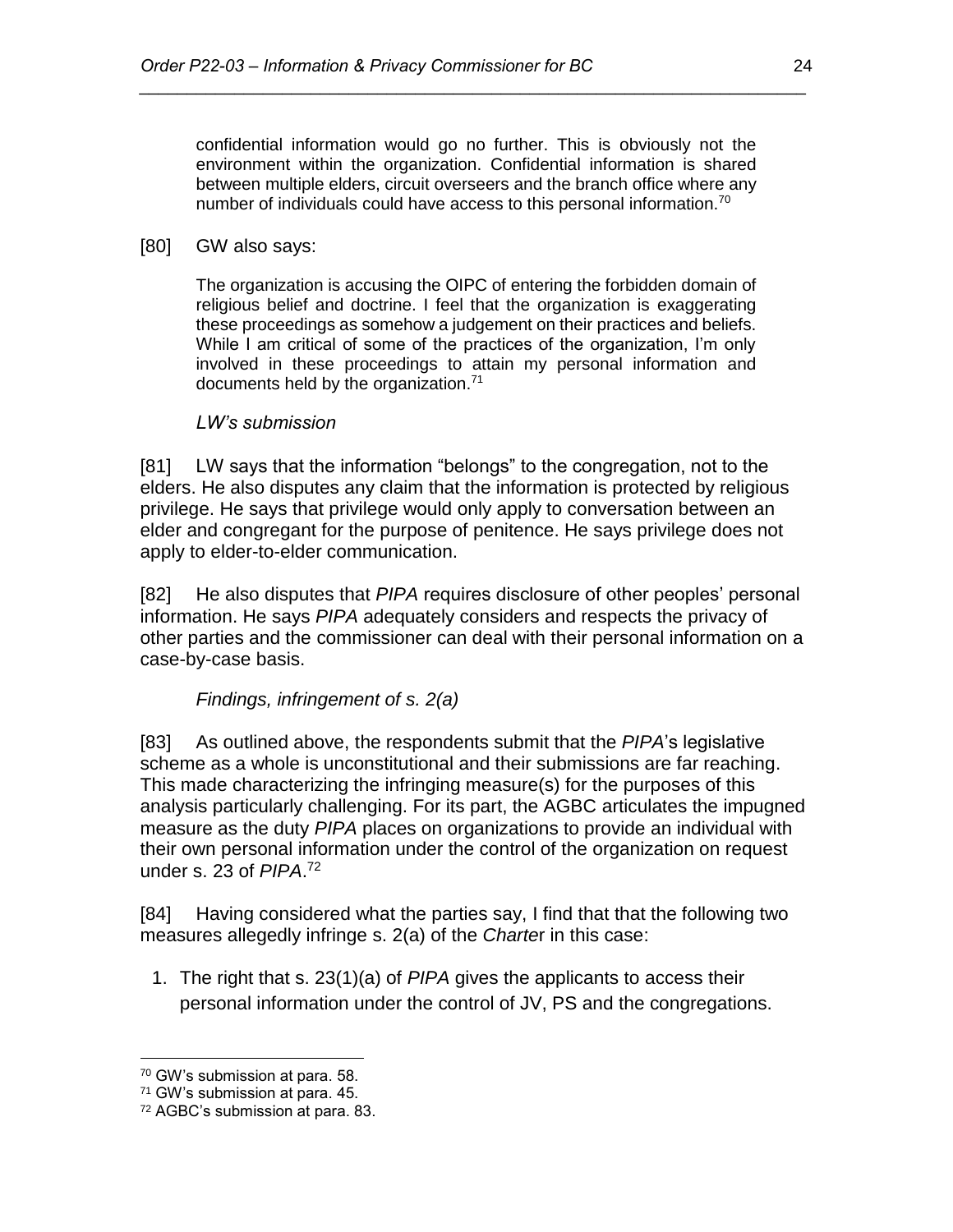> confidential information would go no further. This is obviously not the environment within the organization. Confidential information is shared between multiple elders, circuit overseers and the branch office where any number of individuals could have access to this personal information.[70]

[80] GW also says:

> The organization is accusing the OIPC of entering the forbidden domain of religious belief and doctrine. I feel that the organization is exaggerating these proceedings as somehow a judgement on their practices and beliefs. While I am critical of some of the practices of the organization, I'm only involved in these proceedings to attain my personal information and documents held by the organization.[71]

*LW's submission*

[81] LW says that the information "belongs" to the congregation, not to the elders. He also disputes any claim that the information is protected by religious privilege. He says that privilege would only apply to conversation between an elder and congregant for the purpose of penitence. He says privilege does not apply to elder-to-elder communication.

[82] He also disputes that *PIPA* requires disclosure of other peoples' personal information. He says *PIPA* adequately considers and respects the privacy of other parties and the commissioner can deal with their personal information on a case-by-case basis.

*Findings, infringement of s. 2(a)*

[83] As outlined above, the respondents submit that the *PIPA*'s legislative scheme as a whole is unconstitutional and their submissions are far reaching. This made characterizing the infringing measure(s) for the purposes of this analysis particularly challenging. For its part, the AGBC articulates the impugned measure as the duty *PIPA* places on organizations to provide an individual with their own personal information under the control of the organization on request under s. 23 of *PIPA*.[72]

[84] Having considered what the parties say, I find that that the following two measures allegedly infringe s. 2(a) of the *Charter* in this case:

1. The right that s. 23(1)(a) of *PIPA* gives the applicants to access their personal information under the control of JV, PS and the congregations.

---

[70] GW's submission at para. 58.

[71] GW's submission at para. 45.

[72] AGBC's submission at para. 83.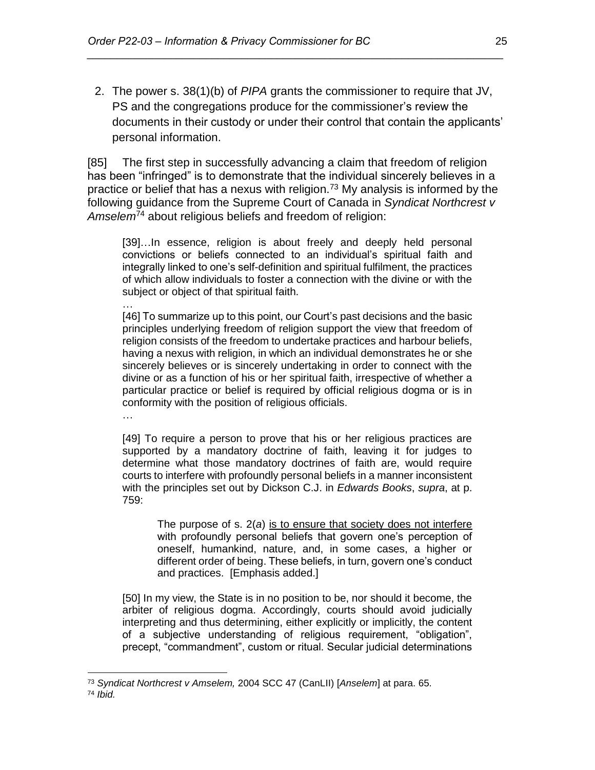2. The power s. 38(1)(b) of *PIPA* grants the commissioner to require that JV, PS and the congregations produce for the commissioner's review the documents in their custody or under their control that contain the applicants' personal information.

[85] The first step in successfully advancing a claim that freedom of religion has been "infringed" is to demonstrate that the individual sincerely believes in a practice or belief that has a nexus with religion.[73] My analysis is informed by the following guidance from the Supreme Court of Canada in *Syndicat Northcrest v Amselem*[74] about religious beliefs and freedom of religion:

> [39]…In essence, religion is about freely and deeply held personal convictions or beliefs connected to an individual's spiritual faith and integrally linked to one's self-definition and spiritual fulfilment, the practices of which allow individuals to foster a connection with the divine or with the subject or object of that spiritual faith.
>
> …
>
> [46] To summarize up to this point, our Court's past decisions and the basic principles underlying freedom of religion support the view that freedom of religion consists of the freedom to undertake practices and harbour beliefs, having a nexus with religion, in which an individual demonstrates he or she sincerely believes or is sincerely undertaking in order to connect with the divine or as a function of his or her spiritual faith, irrespective of whether a particular practice or belief is required by official religious dogma or is in conformity with the position of religious officials.
>
> …
>
> [49] To require a person to prove that his or her religious practices are supported by a mandatory doctrine of faith, leaving it for judges to determine what those mandatory doctrines of faith are, would require courts to interfere with profoundly personal beliefs in a manner inconsistent with the principles set out by Dickson C.J. in *Edwards Books*, *supra*, at p. 759:
>
>> The purpose of s. 2(*a*) <u>is to ensure that society does not interfere</u> with profoundly personal beliefs that govern one's perception of oneself, humankind, nature, and, in some cases, a higher or different order of being. These beliefs, in turn, govern one's conduct and practices. [Emphasis added.]
>
> [50] In my view, the State is in no position to be, nor should it become, the arbiter of religious dogma. Accordingly, courts should avoid judicially interpreting and thus determining, either explicitly or implicitly, the content of a subjective understanding of religious requirement, "obligation", precept, "commandment", custom or ritual. Secular judicial determinations

---

[73] *Syndicat Northcrest v Amselem,* 2004 SCC 47 (CanLII) [*Anselem*] at para. 65.

[74] *Ibid.*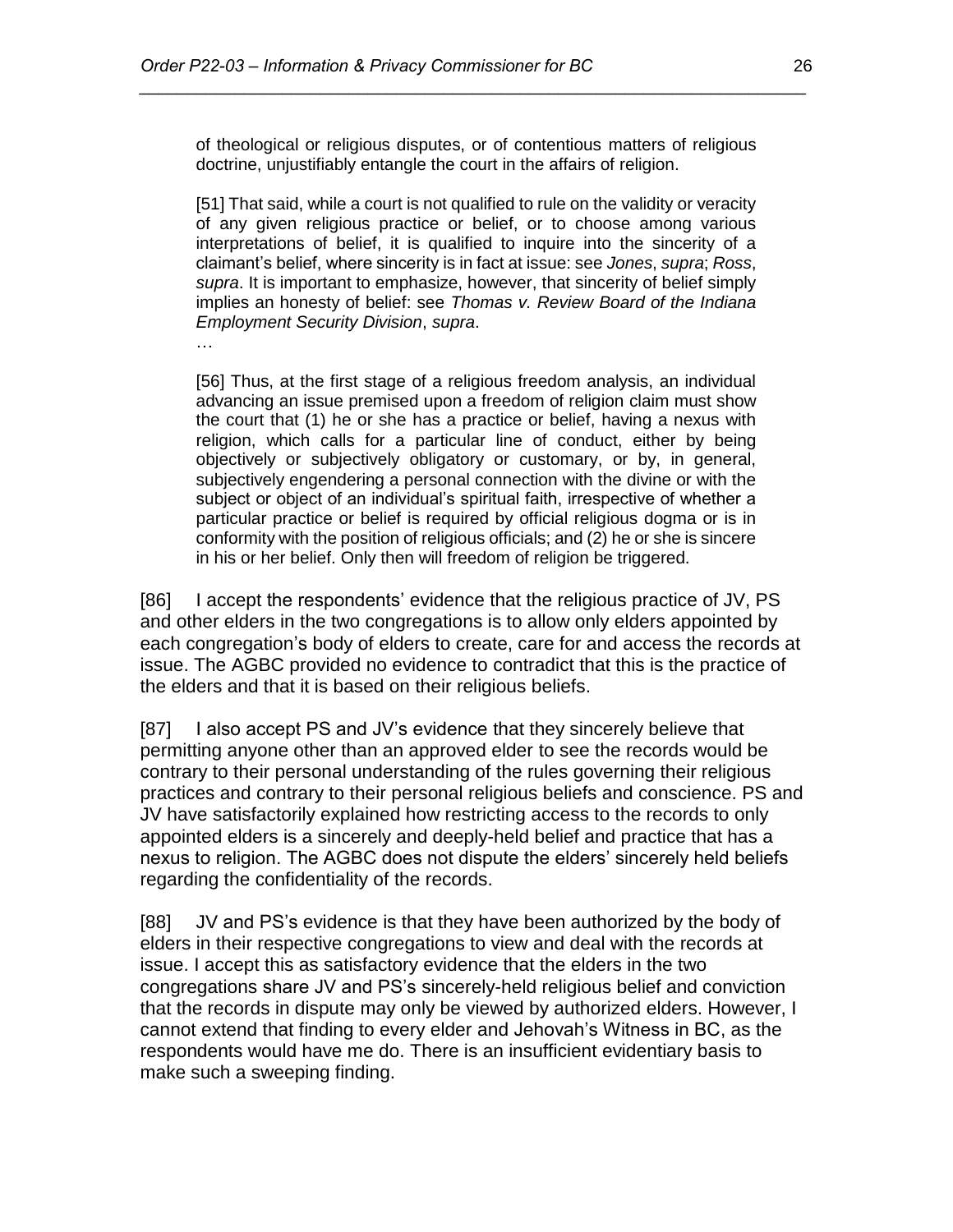> of theological or religious disputes, or of contentious matters of religious doctrine, unjustifiably entangle the court in the affairs of religion.
>
> [51] That said, while a court is not qualified to rule on the validity or veracity of any given religious practice or belief, or to choose among various interpretations of belief, it is qualified to inquire into the sincerity of a claimant's belief, where sincerity is in fact at issue: see *Jones*, *supra*; *Ross*, *supra*. It is important to emphasize, however, that sincerity of belief simply implies an honesty of belief: see *Thomas v. Review Board of the Indiana Employment Security Division*, *supra*.
>
> …
>
> [56] Thus, at the first stage of a religious freedom analysis, an individual advancing an issue premised upon a freedom of religion claim must show the court that (1) he or she has a practice or belief, having a nexus with religion, which calls for a particular line of conduct, either by being objectively or subjectively obligatory or customary, or by, in general, subjectively engendering a personal connection with the divine or with the subject or object of an individual's spiritual faith, irrespective of whether a particular practice or belief is required by official religious dogma or is in conformity with the position of religious officials; and (2) he or she is sincere in his or her belief. Only then will freedom of religion be triggered.

[86] I accept the respondents' evidence that the religious practice of JV, PS and other elders in the two congregations is to allow only elders appointed by each congregation's body of elders to create, care for and access the records at issue. The AGBC provided no evidence to contradict that this is the practice of the elders and that it is based on their religious beliefs.

[87] I also accept PS and JV's evidence that they sincerely believe that permitting anyone other than an approved elder to see the records would be contrary to their personal understanding of the rules governing their religious practices and contrary to their personal religious beliefs and conscience. PS and JV have satisfactorily explained how restricting access to the records to only appointed elders is a sincerely and deeply-held belief and practice that has a nexus to religion. The AGBC does not dispute the elders' sincerely held beliefs regarding the confidentiality of the records.

[88] JV and PS's evidence is that they have been authorized by the body of elders in their respective congregations to view and deal with the records at issue. I accept this as satisfactory evidence that the elders in the two congregations share JV and PS's sincerely-held religious belief and conviction that the records in dispute may only be viewed by authorized elders. However, I cannot extend that finding to every elder and Jehovah's Witness in BC, as the respondents would have me do. There is an insufficient evidentiary basis to make such a sweeping finding.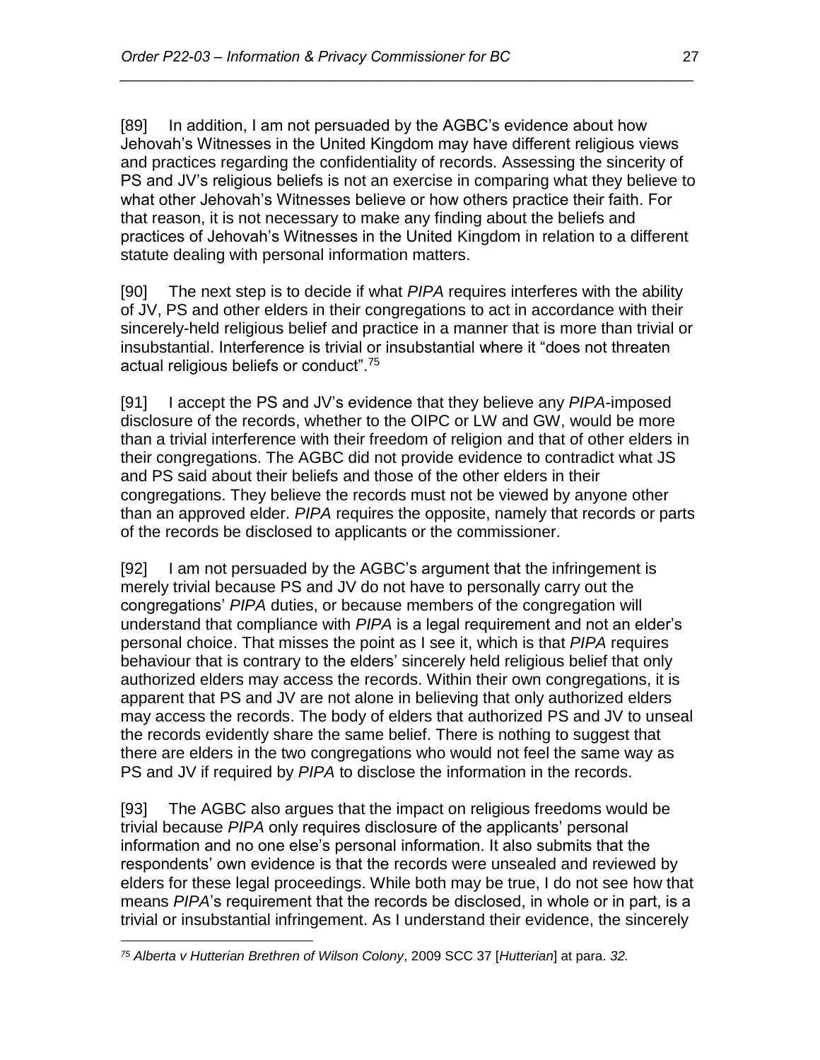[89] In addition, I am not persuaded by the AGBC's evidence about how Jehovah's Witnesses in the United Kingdom may have different religious views and practices regarding the confidentiality of records. Assessing the sincerity of PS and JV's religious beliefs is not an exercise in comparing what they believe to what other Jehovah's Witnesses believe or how others practice their faith. For that reason, it is not necessary to make any finding about the beliefs and practices of Jehovah's Witnesses in the United Kingdom in relation to a different statute dealing with personal information matters.

[90] The next step is to decide if what *PIPA* requires interferes with the ability of JV, PS and other elders in their congregations to act in accordance with their sincerely-held religious belief and practice in a manner that is more than trivial or insubstantial. Interference is trivial or insubstantial where it "does not threaten actual religious beliefs or conduct".[75]

[91] I accept the PS and JV's evidence that they believe any *PIPA*-imposed disclosure of the records, whether to the OIPC or LW and GW, would be more than a trivial interference with their freedom of religion and that of other elders in their congregations. The AGBC did not provide evidence to contradict what JS and PS said about their beliefs and those of the other elders in their congregations. They believe the records must not be viewed by anyone other than an approved elder. *PIPA* requires the opposite, namely that records or parts of the records be disclosed to applicants or the commissioner.

[92] I am not persuaded by the AGBC's argument that the infringement is merely trivial because PS and JV do not have to personally carry out the congregations' *PIPA* duties, or because members of the congregation will understand that compliance with *PIPA* is a legal requirement and not an elder's personal choice. That misses the point as I see it, which is that *PIPA* requires behaviour that is contrary to the elders' sincerely held religious belief that only authorized elders may access the records. Within their own congregations, it is apparent that PS and JV are not alone in believing that only authorized elders may access the records. The body of elders that authorized PS and JV to unseal the records evidently share the same belief. There is nothing to suggest that there are elders in the two congregations who would not feel the same way as PS and JV if required by *PIPA* to disclose the information in the records.

[93] The AGBC also argues that the impact on religious freedoms would be trivial because *PIPA* only requires disclosure of the applicants' personal information and no one else's personal information. It also submits that the respondents' own evidence is that the records were unsealed and reviewed by elders for these legal proceedings. While both may be true, I do not see how that means *PIPA*'s requirement that the records be disclosed, in whole or in part, is a trivial or insubstantial infringement. As I understand their evidence, the sincerely

---

[75] *Alberta v Hutterian Brethren of Wilson Colony*, 2009 SCC 37 [*Hutterian*] at para. *32.*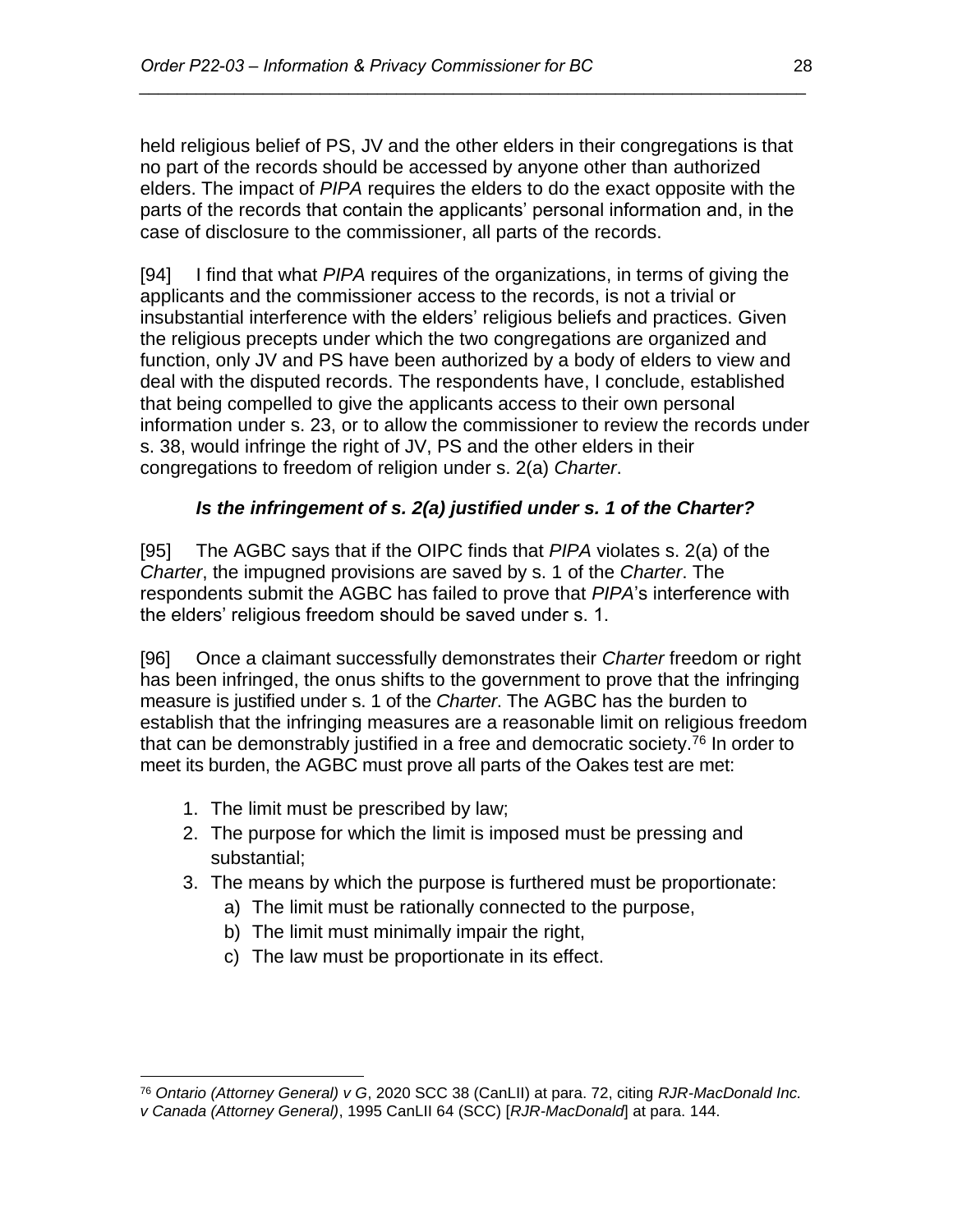held religious belief of PS, JV and the other elders in their congregations is that no part of the records should be accessed by anyone other than authorized elders. The impact of *PIPA* requires the elders to do the exact opposite with the parts of the records that contain the applicants' personal information and, in the case of disclosure to the commissioner, all parts of the records.

[94] I find that what *PIPA* requires of the organizations, in terms of giving the applicants and the commissioner access to the records, is not a trivial or insubstantial interference with the elders' religious beliefs and practices. Given the religious precepts under which the two congregations are organized and function, only JV and PS have been authorized by a body of elders to view and deal with the disputed records. The respondents have, I conclude, established that being compelled to give the applicants access to their own personal information under s. 23, or to allow the commissioner to review the records under s. 38, would infringe the right of JV, PS and the other elders in their congregations to freedom of religion under s. 2(a) *Charter*.

### *Is the infringement of s. 2(a) justified under s. 1 of the Charter?*

[95] The AGBC says that if the OIPC finds that *PIPA* violates s. 2(a) of the *Charter*, the impugned provisions are saved by s. 1 of the *Charter*. The respondents submit the AGBC has failed to prove that *PIPA*'s interference with the elders' religious freedom should be saved under s. 1.

[96] Once a claimant successfully demonstrates their *Charter* freedom or right has been infringed, the onus shifts to the government to prove that the infringing measure is justified under s. 1 of the *Charter*. The AGBC has the burden to establish that the infringing measures are a reasonable limit on religious freedom that can be demonstrably justified in a free and democratic society.[76] In order to meet its burden, the AGBC must prove all parts of the Oakes test are met:

1. The limit must be prescribed by law;
2. The purpose for which the limit is imposed must be pressing and substantial;
3. The means by which the purpose is furthered must be proportionate:
   a) The limit must be rationally connected to the purpose,
   b) The limit must minimally impair the right,
   c) The law must be proportionate in its effect.

---

[76] *Ontario (Attorney General) v G*, 2020 SCC 38 (CanLII) at para. 72, citing *RJR-MacDonald Inc. v Canada (Attorney General)*, 1995 CanLII 64 (SCC) [*RJR-MacDonald*] at para. 144.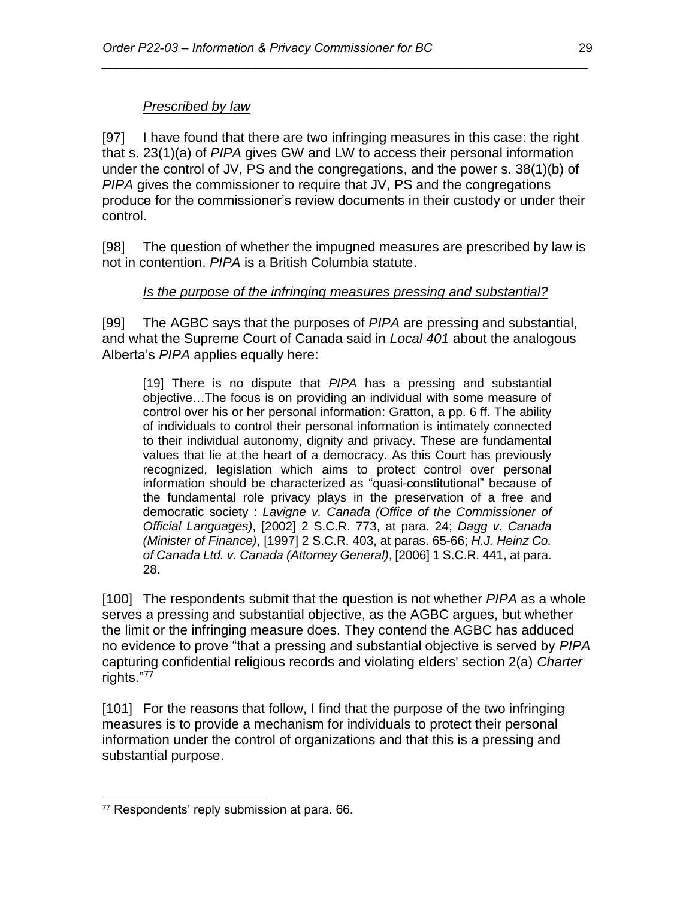*Prescribed by law*

[97] I have found that there are two infringing measures in this case: the right that s. 23(1)(a) of *PIPA* gives GW and LW to access their personal information under the control of JV, PS and the congregations, and the power s. 38(1)(b) of *PIPA* gives the commissioner to require that JV, PS and the congregations produce for the commissioner's review documents in their custody or under their control.

[98] The question of whether the impugned measures are prescribed by law is not in contention. *PIPA* is a British Columbia statute.

*Is the purpose of the infringing measures pressing and substantial?*

[99] The AGBC says that the purposes of *PIPA* are pressing and substantial, and what the Supreme Court of Canada said in *Local 401* about the analogous Alberta's *PIPA* applies equally here:

> [19] There is no dispute that *PIPA* has a pressing and substantial objective…The focus is on providing an individual with some measure of control over his or her personal information: Gratton, a pp. 6 ff. The ability of individuals to control their personal information is intimately connected to their individual autonomy, dignity and privacy. These are fundamental values that lie at the heart of a democracy. As this Court has previously recognized, legislation which aims to protect control over personal information should be characterized as "quasi-constitutional" because of the fundamental role privacy plays in the preservation of a free and democratic society : *Lavigne v. Canada (Office of the Commissioner of Official Languages)*, [2002] 2 S.C.R. 773, at para. 24; *Dagg v. Canada (Minister of Finance)*, [1997] 2 S.C.R. 403, at paras. 65-66; *H.J. Heinz Co. of Canada Ltd. v. Canada (Attorney General)*, [2006] 1 S.C.R. 441, at para. 28.

[100] The respondents submit that the question is not whether *PIPA* as a whole serves a pressing and substantial objective, as the AGBC argues, but whether the limit or the infringing measure does. They contend the AGBC has adduced no evidence to prove "that a pressing and substantial objective is served by *PIPA* capturing confidential religious records and violating elders' section 2(a) *Charter* rights."[77]

[101] For the reasons that follow, I find that the purpose of the two infringing measures is to provide a mechanism for individuals to protect their personal information under the control of organizations and that this is a pressing and substantial purpose.

[77] Respondents' reply submission at para. 66.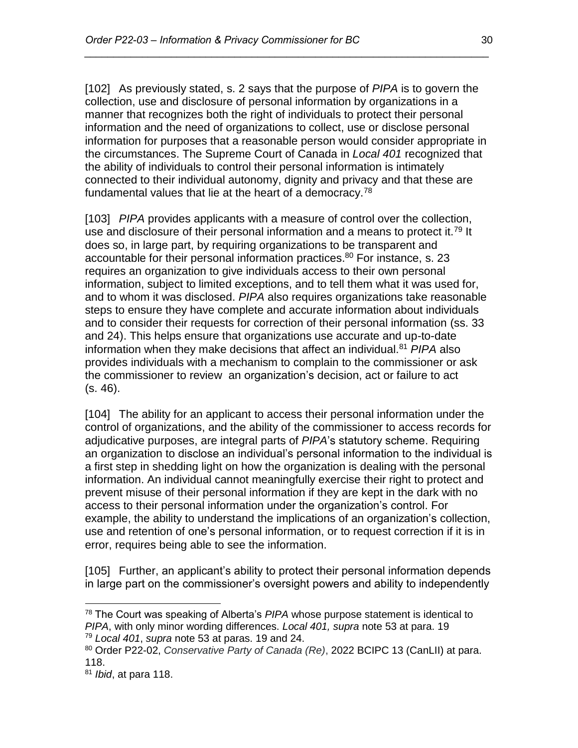[102] As previously stated, s. 2 says that the purpose of *PIPA* is to govern the collection, use and disclosure of personal information by organizations in a manner that recognizes both the right of individuals to protect their personal information and the need of organizations to collect, use or disclose personal information for purposes that a reasonable person would consider appropriate in the circumstances. The Supreme Court of Canada in *Local 401* recognized that the ability of individuals to control their personal information is intimately connected to their individual autonomy, dignity and privacy and that these are fundamental values that lie at the heart of a democracy.[78]

[103] *PIPA* provides applicants with a measure of control over the collection, use and disclosure of their personal information and a means to protect it.[79] It does so, in large part, by requiring organizations to be transparent and accountable for their personal information practices.[80] For instance, s. 23 requires an organization to give individuals access to their own personal information, subject to limited exceptions, and to tell them what it was used for, and to whom it was disclosed. *PIPA* also requires organizations take reasonable steps to ensure they have complete and accurate information about individuals and to consider their requests for correction of their personal information (ss. 33 and 24). This helps ensure that organizations use accurate and up-to-date information when they make decisions that affect an individual.[81] *PIPA* also provides individuals with a mechanism to complain to the commissioner or ask the commissioner to review an organization's decision, act or failure to act (s. 46).

[104] The ability for an applicant to access their personal information under the control of organizations, and the ability of the commissioner to access records for adjudicative purposes, are integral parts of *PIPA*'s statutory scheme. Requiring an organization to disclose an individual's personal information to the individual is a first step in shedding light on how the organization is dealing with the personal information. An individual cannot meaningfully exercise their right to protect and prevent misuse of their personal information if they are kept in the dark with no access to their personal information under the organization's control. For example, the ability to understand the implications of an organization's collection, use and retention of one's personal information, or to request correction if it is in error, requires being able to see the information.

[105] Further, an applicant's ability to protect their personal information depends in large part on the commissioner's oversight powers and ability to independently

---

[78] The Court was speaking of Alberta's *PIPA* whose purpose statement is identical to *PIPA*, with only minor wording differences. *Local 401, supra* note 53 at para. 19

[79] *Local 401*, *supra* note 53 at paras. 19 and 24.

[80] Order P22-02, *Conservative Party of Canada (Re)*, 2022 BCIPC 13 (CanLII) at para. 118.

[81] *Ibid*, at para 118.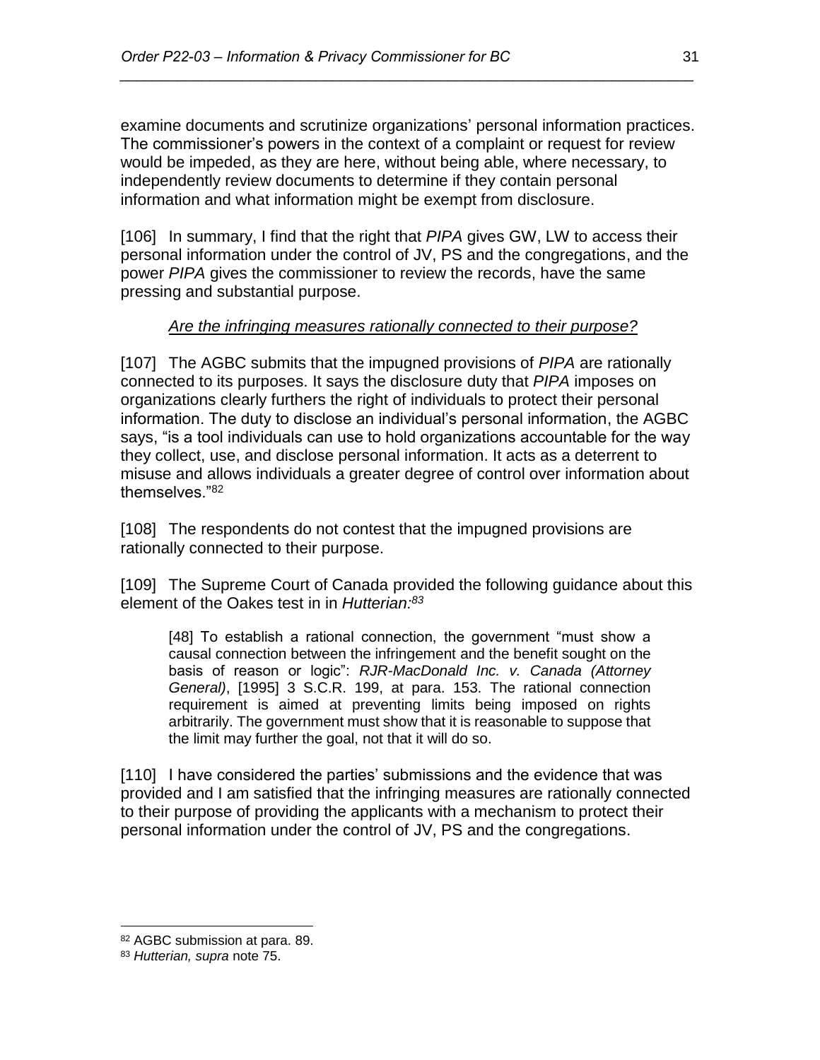examine documents and scrutinize organizations' personal information practices. The commissioner's powers in the context of a complaint or request for review would be impeded, as they are here, without being able, where necessary, to independently review documents to determine if they contain personal information and what information might be exempt from disclosure.

[106] In summary, I find that the right that *PIPA* gives GW, LW to access their personal information under the control of JV, PS and the congregations, and the power *PIPA* gives the commissioner to review the records, have the same pressing and substantial purpose.

*Are the infringing measures rationally connected to their purpose?*

[107] The AGBC submits that the impugned provisions of *PIPA* are rationally connected to its purposes. It says the disclosure duty that *PIPA* imposes on organizations clearly furthers the right of individuals to protect their personal information. The duty to disclose an individual's personal information, the AGBC says, "is a tool individuals can use to hold organizations accountable for the way they collect, use, and disclose personal information. It acts as a deterrent to misuse and allows individuals a greater degree of control over information about themselves."[82]

[108] The respondents do not contest that the impugned provisions are rationally connected to their purpose.

[109] The Supreme Court of Canada provided the following guidance about this element of the Oakes test in in *Hutterian:*[83]

> [48] To establish a rational connection, the government "must show a causal connection between the infringement and the benefit sought on the basis of reason or logic": *RJR-MacDonald Inc. v. Canada (Attorney General)*, [1995] 3 S.C.R. 199, at para. 153. The rational connection requirement is aimed at preventing limits being imposed on rights arbitrarily. The government must show that it is reasonable to suppose that the limit may further the goal, not that it will do so.

[110] I have considered the parties' submissions and the evidence that was provided and I am satisfied that the infringing measures are rationally connected to their purpose of providing the applicants with a mechanism to protect their personal information under the control of JV, PS and the congregations.

---

[82] AGBC submission at para. 89.

[83] *Hutterian, supra* note 75.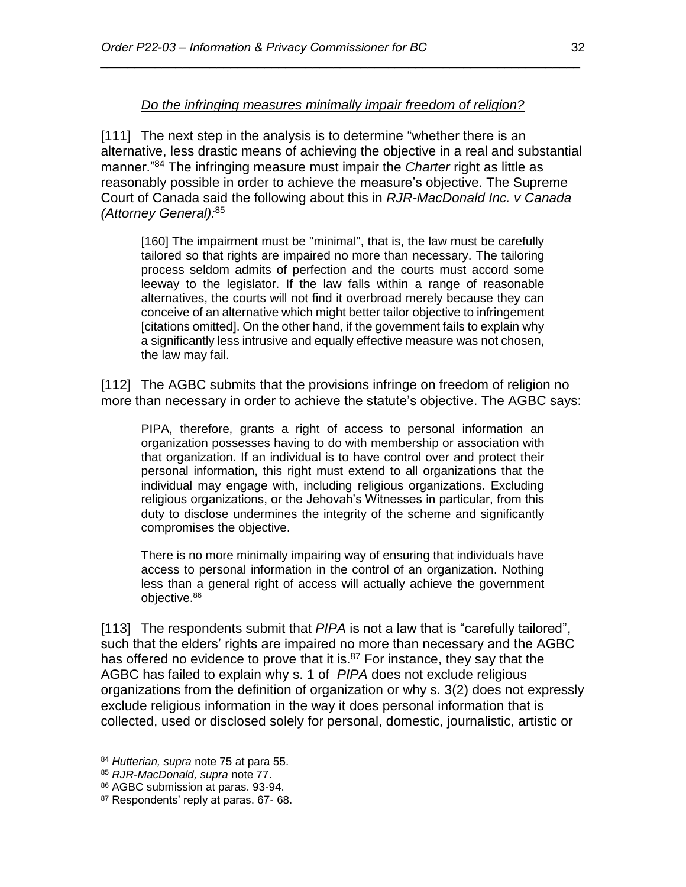*Do the infringing measures minimally impair freedom of religion?*

[111] The next step in the analysis is to determine "whether there is an alternative, less drastic means of achieving the objective in a real and substantial manner."[84] The infringing measure must impair the *Charter* right as little as reasonably possible in order to achieve the measure's objective. The Supreme Court of Canada said the following about this in *RJR-MacDonald Inc. v Canada (Attorney General)*:[85]

> [160] The impairment must be "minimal", that is, the law must be carefully tailored so that rights are impaired no more than necessary. The tailoring process seldom admits of perfection and the courts must accord some leeway to the legislator. If the law falls within a range of reasonable alternatives, the courts will not find it overbroad merely because they can conceive of an alternative which might better tailor objective to infringement [citations omitted]. On the other hand, if the government fails to explain why a significantly less intrusive and equally effective measure was not chosen, the law may fail.

[112] The AGBC submits that the provisions infringe on freedom of religion no more than necessary in order to achieve the statute's objective. The AGBC says:

> PIPA, therefore, grants a right of access to personal information an organization possesses having to do with membership or association with that organization. If an individual is to have control over and protect their personal information, this right must extend to all organizations that the individual may engage with, including religious organizations. Excluding religious organizations, or the Jehovah's Witnesses in particular, from this duty to disclose undermines the integrity of the scheme and significantly compromises the objective.
>
> There is no more minimally impairing way of ensuring that individuals have access to personal information in the control of an organization. Nothing less than a general right of access will actually achieve the government objective.[86]

[113] The respondents submit that *PIPA* is not a law that is "carefully tailored", such that the elders' rights are impaired no more than necessary and the AGBC has offered no evidence to prove that it is.[87] For instance, they say that the AGBC has failed to explain why s. 1 of *PIPA* does not exclude religious organizations from the definition of organization or why s. 3(2) does not expressly exclude religious information in the way it does personal information that is collected, used or disclosed solely for personal, domestic, journalistic, artistic or

---

[84] *Hutterian, supra* note 75 at para 55.

[85] *RJR-MacDonald, supra* note 77.

[86] AGBC submission at paras. 93-94.

[87] Respondents' reply at paras. 67- 68.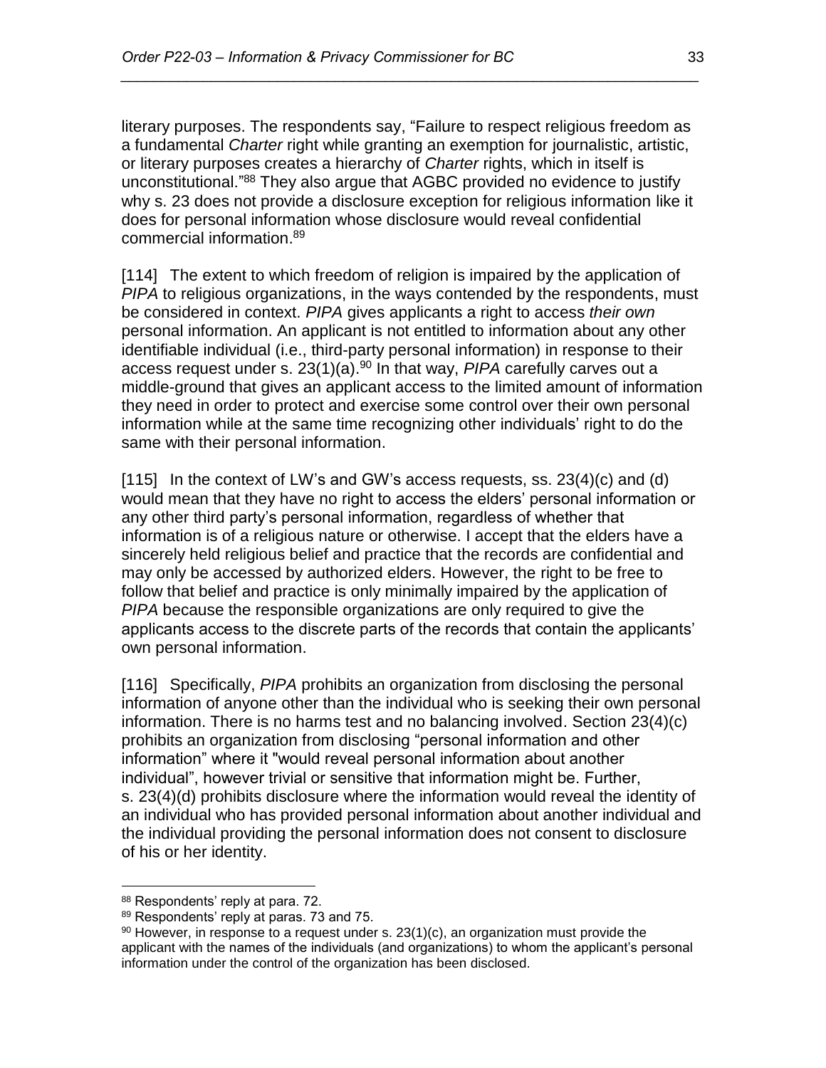literary purposes. The respondents say, "Failure to respect religious freedom as a fundamental *Charter* right while granting an exemption for journalistic, artistic, or literary purposes creates a hierarchy of *Charter* rights, which in itself is unconstitutional."[88] They also argue that AGBC provided no evidence to justify why s. 23 does not provide a disclosure exception for religious information like it does for personal information whose disclosure would reveal confidential commercial information.[89]

[114] The extent to which freedom of religion is impaired by the application of *PIPA* to religious organizations, in the ways contended by the respondents, must be considered in context. *PIPA* gives applicants a right to access *their own* personal information. An applicant is not entitled to information about any other identifiable individual (i.e., third-party personal information) in response to their access request under s. 23(1)(a).[90] In that way, *PIPA* carefully carves out a middle-ground that gives an applicant access to the limited amount of information they need in order to protect and exercise some control over their own personal information while at the same time recognizing other individuals' right to do the same with their personal information.

[115] In the context of LW's and GW's access requests, ss. 23(4)(c) and (d) would mean that they have no right to access the elders' personal information or any other third party's personal information, regardless of whether that information is of a religious nature or otherwise. I accept that the elders have a sincerely held religious belief and practice that the records are confidential and may only be accessed by authorized elders. However, the right to be free to follow that belief and practice is only minimally impaired by the application of *PIPA* because the responsible organizations are only required to give the applicants access to the discrete parts of the records that contain the applicants' own personal information.

[116] Specifically, *PIPA* prohibits an organization from disclosing the personal information of anyone other than the individual who is seeking their own personal information. There is no harms test and no balancing involved. Section 23(4)(c) prohibits an organization from disclosing "personal information and other information" where it "would reveal personal information about another individual", however trivial or sensitive that information might be. Further, s. 23(4)(d) prohibits disclosure where the information would reveal the identity of an individual who has provided personal information about another individual and the individual providing the personal information does not consent to disclosure of his or her identity.

---

[88] Respondents' reply at para. 72.

[89] Respondents' reply at paras. 73 and 75.

[90] However, in response to a request under s. 23(1)(c), an organization must provide the applicant with the names of the individuals (and organizations) to whom the applicant's personal information under the control of the organization has been disclosed.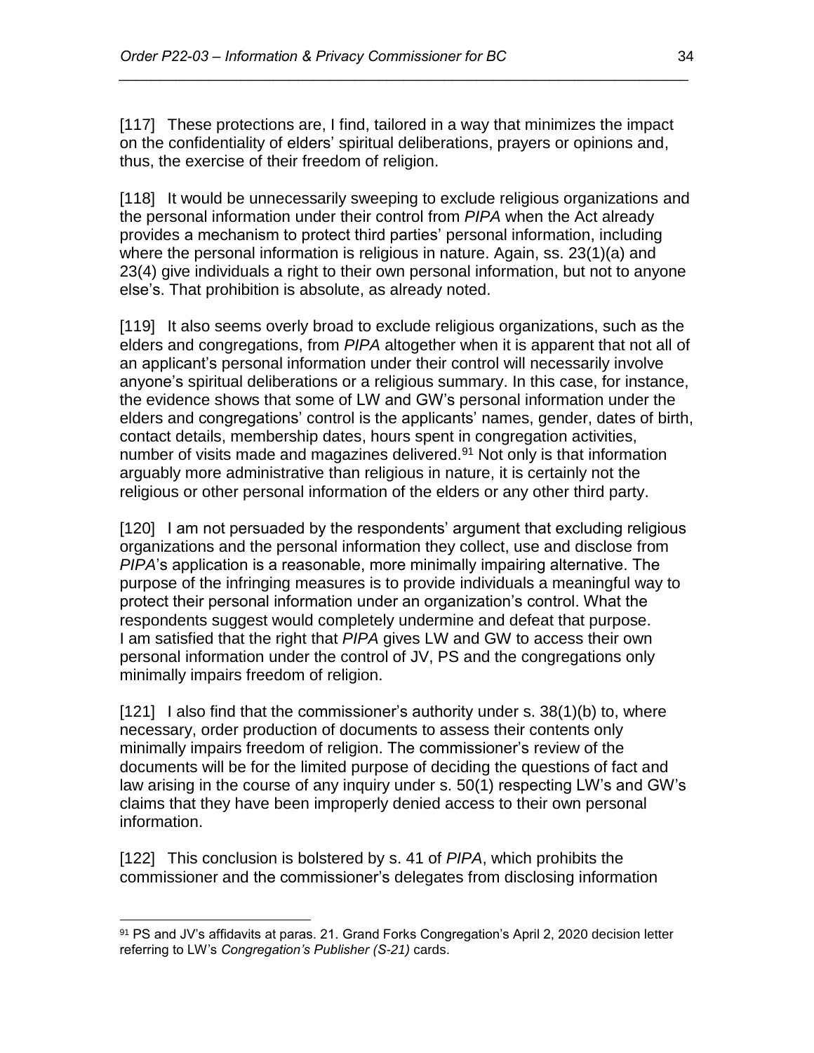[117] These protections are, I find, tailored in a way that minimizes the impact on the confidentiality of elders' spiritual deliberations, prayers or opinions and, thus, the exercise of their freedom of religion.

[118] It would be unnecessarily sweeping to exclude religious organizations and the personal information under their control from *PIPA* when the Act already provides a mechanism to protect third parties' personal information, including where the personal information is religious in nature. Again, ss. 23(1)(a) and 23(4) give individuals a right to their own personal information, but not to anyone else's. That prohibition is absolute, as already noted.

[119] It also seems overly broad to exclude religious organizations, such as the elders and congregations, from *PIPA* altogether when it is apparent that not all of an applicant's personal information under their control will necessarily involve anyone's spiritual deliberations or a religious summary. In this case, for instance, the evidence shows that some of LW and GW's personal information under the elders and congregations' control is the applicants' names, gender, dates of birth, contact details, membership dates, hours spent in congregation activities, number of visits made and magazines delivered.[91] Not only is that information arguably more administrative than religious in nature, it is certainly not the religious or other personal information of the elders or any other third party.

[120] I am not persuaded by the respondents' argument that excluding religious organizations and the personal information they collect, use and disclose from *PIPA*'s application is a reasonable, more minimally impairing alternative. The purpose of the infringing measures is to provide individuals a meaningful way to protect their personal information under an organization's control. What the respondents suggest would completely undermine and defeat that purpose. I am satisfied that the right that *PIPA* gives LW and GW to access their own personal information under the control of JV, PS and the congregations only minimally impairs freedom of religion.

[121] I also find that the commissioner's authority under s. 38(1)(b) to, where necessary, order production of documents to assess their contents only minimally impairs freedom of religion. The commissioner's review of the documents will be for the limited purpose of deciding the questions of fact and law arising in the course of any inquiry under s. 50(1) respecting LW's and GW's claims that they have been improperly denied access to their own personal information.

[122] This conclusion is bolstered by s. 41 of *PIPA*, which prohibits the commissioner and the commissioner's delegates from disclosing information

---

[91] PS and JV's affidavits at paras. 21. Grand Forks Congregation's April 2, 2020 decision letter referring to LW's *Congregation's Publisher (S-21)* cards.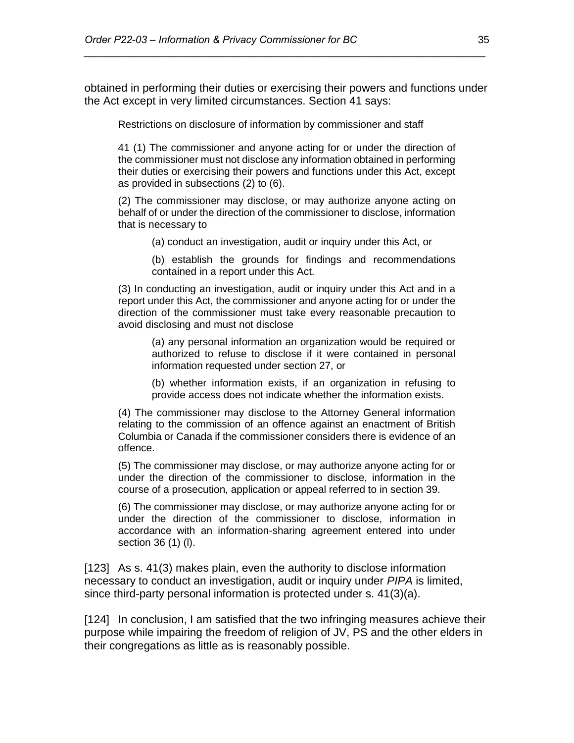obtained in performing their duties or exercising their powers and functions under the Act except in very limited circumstances. Section 41 says:

> Restrictions on disclosure of information by commissioner and staff
>
> 41 (1) The commissioner and anyone acting for or under the direction of the commissioner must not disclose any information obtained in performing their duties or exercising their powers and functions under this Act, except as provided in subsections (2) to (6).
>
> (2) The commissioner may disclose, or may authorize anyone acting on behalf of or under the direction of the commissioner to disclose, information that is necessary to
>
> > (a) conduct an investigation, audit or inquiry under this Act, or
> >
> > (b) establish the grounds for findings and recommendations contained in a report under this Act.
>
> (3) In conducting an investigation, audit or inquiry under this Act and in a report under this Act, the commissioner and anyone acting for or under the direction of the commissioner must take every reasonable precaution to avoid disclosing and must not disclose
>
> > (a) any personal information an organization would be required or authorized to refuse to disclose if it were contained in personal information requested under section 27, or
> >
> > (b) whether information exists, if an organization in refusing to provide access does not indicate whether the information exists.
>
> (4) The commissioner may disclose to the Attorney General information relating to the commission of an offence against an enactment of British Columbia or Canada if the commissioner considers there is evidence of an offence.
>
> (5) The commissioner may disclose, or may authorize anyone acting for or under the direction of the commissioner to disclose, information in the course of a prosecution, application or appeal referred to in section 39.
>
> (6) The commissioner may disclose, or may authorize anyone acting for or under the direction of the commissioner to disclose, information in accordance with an information-sharing agreement entered into under section 36 (1) (l).

[123] As s. 41(3) makes plain, even the authority to disclose information necessary to conduct an investigation, audit or inquiry under *PIPA* is limited, since third-party personal information is protected under s. 41(3)(a).

[124] In conclusion, I am satisfied that the two infringing measures achieve their purpose while impairing the freedom of religion of JV, PS and the other elders in their congregations as little as is reasonably possible.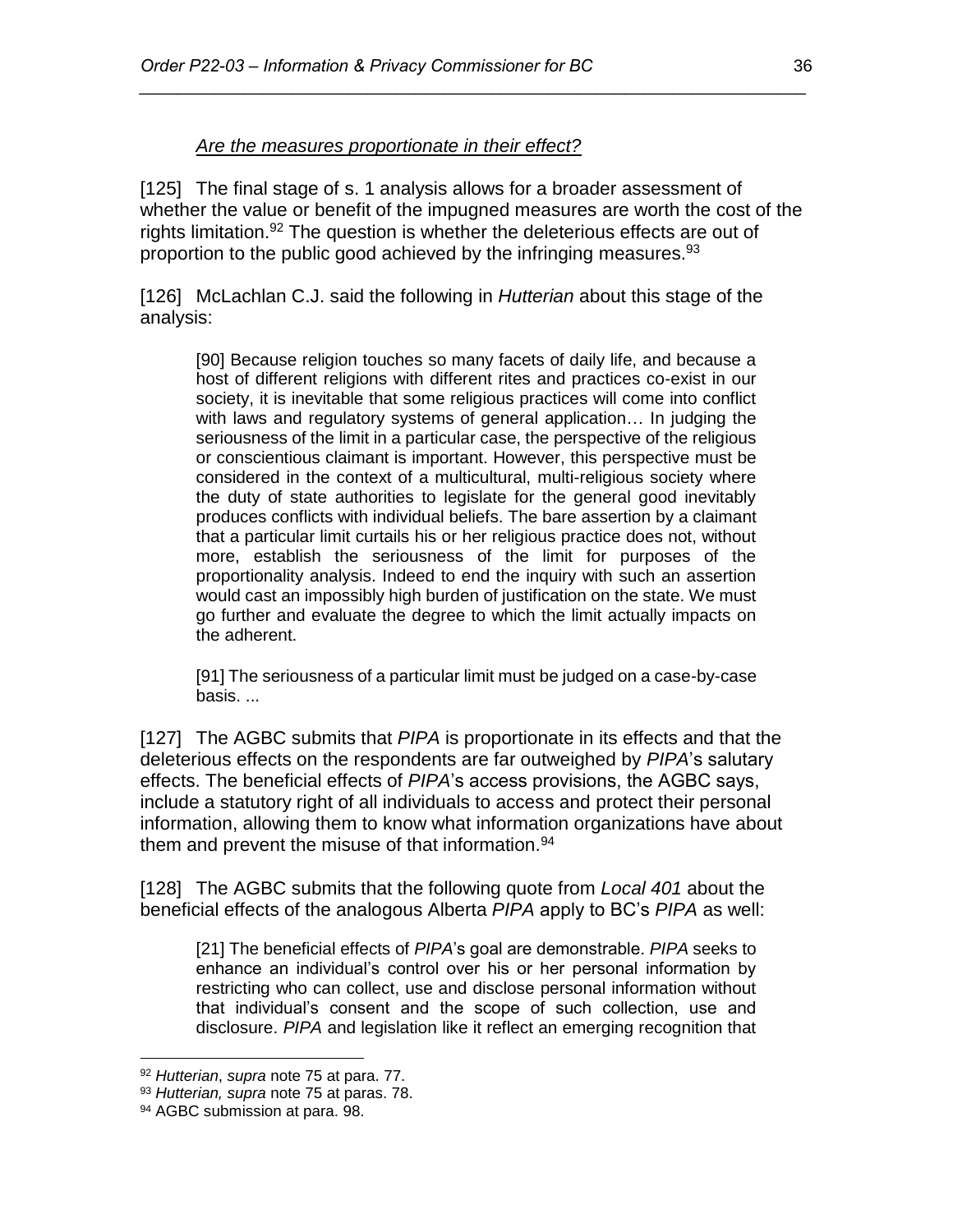*Are the measures proportionate in their effect?*

[125] The final stage of s. 1 analysis allows for a broader assessment of whether the value or benefit of the impugned measures are worth the cost of the rights limitation.[92] The question is whether the deleterious effects are out of proportion to the public good achieved by the infringing measures.[93]

[126] McLachlan C.J. said the following in *Hutterian* about this stage of the analysis:

> [90] Because religion touches so many facets of daily life, and because a host of different religions with different rites and practices co-exist in our society, it is inevitable that some religious practices will come into conflict with laws and regulatory systems of general application… In judging the seriousness of the limit in a particular case, the perspective of the religious or conscientious claimant is important. However, this perspective must be considered in the context of a multicultural, multi-religious society where the duty of state authorities to legislate for the general good inevitably produces conflicts with individual beliefs. The bare assertion by a claimant that a particular limit curtails his or her religious practice does not, without more, establish the seriousness of the limit for purposes of the proportionality analysis. Indeed to end the inquiry with such an assertion would cast an impossibly high burden of justification on the state. We must go further and evaluate the degree to which the limit actually impacts on the adherent.
>
> [91] The seriousness of a particular limit must be judged on a case-by-case basis. ...

[127] The AGBC submits that *PIPA* is proportionate in its effects and that the deleterious effects on the respondents are far outweighed by *PIPA*'s salutary effects. The beneficial effects of *PIPA*'s access provisions, the AGBC says, include a statutory right of all individuals to access and protect their personal information, allowing them to know what information organizations have about them and prevent the misuse of that information.[94]

[128] The AGBC submits that the following quote from *Local 401* about the beneficial effects of the analogous Alberta *PIPA* apply to BC's *PIPA* as well:

> [21] The beneficial effects of *PIPA*'s goal are demonstrable. *PIPA* seeks to enhance an individual's control over his or her personal information by restricting who can collect, use and disclose personal information without that individual's consent and the scope of such collection, use and disclosure. *PIPA* and legislation like it reflect an emerging recognition that

---

[92] *Hutterian*, *supra* note 75 at para. 77.

[93] *Hutterian, supra* note 75 at paras. 78.

[94] AGBC submission at para. 98.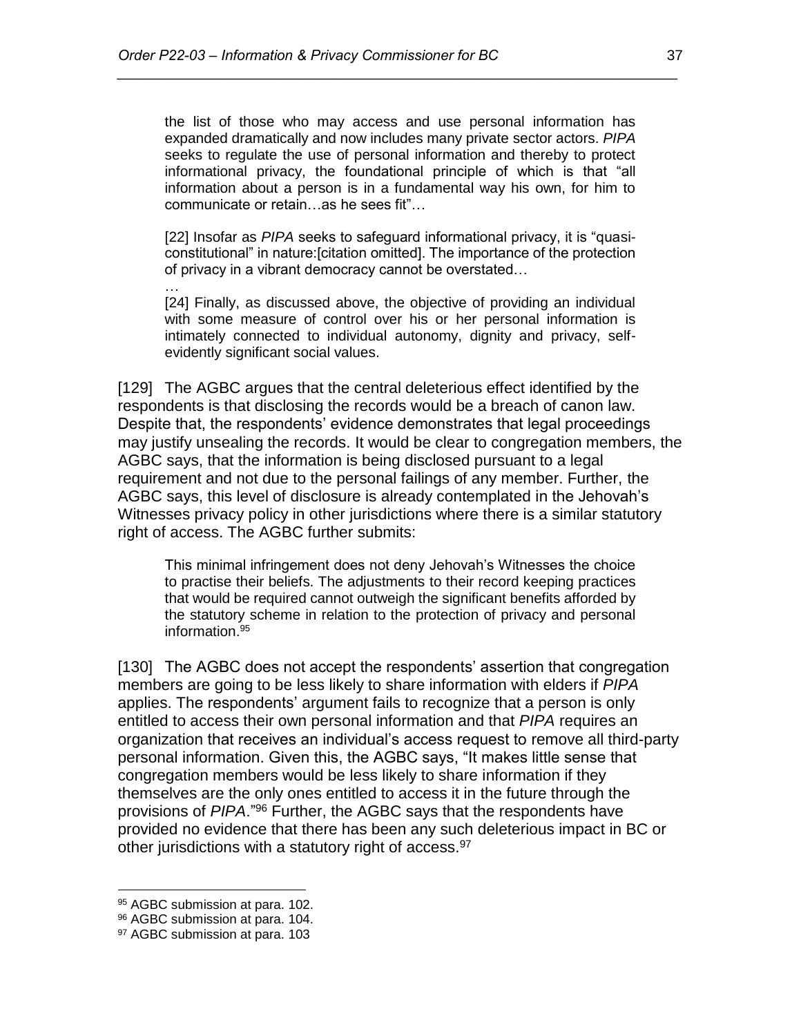> the list of those who may access and use personal information has expanded dramatically and now includes many private sector actors. *PIPA* seeks to regulate the use of personal information and thereby to protect informational privacy, the foundational principle of which is that "all information about a person is in a fundamental way his own, for him to communicate or retain…as he sees fit"…
>
> [22] Insofar as *PIPA* seeks to safeguard informational privacy, it is "quasi-constitutional" in nature:[citation omitted]. The importance of the protection of privacy in a vibrant democracy cannot be overstated…
>
> …
>
> [24] Finally, as discussed above, the objective of providing an individual with some measure of control over his or her personal information is intimately connected to individual autonomy, dignity and privacy, self-evidently significant social values.

[129] The AGBC argues that the central deleterious effect identified by the respondents is that disclosing the records would be a breach of canon law. Despite that, the respondents' evidence demonstrates that legal proceedings may justify unsealing the records. It would be clear to congregation members, the AGBC says, that the information is being disclosed pursuant to a legal requirement and not due to the personal failings of any member. Further, the AGBC says, this level of disclosure is already contemplated in the Jehovah's Witnesses privacy policy in other jurisdictions where there is a similar statutory right of access. The AGBC further submits:

> This minimal infringement does not deny Jehovah's Witnesses the choice to practise their beliefs. The adjustments to their record keeping practices that would be required cannot outweigh the significant benefits afforded by the statutory scheme in relation to the protection of privacy and personal information.[95]

[130] The AGBC does not accept the respondents' assertion that congregation members are going to be less likely to share information with elders if *PIPA* applies. The respondents' argument fails to recognize that a person is only entitled to access their own personal information and that *PIPA* requires an organization that receives an individual's access request to remove all third-party personal information. Given this, the AGBC says, "It makes little sense that congregation members would be less likely to share information if they themselves are the only ones entitled to access it in the future through the provisions of *PIPA*."[96] Further, the AGBC says that the respondents have provided no evidence that there has been any such deleterious impact in BC or other jurisdictions with a statutory right of access.[97]

---

[95] AGBC submission at para. 102.

[96] AGBC submission at para. 104.

[97] AGBC submission at para. 103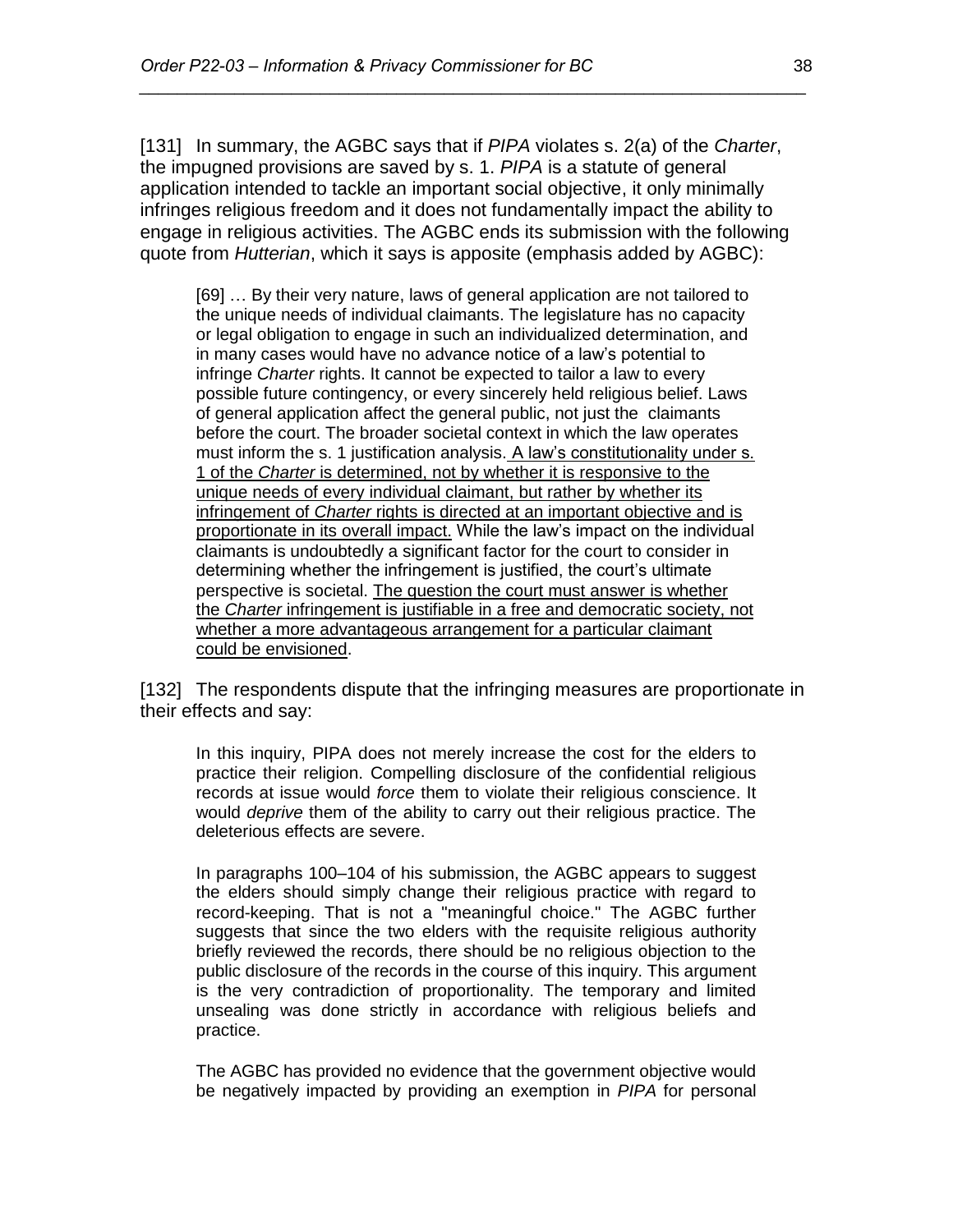[131] In summary, the AGBC says that if *PIPA* violates s. 2(a) of the *Charter*, the impugned provisions are saved by s. 1. *PIPA* is a statute of general application intended to tackle an important social objective, it only minimally infringes religious freedom and it does not fundamentally impact the ability to engage in religious activities. The AGBC ends its submission with the following quote from *Hutterian*, which it says is apposite (emphasis added by AGBC):

> [69] … By their very nature, laws of general application are not tailored to the unique needs of individual claimants. The legislature has no capacity or legal obligation to engage in such an individualized determination, and in many cases would have no advance notice of a law's potential to infringe *Charter* rights. It cannot be expected to tailor a law to every possible future contingency, or every sincerely held religious belief. Laws of general application affect the general public, not just the claimants before the court. The broader societal context in which the law operates must inform the s. 1 justification analysis. <u>A law's constitutionality under s. 1 of the *Charter* is determined, not by whether it is responsive to the unique needs of every individual claimant, but rather by whether its infringement of *Charter* rights is directed at an important objective and is proportionate in its overall impact.</u> While the law's impact on the individual claimants is undoubtedly a significant factor for the court to consider in determining whether the infringement is justified, the court's ultimate perspective is societal. <u>The question the court must answer is whether the *Charter* infringement is justifiable in a free and democratic society, not whether a more advantageous arrangement for a particular claimant could be envisioned</u>.

[132] The respondents dispute that the infringing measures are proportionate in their effects and say:

> In this inquiry, PIPA does not merely increase the cost for the elders to practice their religion. Compelling disclosure of the confidential religious records at issue would *force* them to violate their religious conscience. It would *deprive* them of the ability to carry out their religious practice. The deleterious effects are severe.
>
> In paragraphs 100–104 of his submission, the AGBC appears to suggest the elders should simply change their religious practice with regard to record-keeping. That is not a "meaningful choice." The AGBC further suggests that since the two elders with the requisite religious authority briefly reviewed the records, there should be no religious objection to the public disclosure of the records in the course of this inquiry. This argument is the very contradiction of proportionality. The temporary and limited unsealing was done strictly in accordance with religious beliefs and practice.
>
> The AGBC has provided no evidence that the government objective would be negatively impacted by providing an exemption in *PIPA* for personal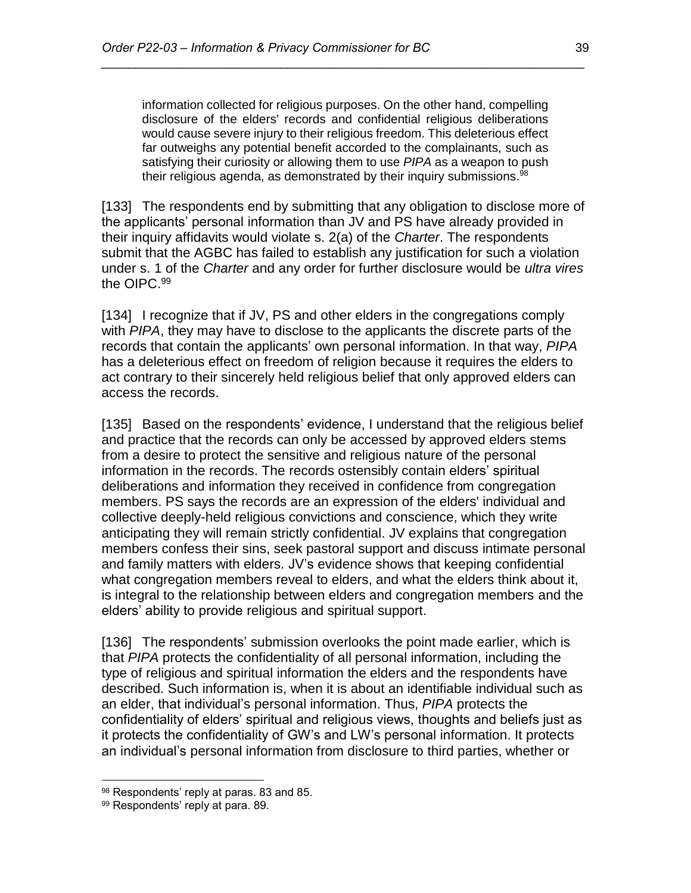> information collected for religious purposes. On the other hand, compelling disclosure of the elders' records and confidential religious deliberations would cause severe injury to their religious freedom. This deleterious effect far outweighs any potential benefit accorded to the complainants, such as satisfying their curiosity or allowing them to use *PIPA* as a weapon to push their religious agenda, as demonstrated by their inquiry submissions.[98]

[133] The respondents end by submitting that any obligation to disclose more of the applicants' personal information than JV and PS have already provided in their inquiry affidavits would violate s. 2(a) of the *Charter*. The respondents submit that the AGBC has failed to establish any justification for such a violation under s. 1 of the *Charter* and any order for further disclosure would be *ultra vires* the OIPC.[99]

[134] I recognize that if JV, PS and other elders in the congregations comply with *PIPA*, they may have to disclose to the applicants the discrete parts of the records that contain the applicants' own personal information. In that way, *PIPA* has a deleterious effect on freedom of religion because it requires the elders to act contrary to their sincerely held religious belief that only approved elders can access the records.

[135] Based on the respondents' evidence, I understand that the religious belief and practice that the records can only be accessed by approved elders stems from a desire to protect the sensitive and religious nature of the personal information in the records. The records ostensibly contain elders' spiritual deliberations and information they received in confidence from congregation members. PS says the records are an expression of the elders' individual and collective deeply-held religious convictions and conscience, which they write anticipating they will remain strictly confidential. JV explains that congregation members confess their sins, seek pastoral support and discuss intimate personal and family matters with elders. JV's evidence shows that keeping confidential what congregation members reveal to elders, and what the elders think about it, is integral to the relationship between elders and congregation members and the elders' ability to provide religious and spiritual support.

[136] The respondents' submission overlooks the point made earlier, which is that *PIPA* protects the confidentiality of all personal information, including the type of religious and spiritual information the elders and the respondents have described. Such information is, when it is about an identifiable individual such as an elder, that individual's personal information. Thus, *PIPA* protects the confidentiality of elders' spiritual and religious views, thoughts and beliefs just as it protects the confidentiality of GW's and LW's personal information. It protects an individual's personal information from disclosure to third parties, whether or

---

[98] Respondents' reply at paras. 83 and 85.

[99] Respondents' reply at para. 89.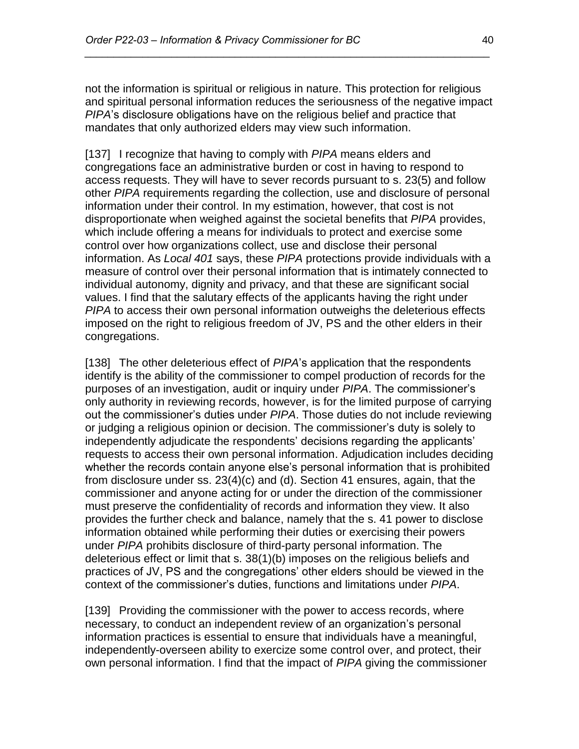not the information is spiritual or religious in nature. This protection for religious and spiritual personal information reduces the seriousness of the negative impact *PIPA*'s disclosure obligations have on the religious belief and practice that mandates that only authorized elders may view such information.

[137] I recognize that having to comply with *PIPA* means elders and congregations face an administrative burden or cost in having to respond to access requests. They will have to sever records pursuant to s. 23(5) and follow other *PIPA* requirements regarding the collection, use and disclosure of personal information under their control. In my estimation, however, that cost is not disproportionate when weighed against the societal benefits that *PIPA* provides, which include offering a means for individuals to protect and exercise some control over how organizations collect, use and disclose their personal information. As *Local 401* says, these *PIPA* protections provide individuals with a measure of control over their personal information that is intimately connected to individual autonomy, dignity and privacy, and that these are significant social values. I find that the salutary effects of the applicants having the right under *PIPA* to access their own personal information outweighs the deleterious effects imposed on the right to religious freedom of JV, PS and the other elders in their congregations.

[138] The other deleterious effect of *PIPA*'s application that the respondents identify is the ability of the commissioner to compel production of records for the purposes of an investigation, audit or inquiry under *PIPA*. The commissioner's only authority in reviewing records, however, is for the limited purpose of carrying out the commissioner's duties under *PIPA*. Those duties do not include reviewing or judging a religious opinion or decision. The commissioner's duty is solely to independently adjudicate the respondents' decisions regarding the applicants' requests to access their own personal information. Adjudication includes deciding whether the records contain anyone else's personal information that is prohibited from disclosure under ss. 23(4)(c) and (d). Section 41 ensures, again, that the commissioner and anyone acting for or under the direction of the commissioner must preserve the confidentiality of records and information they view. It also provides the further check and balance, namely that the s. 41 power to disclose information obtained while performing their duties or exercising their powers under *PIPA* prohibits disclosure of third-party personal information. The deleterious effect or limit that s. 38(1)(b) imposes on the religious beliefs and practices of JV, PS and the congregations' other elders should be viewed in the context of the commissioner's duties, functions and limitations under *PIPA*.

[139] Providing the commissioner with the power to access records, where necessary, to conduct an independent review of an organization's personal information practices is essential to ensure that individuals have a meaningful, independently-overseen ability to exercize some control over, and protect, their own personal information. I find that the impact of *PIPA* giving the commissioner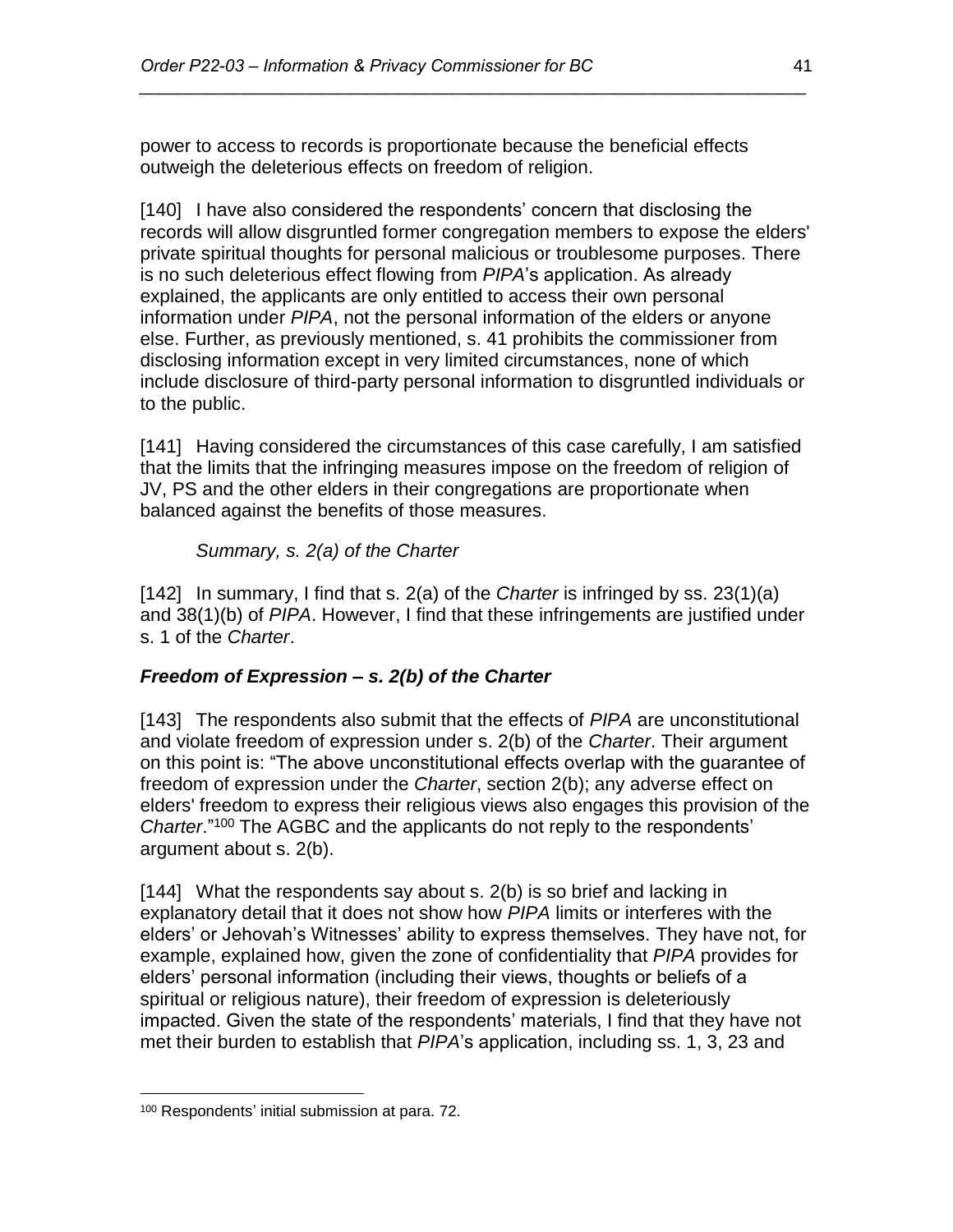power to access to records is proportionate because the beneficial effects outweigh the deleterious effects on freedom of religion.

[140] I have also considered the respondents' concern that disclosing the records will allow disgruntled former congregation members to expose the elders' private spiritual thoughts for personal malicious or troublesome purposes. There is no such deleterious effect flowing from *PIPA*'s application. As already explained, the applicants are only entitled to access their own personal information under *PIPA*, not the personal information of the elders or anyone else. Further, as previously mentioned, s. 41 prohibits the commissioner from disclosing information except in very limited circumstances, none of which include disclosure of third-party personal information to disgruntled individuals or to the public.

[141] Having considered the circumstances of this case carefully, I am satisfied that the limits that the infringing measures impose on the freedom of religion of JV, PS and the other elders in their congregations are proportionate when balanced against the benefits of those measures.

*Summary, s. 2(a) of the Charter*

[142] In summary, I find that s. 2(a) of the *Charter* is infringed by ss. 23(1)(a) and 38(1)(b) of *PIPA*. However, I find that these infringements are justified under s. 1 of the *Charter*.

### ***Freedom of Expression – s. 2(b) of the Charter***

[143] The respondents also submit that the effects of *PIPA* are unconstitutional and violate freedom of expression under s. 2(b) of the *Charter*. Their argument on this point is: "The above unconstitutional effects overlap with the guarantee of freedom of expression under the *Charter*, section 2(b); any adverse effect on elders' freedom to express their religious views also engages this provision of the *Charter*."[100] The AGBC and the applicants do not reply to the respondents' argument about s. 2(b).

[144] What the respondents say about s. 2(b) is so brief and lacking in explanatory detail that it does not show how *PIPA* limits or interferes with the elders' or Jehovah's Witnesses' ability to express themselves. They have not, for example, explained how, given the zone of confidentiality that *PIPA* provides for elders' personal information (including their views, thoughts or beliefs of a spiritual or religious nature), their freedom of expression is deleteriously impacted. Given the state of the respondents' materials, I find that they have not met their burden to establish that *PIPA*'s application, including ss. 1, 3, 23 and

---

[100] Respondents' initial submission at para. 72.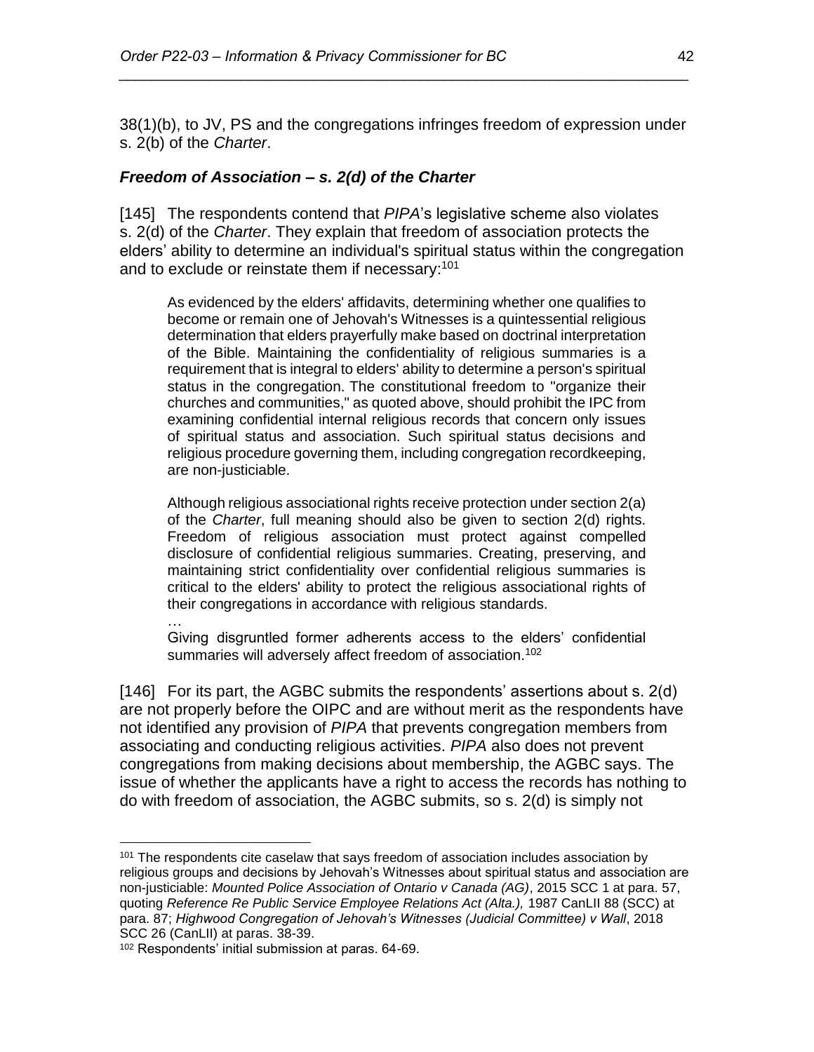38(1)(b), to JV, PS and the congregations infringes freedom of expression under s. 2(b) of the *Charter*.

### *Freedom of Association – s. 2(d) of the Charter*

[145] The respondents contend that *PIPA*'s legislative scheme also violates s. 2(d) of the *Charter*. They explain that freedom of association protects the elders' ability to determine an individual's spiritual status within the congregation and to exclude or reinstate them if necessary:[101]

> As evidenced by the elders' affidavits, determining whether one qualifies to become or remain one of Jehovah's Witnesses is a quintessential religious determination that elders prayerfully make based on doctrinal interpretation of the Bible. Maintaining the confidentiality of religious summaries is a requirement that is integral to elders' ability to determine a person's spiritual status in the congregation. The constitutional freedom to "organize their churches and communities," as quoted above, should prohibit the IPC from examining confidential internal religious records that concern only issues of spiritual status and association. Such spiritual status decisions and religious procedure governing them, including congregation recordkeeping, are non-justiciable.
>
> Although religious associational rights receive protection under section 2(a) of the *Charter*, full meaning should also be given to section 2(d) rights. Freedom of religious association must protect against compelled disclosure of confidential religious summaries. Creating, preserving, and maintaining strict confidentiality over confidential religious summaries is critical to the elders' ability to protect the religious associational rights of their congregations in accordance with religious standards.
>
> …
>
> Giving disgruntled former adherents access to the elders' confidential summaries will adversely affect freedom of association.[102]

[146] For its part, the AGBC submits the respondents' assertions about s. 2(d) are not properly before the OIPC and are without merit as the respondents have not identified any provision of *PIPA* that prevents congregation members from associating and conducting religious activities. *PIPA* also does not prevent congregations from making decisions about membership, the AGBC says. The issue of whether the applicants have a right to access the records has nothing to do with freedom of association, the AGBC submits, so s. 2(d) is simply not

---

[101] The respondents cite caselaw that says freedom of association includes association by religious groups and decisions by Jehovah's Witnesses about spiritual status and association are non-justiciable: *Mounted Police Association of Ontario v Canada (AG)*, 2015 SCC 1 at para. 57, quoting *Reference Re Public Service Employee Relations Act (Alta.),* 1987 CanLII 88 (SCC) at para. 87; *Highwood Congregation of Jehovah's Witnesses (Judicial Committee) v Wall*, 2018 SCC 26 (CanLII) at paras. 38-39.

[102] Respondents' initial submission at paras. 64-69.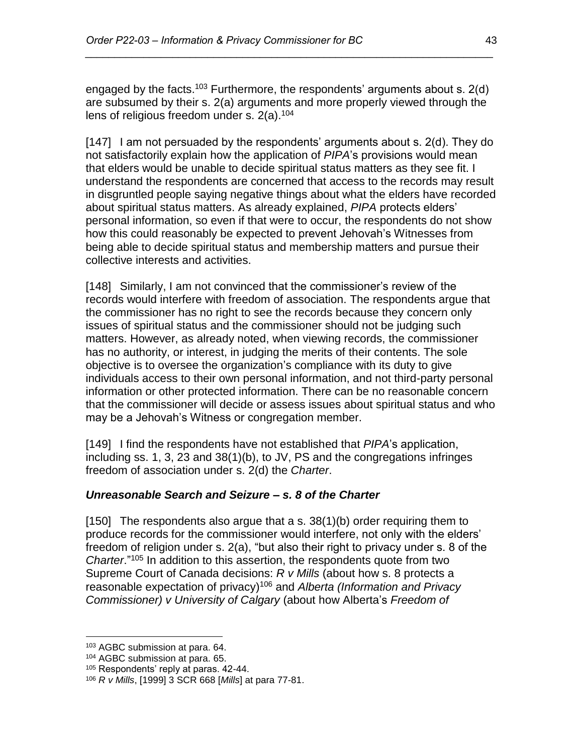engaged by the facts.[103] Furthermore, the respondents' arguments about s. 2(d) are subsumed by their s. 2(a) arguments and more properly viewed through the lens of religious freedom under s. 2(a).[104]

[147] I am not persuaded by the respondents' arguments about s. 2(d). They do not satisfactorily explain how the application of *PIPA*'s provisions would mean that elders would be unable to decide spiritual status matters as they see fit. I understand the respondents are concerned that access to the records may result in disgruntled people saying negative things about what the elders have recorded about spiritual status matters. As already explained, *PIPA* protects elders' personal information, so even if that were to occur, the respondents do not show how this could reasonably be expected to prevent Jehovah's Witnesses from being able to decide spiritual status and membership matters and pursue their collective interests and activities.

[148] Similarly, I am not convinced that the commissioner's review of the records would interfere with freedom of association. The respondents argue that the commissioner has no right to see the records because they concern only issues of spiritual status and the commissioner should not be judging such matters. However, as already noted, when viewing records, the commissioner has no authority, or interest, in judging the merits of their contents. The sole objective is to oversee the organization's compliance with its duty to give individuals access to their own personal information, and not third-party personal information or other protected information. There can be no reasonable concern that the commissioner will decide or assess issues about spiritual status and who may be a Jehovah's Witness or congregation member.

[149] I find the respondents have not established that *PIPA*'s application, including ss. 1, 3, 23 and 38(1)(b), to JV, PS and the congregations infringes freedom of association under s. 2(d) the *Charter*.

### *Unreasonable Search and Seizure – s. 8 of the Charter*

[150] The respondents also argue that a s. 38(1)(b) order requiring them to produce records for the commissioner would interfere, not only with the elders' freedom of religion under s. 2(a), "but also their right to privacy under s. 8 of the *Charter*."[105] In addition to this assertion, the respondents quote from two Supreme Court of Canada decisions: *R v Mills* (about how s. 8 protects a reasonable expectation of privacy)[106] and *Alberta (Information and Privacy Commissioner) v University of Calgary* (about how Alberta's *Freedom of*

---

[103] AGBC submission at para. 64.

[104] AGBC submission at para. 65.

[105] Respondents' reply at paras. 42-44.

[106] *R v Mills*, [1999] 3 SCR 668 [*Mills*] at para 77-81.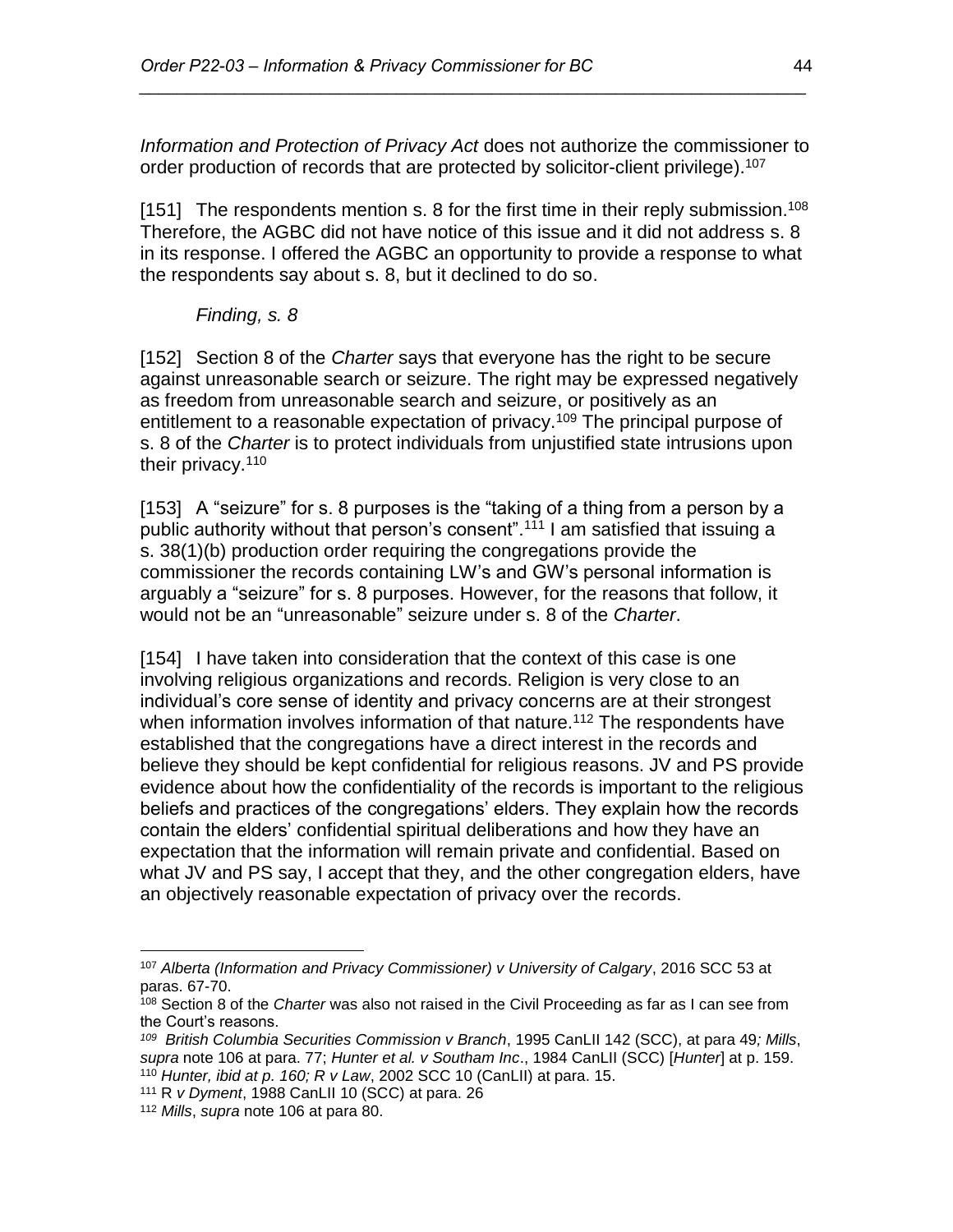*Information and Protection of Privacy Act* does not authorize the commissioner to order production of records that are protected by solicitor-client privilege).[107]

[151] The respondents mention s. 8 for the first time in their reply submission.[108] Therefore, the AGBC did not have notice of this issue and it did not address s. 8 in its response. I offered the AGBC an opportunity to provide a response to what the respondents say about s. 8, but it declined to do so.

*Finding, s. 8*

[152] Section 8 of the *Charter* says that everyone has the right to be secure against unreasonable search or seizure. The right may be expressed negatively as freedom from unreasonable search and seizure, or positively as an entitlement to a reasonable expectation of privacy.[109] The principal purpose of s. 8 of the *Charter* is to protect individuals from unjustified state intrusions upon their privacy.[110]

[153] A "seizure" for s. 8 purposes is the "taking of a thing from a person by a public authority without that person's consent".[111] I am satisfied that issuing a s. 38(1)(b) production order requiring the congregations provide the commissioner the records containing LW's and GW's personal information is arguably a "seizure" for s. 8 purposes. However, for the reasons that follow, it would not be an "unreasonable" seizure under s. 8 of the *Charter*.

[154] I have taken into consideration that the context of this case is one involving religious organizations and records. Religion is very close to an individual's core sense of identity and privacy concerns are at their strongest when information involves information of that nature.[112] The respondents have established that the congregations have a direct interest in the records and believe they should be kept confidential for religious reasons. JV and PS provide evidence about how the confidentiality of the records is important to the religious beliefs and practices of the congregations' elders. They explain how the records contain the elders' confidential spiritual deliberations and how they have an expectation that the information will remain private and confidential. Based on what JV and PS say, I accept that they, and the other congregation elders, have an objectively reasonable expectation of privacy over the records.

---

[107] *Alberta (Information and Privacy Commissioner) v University of Calgary*, 2016 SCC 53 at paras. 67-70.

[108] Section 8 of the *Charter* was also not raised in the Civil Proceeding as far as I can see from the Court's reasons.

[109] *British Columbia Securities Commission v Branch*, 1995 CanLII 142 (SCC), at para 49*; Mills*, *supra* note 106 at para. 77; *Hunter et al. v Southam Inc*., 1984 CanLII (SCC) [*Hunter*] at p. 159.

[110] *Hunter, ibid at p. 160; R v Law*, 2002 SCC 10 (CanLII) at para. 15.

[111] R *v Dyment*, 1988 CanLII 10 (SCC) at para. 26

[112] *Mills*, *supra* note 106 at para 80.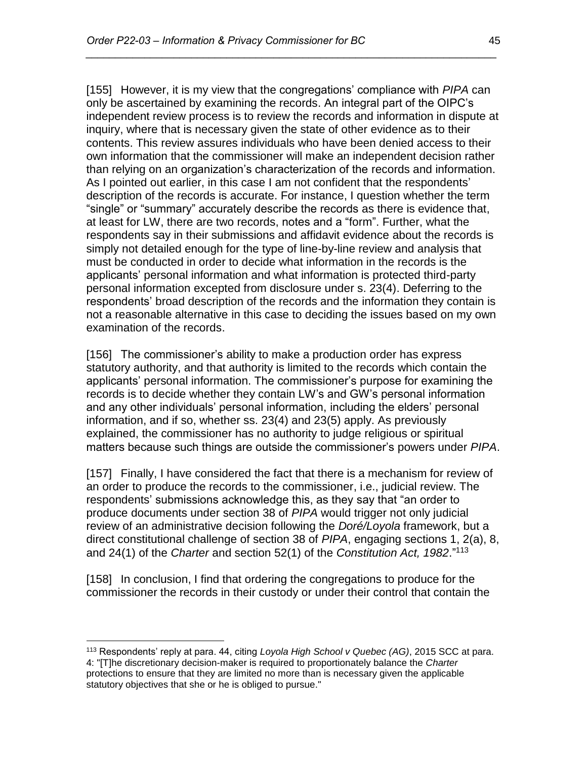[155] However, it is my view that the congregations' compliance with *PIPA* can only be ascertained by examining the records. An integral part of the OIPC's independent review process is to review the records and information in dispute at inquiry, where that is necessary given the state of other evidence as to their contents. This review assures individuals who have been denied access to their own information that the commissioner will make an independent decision rather than relying on an organization's characterization of the records and information. As I pointed out earlier, in this case I am not confident that the respondents' description of the records is accurate. For instance, I question whether the term "single" or "summary" accurately describe the records as there is evidence that, at least for LW, there are two records, notes and a "form". Further, what the respondents say in their submissions and affidavit evidence about the records is simply not detailed enough for the type of line-by-line review and analysis that must be conducted in order to decide what information in the records is the applicants' personal information and what information is protected third-party personal information excepted from disclosure under s. 23(4). Deferring to the respondents' broad description of the records and the information they contain is not a reasonable alternative in this case to deciding the issues based on my own examination of the records.

[156] The commissioner's ability to make a production order has express statutory authority, and that authority is limited to the records which contain the applicants' personal information. The commissioner's purpose for examining the records is to decide whether they contain LW's and GW's personal information and any other individuals' personal information, including the elders' personal information, and if so, whether ss. 23(4) and 23(5) apply. As previously explained, the commissioner has no authority to judge religious or spiritual matters because such things are outside the commissioner's powers under *PIPA*.

[157] Finally, I have considered the fact that there is a mechanism for review of an order to produce the records to the commissioner, i.e., judicial review. The respondents' submissions acknowledge this, as they say that "an order to produce documents under section 38 of *PIPA* would trigger not only judicial review of an administrative decision following the *Doré/Loyola* framework, but a direct constitutional challenge of section 38 of *PIPA*, engaging sections 1, 2(a), 8, and 24(1) of the *Charter* and section 52(1) of the *Constitution Act, 1982*."[113]

[158] In conclusion, I find that ordering the congregations to produce for the commissioner the records in their custody or under their control that contain the

---

[113] Respondents' reply at para. 44, citing *Loyola High School v Quebec (AG)*, 2015 SCC at para. 4: "[T]he discretionary decision-maker is required to proportionately balance the *Charter* protections to ensure that they are limited no more than is necessary given the applicable statutory objectives that she or he is obliged to pursue."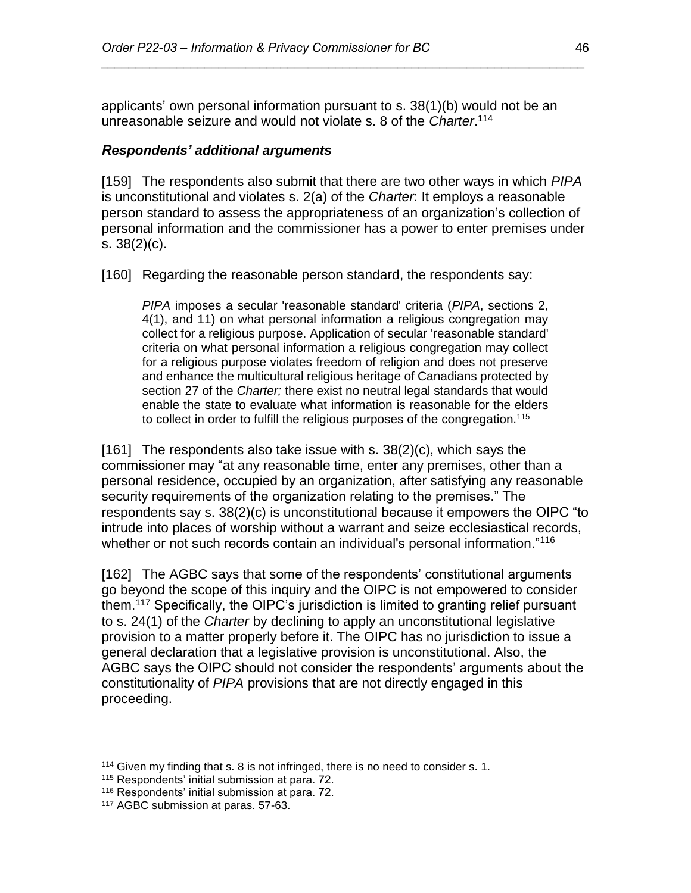applicants' own personal information pursuant to s. 38(1)(b) would not be an unreasonable seizure and would not violate s. 8 of the *Charter*.[114]

### *Respondents' additional arguments*

[159] The respondents also submit that there are two other ways in which *PIPA* is unconstitutional and violates s. 2(a) of the *Charter*: It employs a reasonable person standard to assess the appropriateness of an organization's collection of personal information and the commissioner has a power to enter premises under s. 38(2)(c).

[160] Regarding the reasonable person standard, the respondents say:

> *PIPA* imposes a secular 'reasonable standard' criteria (*PIPA*, sections 2, 4(1), and 11) on what personal information a religious congregation may collect for a religious purpose. Application of secular 'reasonable standard' criteria on what personal information a religious congregation may collect for a religious purpose violates freedom of religion and does not preserve and enhance the multicultural religious heritage of Canadians protected by section 27 of the *Charter;* there exist no neutral legal standards that would enable the state to evaluate what information is reasonable for the elders to collect in order to fulfill the religious purposes of the congregation.[115]

[161] The respondents also take issue with s. 38(2)(c), which says the commissioner may "at any reasonable time, enter any premises, other than a personal residence, occupied by an organization, after satisfying any reasonable security requirements of the organization relating to the premises." The respondents say s. 38(2)(c) is unconstitutional because it empowers the OIPC "to intrude into places of worship without a warrant and seize ecclesiastical records, whether or not such records contain an individual's personal information."[116]

[162] The AGBC says that some of the respondents' constitutional arguments go beyond the scope of this inquiry and the OIPC is not empowered to consider them.[117] Specifically, the OIPC's jurisdiction is limited to granting relief pursuant to s. 24(1) of the *Charter* by declining to apply an unconstitutional legislative provision to a matter properly before it. The OIPC has no jurisdiction to issue a general declaration that a legislative provision is unconstitutional. Also, the AGBC says the OIPC should not consider the respondents' arguments about the constitutionality of *PIPA* provisions that are not directly engaged in this proceeding.

---

[114] Given my finding that s. 8 is not infringed, there is no need to consider s. 1.

[115] Respondents' initial submission at para. 72.

[116] Respondents' initial submission at para. 72.

[117] AGBC submission at paras. 57-63.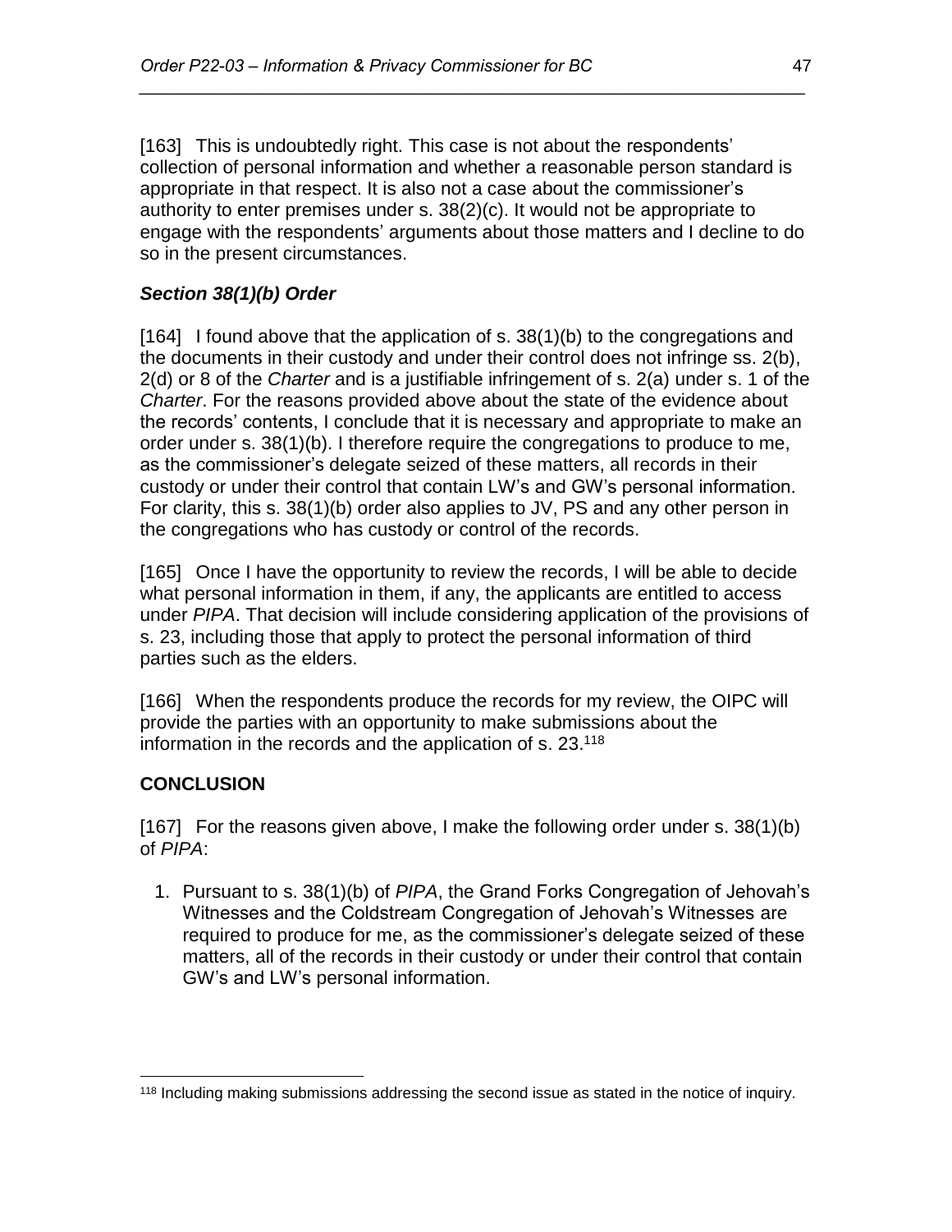[163] This is undoubtedly right. This case is not about the respondents' collection of personal information and whether a reasonable person standard is appropriate in that respect. It is also not a case about the commissioner's authority to enter premises under s. 38(2)(c). It would not be appropriate to engage with the respondents' arguments about those matters and I decline to do so in the present circumstances.

### *Section 38(1)(b) Order*

[164] I found above that the application of s. 38(1)(b) to the congregations and the documents in their custody and under their control does not infringe ss. 2(b), 2(d) or 8 of the *Charter* and is a justifiable infringement of s. 2(a) under s. 1 of the *Charter*. For the reasons provided above about the state of the evidence about the records' contents, I conclude that it is necessary and appropriate to make an order under s. 38(1)(b). I therefore require the congregations to produce to me, as the commissioner's delegate seized of these matters, all records in their custody or under their control that contain LW's and GW's personal information. For clarity, this s. 38(1)(b) order also applies to JV, PS and any other person in the congregations who has custody or control of the records.

[165] Once I have the opportunity to review the records, I will be able to decide what personal information in them, if any, the applicants are entitled to access under *PIPA*. That decision will include considering application of the provisions of s. 23, including those that apply to protect the personal information of third parties such as the elders.

[166] When the respondents produce the records for my review, the OIPC will provide the parties with an opportunity to make submissions about the information in the records and the application of s. 23.[118]

## CONCLUSION

[167] For the reasons given above, I make the following order under s. 38(1)(b) of *PIPA*:

1. Pursuant to s. 38(1)(b) of *PIPA*, the Grand Forks Congregation of Jehovah's Witnesses and the Coldstream Congregation of Jehovah's Witnesses are required to produce for me, as the commissioner's delegate seized of these matters, all of the records in their custody or under their control that contain GW's and LW's personal information.

[118] Including making submissions addressing the second issue as stated in the notice of inquiry.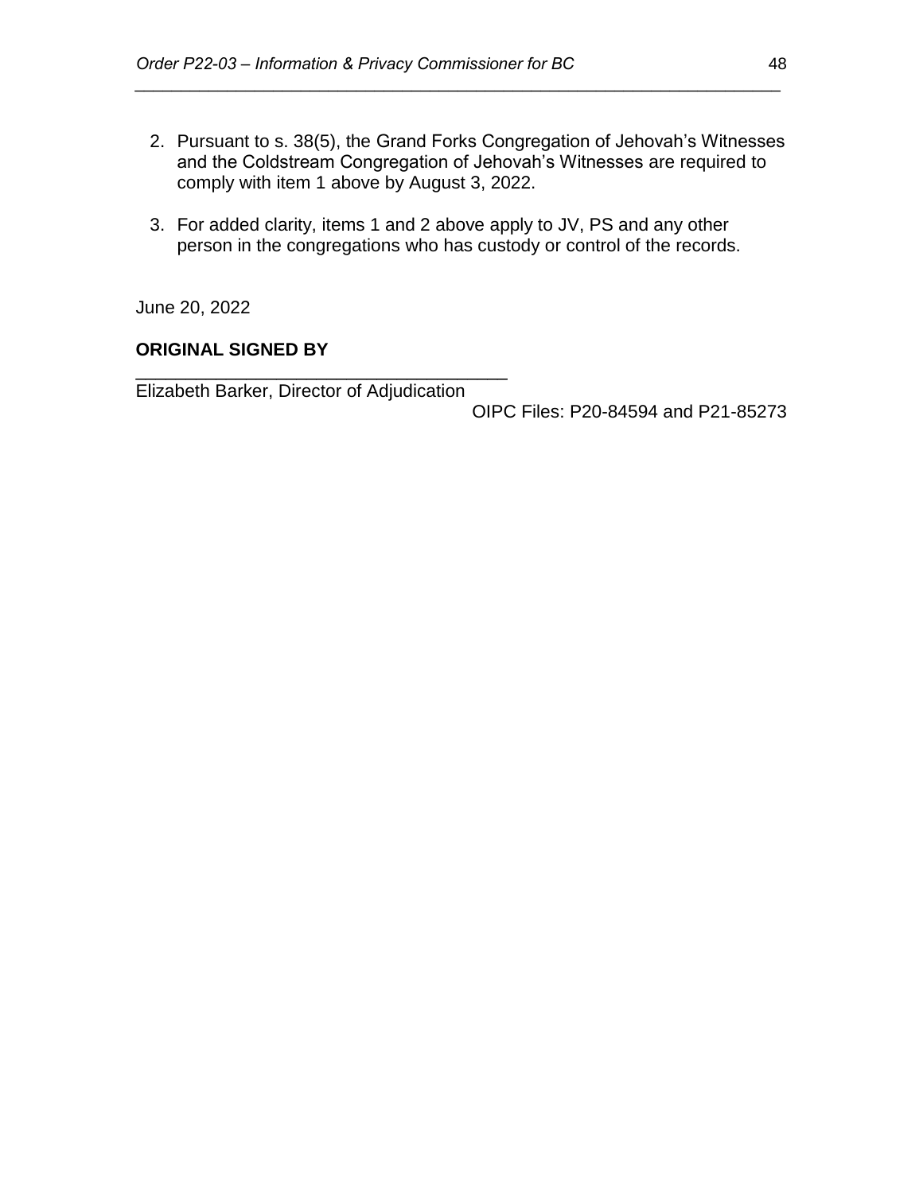2. Pursuant to s. 38(5), the Grand Forks Congregation of Jehovah's Witnesses and the Coldstream Congregation of Jehovah's Witnesses are required to comply with item 1 above by August 3, 2022.

3. For added clarity, items 1 and 2 above apply to JV, PS and any other person in the congregations who has custody or control of the records.

June 20, 2022

**ORIGINAL SIGNED BY**

______________________________________

Elizabeth Barker, Director of Adjudication

OIPC Files: P20-84594 and P21-85273